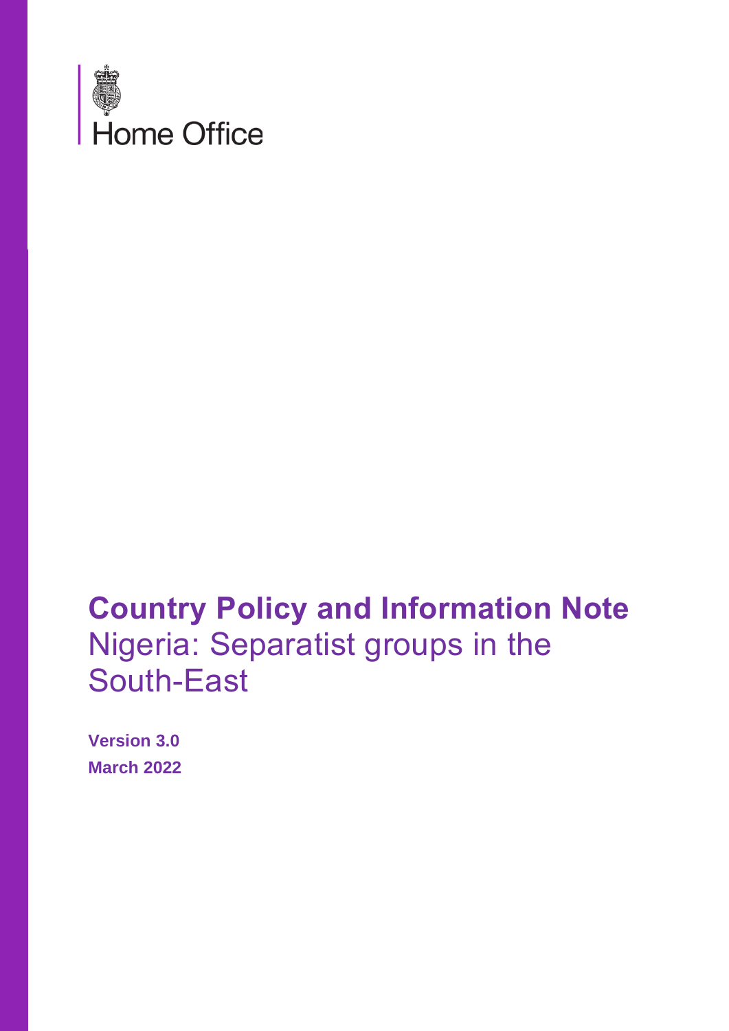Home Office

# Country Policy and Information Note
Nigeria: Separatist groups in the South-East

**Version 3.0**
**March 2022**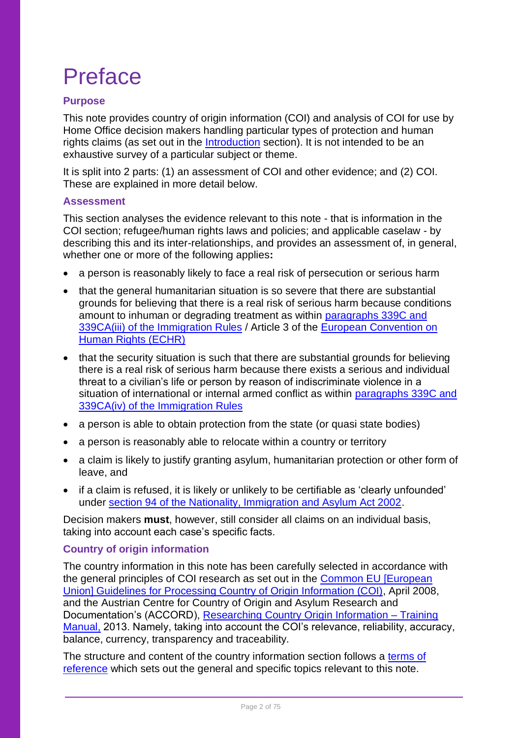# Preface

## Purpose

This note provides country of origin information (COI) and analysis of COI for use by Home Office decision makers handling particular types of protection and human rights claims (as set out in the Introduction section). It is not intended to be an exhaustive survey of a particular subject or theme.

It is split into 2 parts: (1) an assessment of COI and other evidence; and (2) COI. These are explained in more detail below.

## Assessment

This section analyses the evidence relevant to this note - that is information in the COI section; refugee/human rights laws and policies; and applicable caselaw - by describing this and its inter-relationships, and provides an assessment of, in general, whether one or more of the following applies**:**

- a person is reasonably likely to face a real risk of persecution or serious harm
- that the general humanitarian situation is so severe that there are substantial grounds for believing that there is a real risk of serious harm because conditions amount to inhuman or degrading treatment as within paragraphs 339C and 339CA(iii) of the Immigration Rules / Article 3 of the European Convention on Human Rights (ECHR)
- that the security situation is such that there are substantial grounds for believing there is a real risk of serious harm because there exists a serious and individual threat to a civilian's life or person by reason of indiscriminate violence in a situation of international or internal armed conflict as within paragraphs 339C and 339CA(iv) of the Immigration Rules
- a person is able to obtain protection from the state (or quasi state bodies)
- a person is reasonably able to relocate within a country or territory
- a claim is likely to justify granting asylum, humanitarian protection or other form of leave, and
- if a claim is refused, it is likely or unlikely to be certifiable as 'clearly unfounded' under section 94 of the Nationality, Immigration and Asylum Act 2002.

Decision makers **must**, however, still consider all claims on an individual basis, taking into account each case's specific facts.

## Country of origin information

The country information in this note has been carefully selected in accordance with the general principles of COI research as set out in the Common EU [European Union] Guidelines for Processing Country of Origin Information (COI), April 2008, and the Austrian Centre for Country of Origin and Asylum Research and Documentation's (ACCORD), Researching Country Origin Information – Training Manual, 2013. Namely, taking into account the COI's relevance, reliability, accuracy, balance, currency, transparency and traceability.

The structure and content of the country information section follows a terms of reference which sets out the general and specific topics relevant to this note.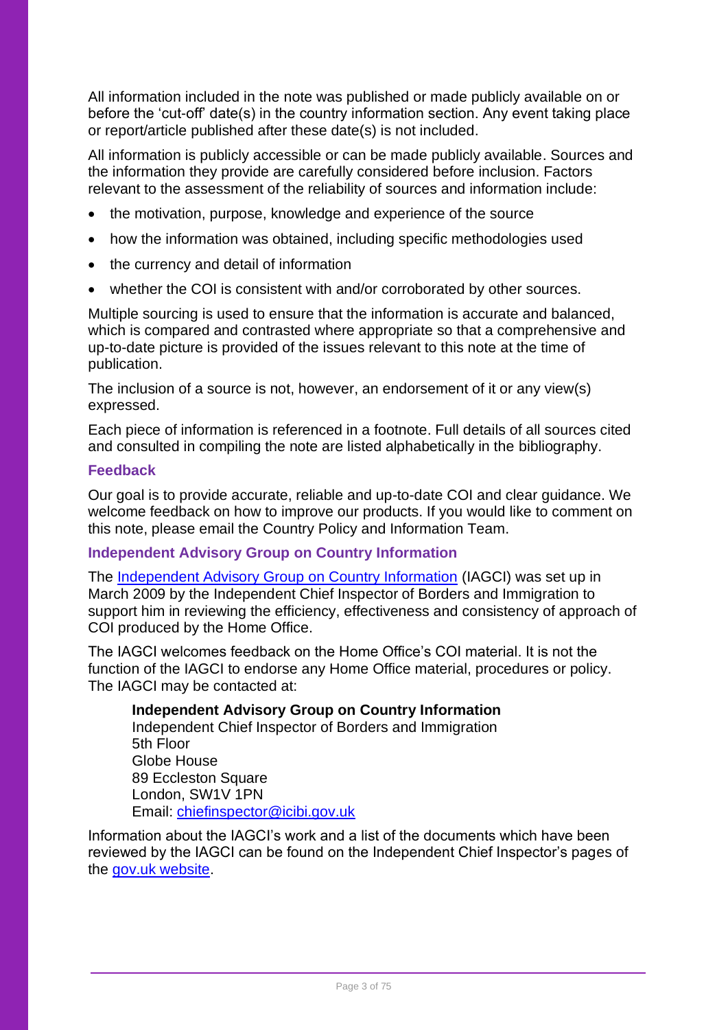All information included in the note was published or made publicly available on or before the 'cut-off' date(s) in the country information section. Any event taking place or report/article published after these date(s) is not included.

All information is publicly accessible or can be made publicly available. Sources and the information they provide are carefully considered before inclusion. Factors relevant to the assessment of the reliability of sources and information include:

- the motivation, purpose, knowledge and experience of the source
- how the information was obtained, including specific methodologies used
- the currency and detail of information
- whether the COI is consistent with and/or corroborated by other sources.

Multiple sourcing is used to ensure that the information is accurate and balanced, which is compared and contrasted where appropriate so that a comprehensive and up-to-date picture is provided of the issues relevant to this note at the time of publication.

The inclusion of a source is not, however, an endorsement of it or any view(s) expressed.

Each piece of information is referenced in a footnote. Full details of all sources cited and consulted in compiling the note are listed alphabetically in the bibliography.

### Feedback

Our goal is to provide accurate, reliable and up-to-date COI and clear guidance. We welcome feedback on how to improve our products. If you would like to comment on this note, please email the Country Policy and Information Team.

### Independent Advisory Group on Country Information

The Independent Advisory Group on Country Information (IAGCI) was set up in March 2009 by the Independent Chief Inspector of Borders and Immigration to support him in reviewing the efficiency, effectiveness and consistency of approach of COI produced by the Home Office.

The IAGCI welcomes feedback on the Home Office's COI material. It is not the function of the IAGCI to endorse any Home Office material, procedures or policy. The IAGCI may be contacted at:

**Independent Advisory Group on Country Information**
Independent Chief Inspector of Borders and Immigration
5th Floor
Globe House
89 Eccleston Square
London, SW1V 1PN
Email: chiefinspector@icibi.gov.uk

Information about the IAGCI's work and a list of the documents which have been reviewed by the IAGCI can be found on the Independent Chief Inspector's pages of the gov.uk website.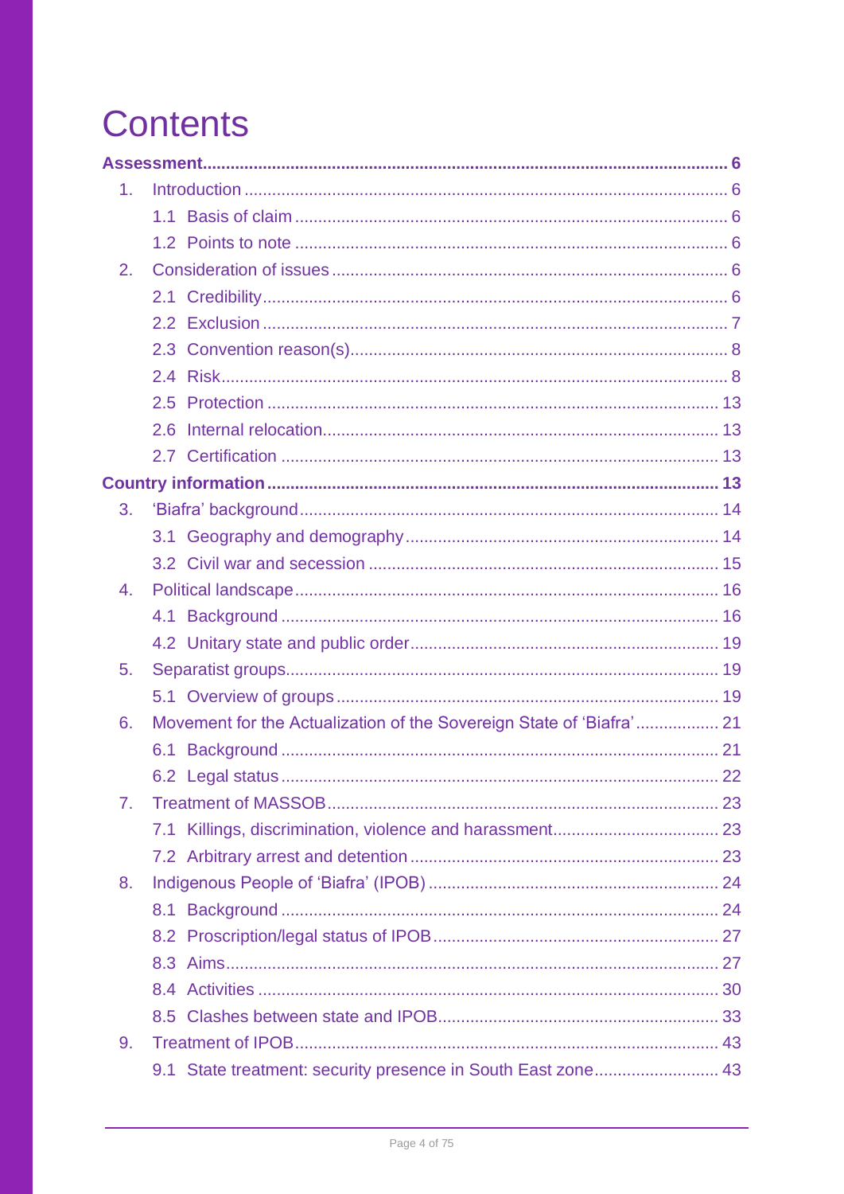# Contents

**Assessment** ..... **6**

1. Introduction ..... 6
   - 1.1 Basis of claim ..... 6
   - 1.2 Points to note ..... 6
2. Consideration of issues ..... 6
   - 2.1 Credibility ..... 6
   - 2.2 Exclusion ..... 7
   - 2.3 Convention reason(s) ..... 8
   - 2.4 Risk ..... 8
   - 2.5 Protection ..... 13
   - 2.6 Internal relocation ..... 13
   - 2.7 Certification ..... 13

**Country information** ..... **13**

3. 'Biafra' background ..... 14
   - 3.1 Geography and demography ..... 14
   - 3.2 Civil war and secession ..... 15
4. Political landscape ..... 16
   - 4.1 Background ..... 16
   - 4.2 Unitary state and public order ..... 19
5. Separatist groups ..... 19
   - 5.1 Overview of groups ..... 19
6. Movement for the Actualization of the Sovereign State of 'Biafra' ..... 21
   - 6.1 Background ..... 21
   - 6.2 Legal status ..... 22
7. Treatment of MASSOB ..... 23
   - 7.1 Killings, discrimination, violence and harassment ..... 23
   - 7.2 Arbitrary arrest and detention ..... 23
8. Indigenous People of 'Biafra' (IPOB) ..... 24
   - 8.1 Background ..... 24
   - 8.2 Proscription/legal status of IPOB ..... 27
   - 8.3 Aims ..... 27
   - 8.4 Activities ..... 30
   - 8.5 Clashes between state and IPOB ..... 33
9. Treatment of IPOB ..... 43
   - 9.1 State treatment: security presence in South East zone ..... 43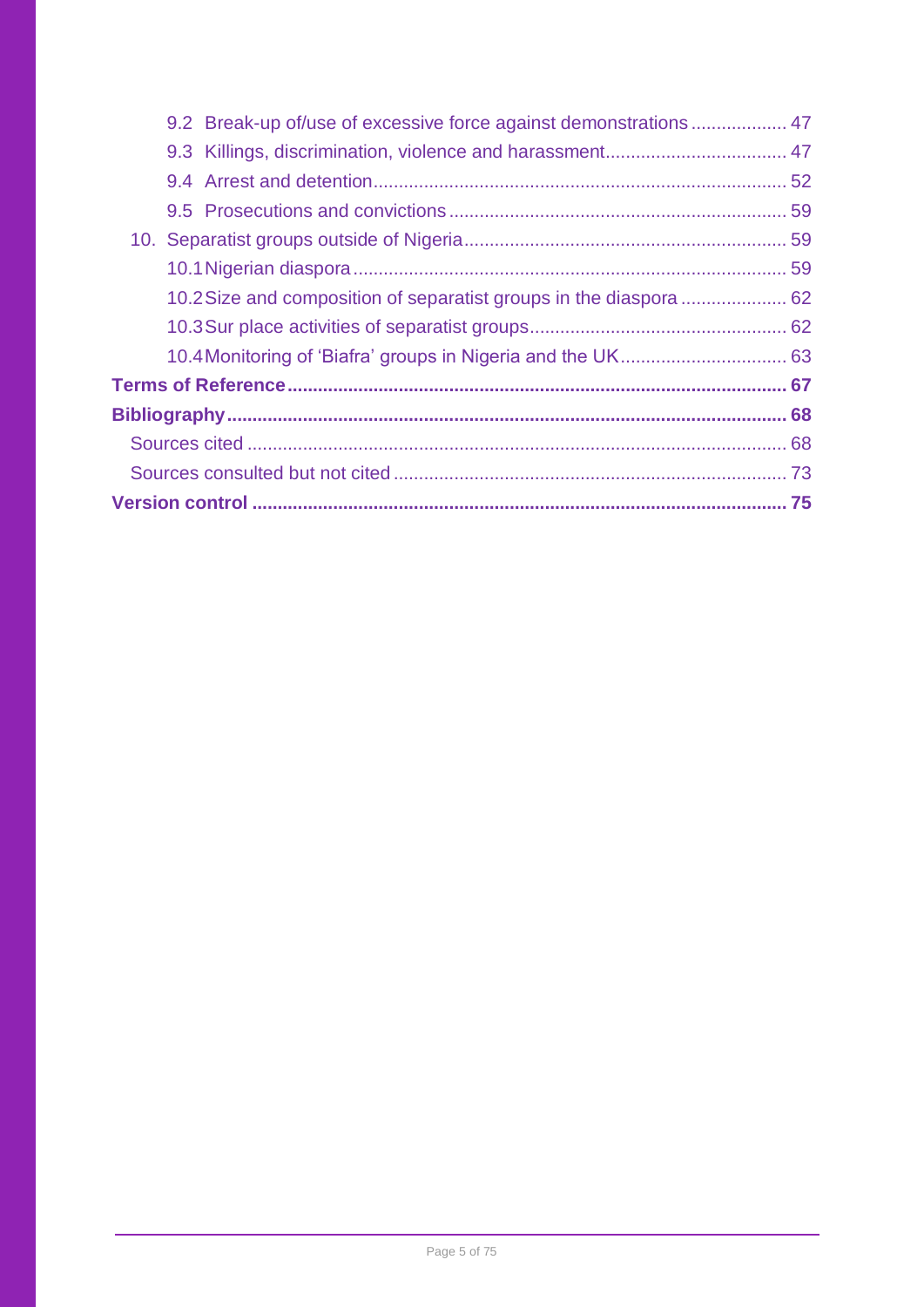- 9.2 Break-up of/use of excessive force against demonstrations ................... 47
- 9.3 Killings, discrimination, violence and harassment ................................... 47
- 9.4 Arrest and detention ................................................................................ 52
- 9.5 Prosecutions and convictions .................................................................. 59

10. Separatist groups outside of Nigeria ............................................................... 59
- 10.1 Nigerian diaspora .................................................................................... 59
- 10.2 Size and composition of separatist groups in the diaspora ..................... 62
- 10.3 Sur place activities of separatist groups .................................................. 62
- 10.4 Monitoring of 'Biafra' groups in Nigeria and the UK ................................ 63

**Terms of Reference ................................................................................................. 67**

**Bibliography .............................................................................................................. 68**

Sources cited ........................................................................................................... 68

Sources consulted but not cited ............................................................................. 73

**Version control ........................................................................................................ 75**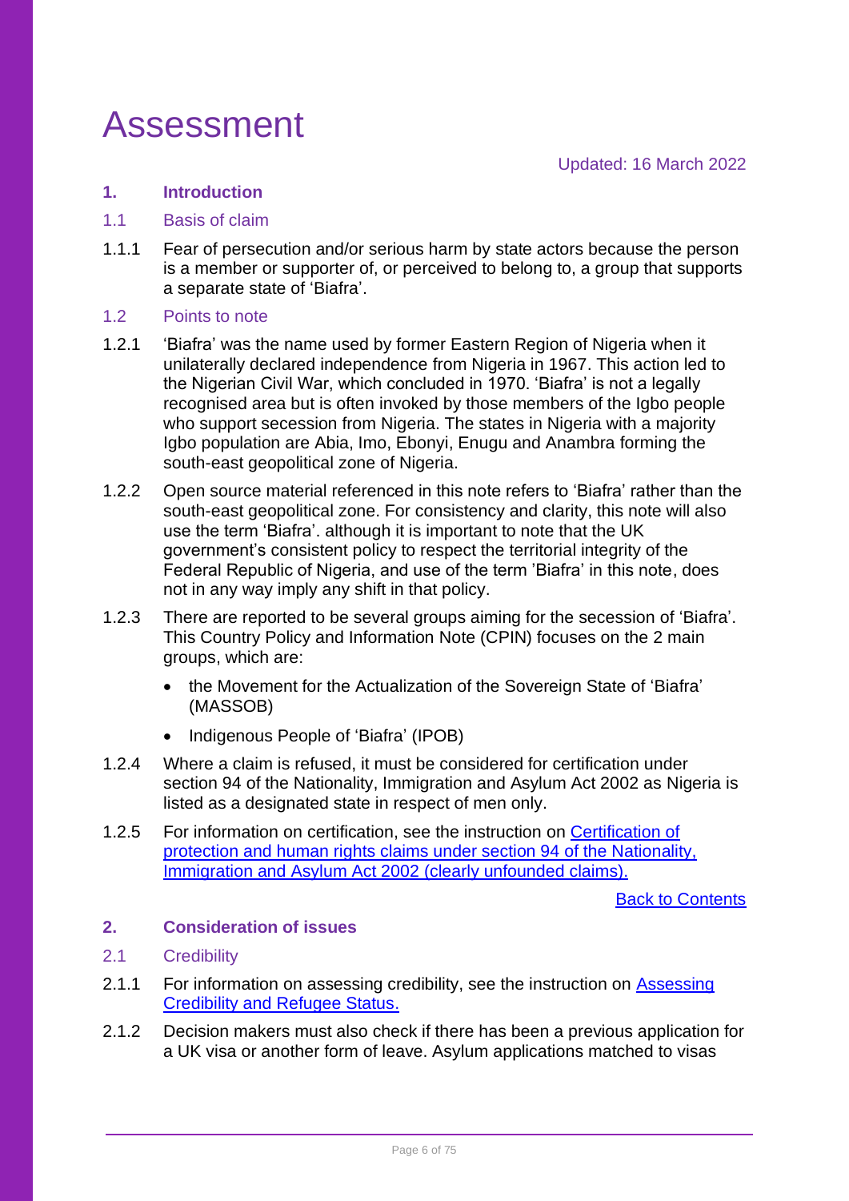# Assessment

Updated: 16 March 2022

## 1. Introduction

### 1.1 Basis of claim

1.1.1 Fear of persecution and/or serious harm by state actors because the person is a member or supporter of, or perceived to belong to, a group that supports a separate state of 'Biafra'.

### 1.2 Points to note

1.2.1 'Biafra' was the name used by former Eastern Region of Nigeria when it unilaterally declared independence from Nigeria in 1967. This action led to the Nigerian Civil War, which concluded in 1970. 'Biafra' is not a legally recognised area but is often invoked by those members of the Igbo people who support secession from Nigeria. The states in Nigeria with a majority Igbo population are Abia, Imo, Ebonyi, Enugu and Anambra forming the south-east geopolitical zone of Nigeria.

1.2.2 Open source material referenced in this note refers to 'Biafra' rather than the south-east geopolitical zone. For consistency and clarity, this note will also use the term 'Biafra'. although it is important to note that the UK government's consistent policy to respect the territorial integrity of the Federal Republic of Nigeria, and use of the term 'Biafra' in this note, does not in any way imply any shift in that policy.

1.2.3 There are reported to be several groups aiming for the secession of 'Biafra'. This Country Policy and Information Note (CPIN) focuses on the 2 main groups, which are:

- the Movement for the Actualization of the Sovereign State of 'Biafra' (MASSOB)
- Indigenous People of 'Biafra' (IPOB)

1.2.4 Where a claim is refused, it must be considered for certification under section 94 of the Nationality, Immigration and Asylum Act 2002 as Nigeria is listed as a designated state in respect of men only.

1.2.5 For information on certification, see the instruction on [Certification of protection and human rights claims under section 94 of the Nationality, Immigration and Asylum Act 2002 (clearly unfounded claims).]()

[Back to Contents]()

## 2. Consideration of issues

### 2.1 Credibility

2.1.1 For information on assessing credibility, see the instruction on [Assessing Credibility and Refugee Status.]()

2.1.2 Decision makers must also check if there has been a previous application for a UK visa or another form of leave. Asylum applications matched to visas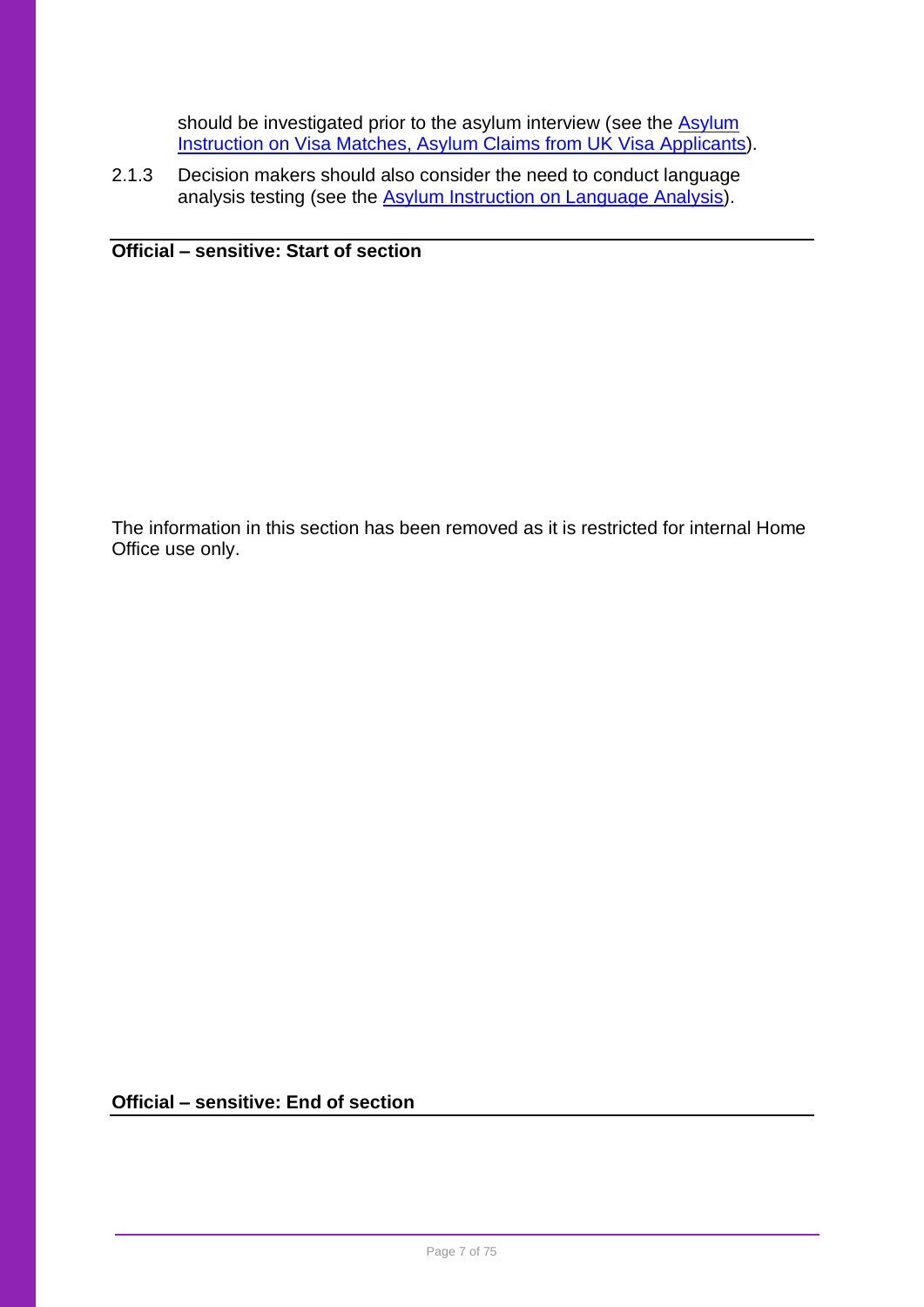should be investigated prior to the asylum interview (see the [Asylum Instruction on Visa Matches, Asylum Claims from UK Visa Applicants]()).

2.1.3 Decision makers should also consider the need to conduct language analysis testing (see the [Asylum Instruction on Language Analysis]()).

**Official – sensitive: Start of section**

The information in this section has been removed as it is restricted for internal Home Office use only.

**Official – sensitive: End of section**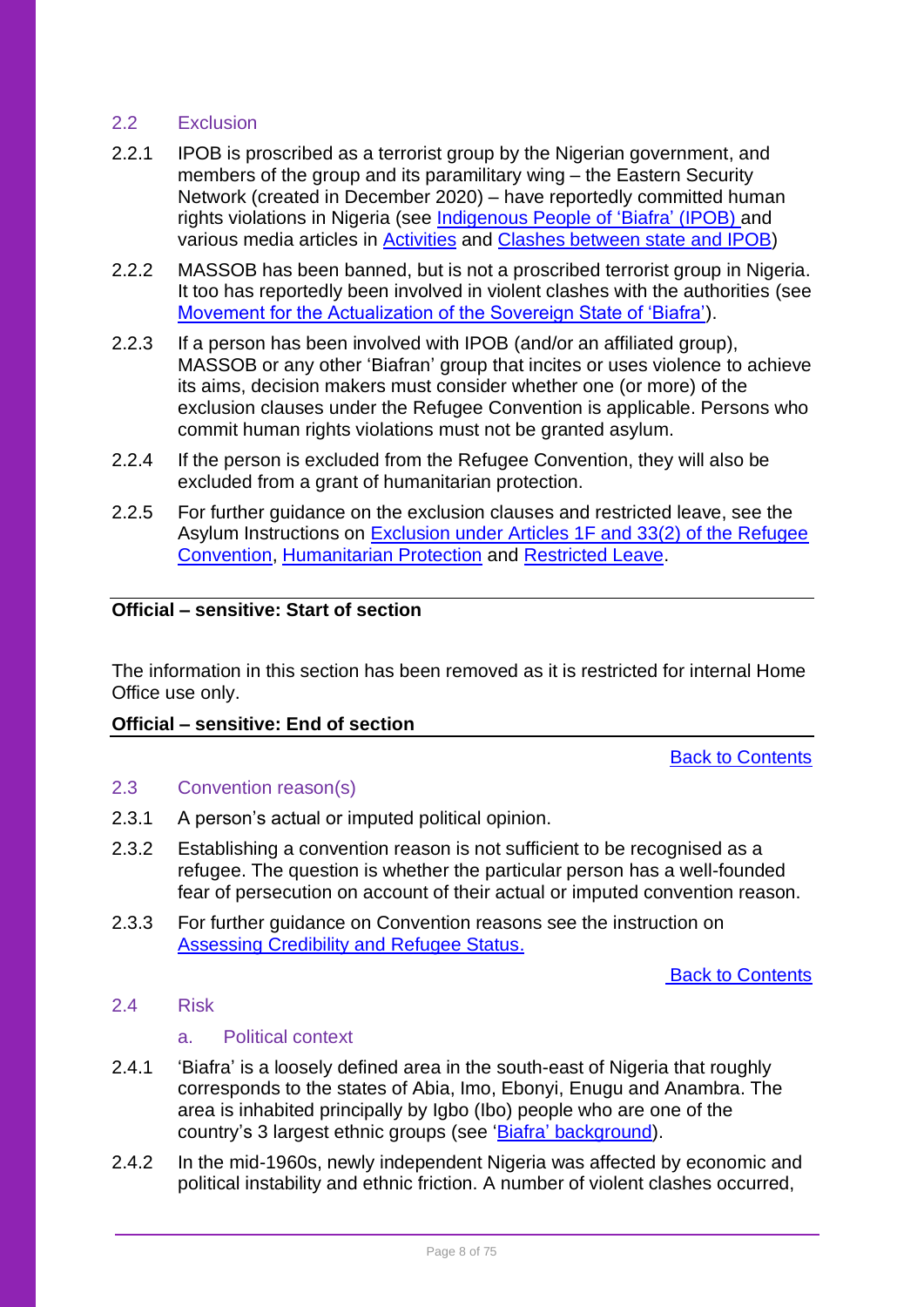## 2.2 Exclusion

2.2.1 IPOB is proscribed as a terrorist group by the Nigerian government, and members of the group and its paramilitary wing – the Eastern Security Network (created in December 2020) – have reportedly committed human rights violations in Nigeria (see Indigenous People of 'Biafra' (IPOB) and various media articles in Activities and Clashes between state and IPOB)

2.2.2 MASSOB has been banned, but is not a proscribed terrorist group in Nigeria. It too has reportedly been involved in violent clashes with the authorities (see Movement for the Actualization of the Sovereign State of 'Biafra').

2.2.3 If a person has been involved with IPOB (and/or an affiliated group), MASSOB or any other 'Biafran' group that incites or uses violence to achieve its aims, decision makers must consider whether one (or more) of the exclusion clauses under the Refugee Convention is applicable. Persons who commit human rights violations must not be granted asylum.

2.2.4 If the person is excluded from the Refugee Convention, they will also be excluded from a grant of humanitarian protection.

2.2.5 For further guidance on the exclusion clauses and restricted leave, see the Asylum Instructions on Exclusion under Articles 1F and 33(2) of the Refugee Convention, Humanitarian Protection and Restricted Leave.

**Official – sensitive: Start of section**

The information in this section has been removed as it is restricted for internal Home Office use only.

**Official – sensitive: End of section**

Back to Contents

## 2.3 Convention reason(s)

2.3.1 A person's actual or imputed political opinion.

2.3.2 Establishing a convention reason is not sufficient to be recognised as a refugee. The question is whether the particular person has a well-founded fear of persecution on account of their actual or imputed convention reason.

2.3.3 For further guidance on Convention reasons see the instruction on Assessing Credibility and Refugee Status.

Back to Contents

## 2.4 Risk

### a. Political context

2.4.1 'Biafra' is a loosely defined area in the south-east of Nigeria that roughly corresponds to the states of Abia, Imo, Ebonyi, Enugu and Anambra. The area is inhabited principally by Igbo (Ibo) people who are one of the country's 3 largest ethnic groups (see 'Biafra' background).

2.4.2 In the mid-1960s, newly independent Nigeria was affected by economic and political instability and ethnic friction. A number of violent clashes occurred,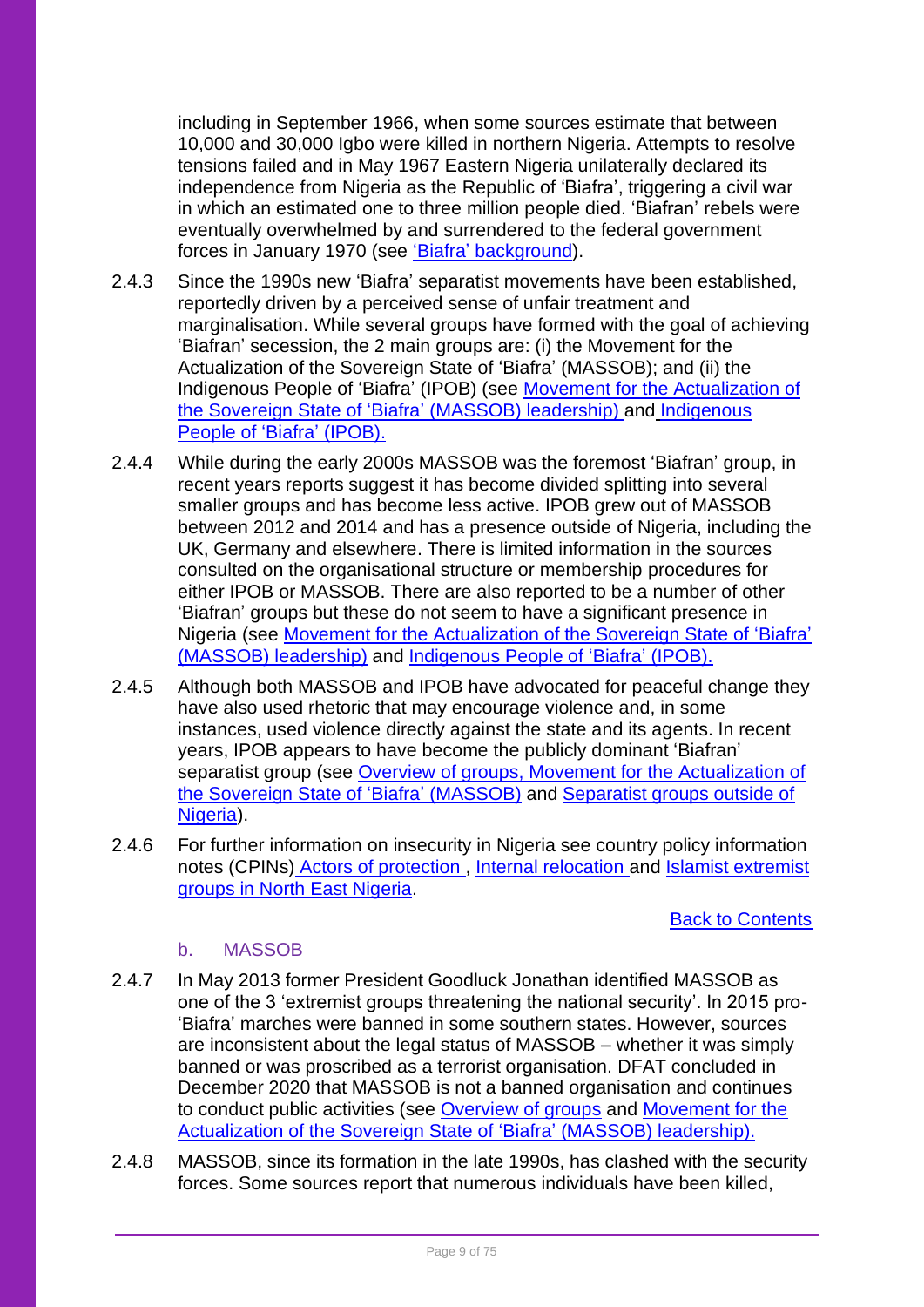including in September 1966, when some sources estimate that between 10,000 and 30,000 Igbo were killed in northern Nigeria. Attempts to resolve tensions failed and in May 1967 Eastern Nigeria unilaterally declared its independence from Nigeria as the Republic of 'Biafra', triggering a civil war in which an estimated one to three million people died. 'Biafran' rebels were eventually overwhelmed by and surrendered to the federal government forces in January 1970 (see 'Biafra' background).

2.4.3 Since the 1990s new 'Biafra' separatist movements have been established, reportedly driven by a perceived sense of unfair treatment and marginalisation. While several groups have formed with the goal of achieving 'Biafran' secession, the 2 main groups are: (i) the Movement for the Actualization of the Sovereign State of 'Biafra' (MASSOB); and (ii) the Indigenous People of 'Biafra' (IPOB) (see Movement for the Actualization of the Sovereign State of 'Biafra' (MASSOB) leadership) and Indigenous People of 'Biafra' (IPOB).

2.4.4 While during the early 2000s MASSOB was the foremost 'Biafran' group, in recent years reports suggest it has become divided splitting into several smaller groups and has become less active. IPOB grew out of MASSOB between 2012 and 2014 and has a presence outside of Nigeria, including the UK, Germany and elsewhere. There is limited information in the sources consulted on the organisational structure or membership procedures for either IPOB or MASSOB. There are also reported to be a number of other 'Biafran' groups but these do not seem to have a significant presence in Nigeria (see Movement for the Actualization of the Sovereign State of 'Biafra' (MASSOB) leadership) and Indigenous People of 'Biafra' (IPOB).

2.4.5 Although both MASSOB and IPOB have advocated for peaceful change they have also used rhetoric that may encourage violence and, in some instances, used violence directly against the state and its agents. In recent years, IPOB appears to have become the publicly dominant 'Biafran' separatist group (see Overview of groups, Movement for the Actualization of the Sovereign State of 'Biafra' (MASSOB) and Separatist groups outside of Nigeria).

2.4.6 For further information on insecurity in Nigeria see country policy information notes (CPINs) Actors of protection, Internal relocation and Islamist extremist groups in North East Nigeria.

Back to Contents

### b. MASSOB

2.4.7 In May 2013 former President Goodluck Jonathan identified MASSOB as one of the 3 'extremist groups threatening the national security'. In 2015 pro-'Biafra' marches were banned in some southern states. However, sources are inconsistent about the legal status of MASSOB – whether it was simply banned or was proscribed as a terrorist organisation. DFAT concluded in December 2020 that MASSOB is not a banned organisation and continues to conduct public activities (see Overview of groups and Movement for the Actualization of the Sovereign State of 'Biafra' (MASSOB) leadership).

2.4.8 MASSOB, since its formation in the late 1990s, has clashed with the security forces. Some sources report that numerous individuals have been killed,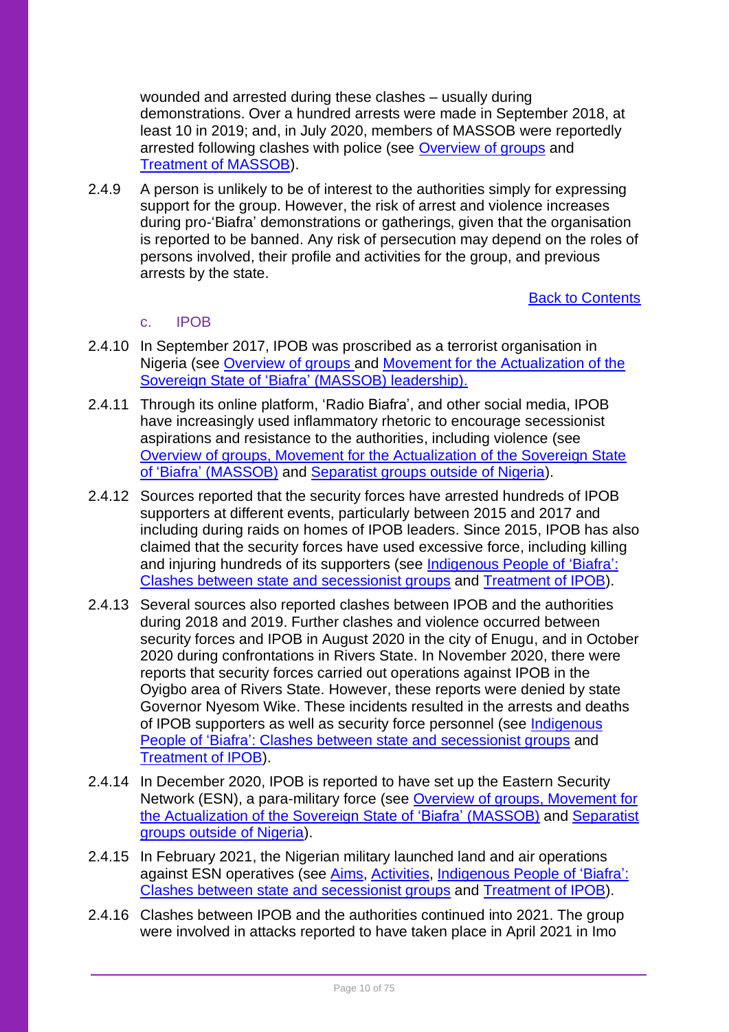wounded and arrested during these clashes – usually during demonstrations. Over a hundred arrests were made in September 2018, at least 10 in 2019; and, in July 2020, members of MASSOB were reportedly arrested following clashes with police (see Overview of groups and Treatment of MASSOB).

2.4.9 A person is unlikely to be of interest to the authorities simply for expressing support for the group. However, the risk of arrest and violence increases during pro-'Biafra' demonstrations or gatherings, given that the organisation is reported to be banned. Any risk of persecution may depend on the roles of persons involved, their profile and activities for the group, and previous arrests by the state.

Back to Contents

### c. IPOB

2.4.10 In September 2017, IPOB was proscribed as a terrorist organisation in Nigeria (see Overview of groups and Movement for the Actualization of the Sovereign State of 'Biafra' (MASSOB) leadership).

2.4.11 Through its online platform, 'Radio Biafra', and other social media, IPOB have increasingly used inflammatory rhetoric to encourage secessionist aspirations and resistance to the authorities, including violence (see Overview of groups, Movement for the Actualization of the Sovereign State of 'Biafra' (MASSOB) and Separatist groups outside of Nigeria).

2.4.12 Sources reported that the security forces have arrested hundreds of IPOB supporters at different events, particularly between 2015 and 2017 and including during raids on homes of IPOB leaders. Since 2015, IPOB has also claimed that the security forces have used excessive force, including killing and injuring hundreds of its supporters (see Indigenous People of 'Biafra': Clashes between state and secessionist groups and Treatment of IPOB).

2.4.13 Several sources also reported clashes between IPOB and the authorities during 2018 and 2019. Further clashes and violence occurred between security forces and IPOB in August 2020 in the city of Enugu, and in October 2020 during confrontations in Rivers State. In November 2020, there were reports that security forces carried out operations against IPOB in the Oyigbo area of Rivers State. However, these reports were denied by state Governor Nyesom Wike. These incidents resulted in the arrests and deaths of IPOB supporters as well as security force personnel (see Indigenous People of 'Biafra': Clashes between state and secessionist groups and Treatment of IPOB).

2.4.14 In December 2020, IPOB is reported to have set up the Eastern Security Network (ESN), a para-military force (see Overview of groups, Movement for the Actualization of the Sovereign State of 'Biafra' (MASSOB) and Separatist groups outside of Nigeria).

2.4.15 In February 2021, the Nigerian military launched land and air operations against ESN operatives (see Aims, Activities, Indigenous People of 'Biafra': Clashes between state and secessionist groups and Treatment of IPOB).

2.4.16 Clashes between IPOB and the authorities continued into 2021. The group were involved in attacks reported to have taken place in April 2021 in Imo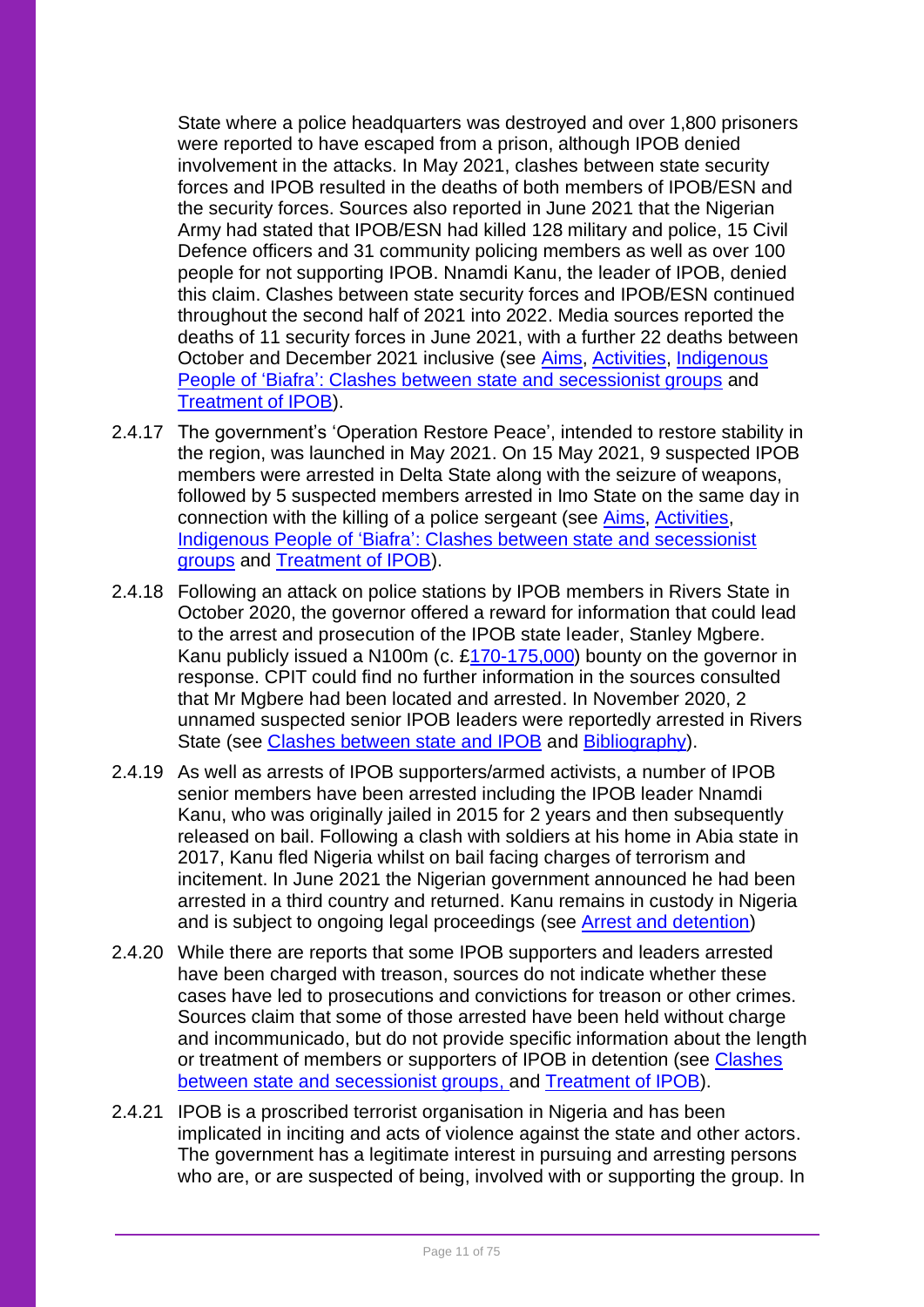State where a police headquarters was destroyed and over 1,800 prisoners were reported to have escaped from a prison, although IPOB denied involvement in the attacks. In May 2021, clashes between state security forces and IPOB resulted in the deaths of both members of IPOB/ESN and the security forces. Sources also reported in June 2021 that the Nigerian Army had stated that IPOB/ESN had killed 128 military and police, 15 Civil Defence officers and 31 community policing members as well as over 100 people for not supporting IPOB. Nnamdi Kanu, the leader of IPOB, denied this claim. Clashes between state security forces and IPOB/ESN continued throughout the second half of 2021 into 2022. Media sources reported the deaths of 11 security forces in June 2021, with a further 22 deaths between October and December 2021 inclusive (see [Aims](), [Activities](), [Indigenous People of 'Biafra': Clashes between state and secessionist groups]() and [Treatment of IPOB]()).

2.4.17 The government's 'Operation Restore Peace', intended to restore stability in the region, was launched in May 2021. On 15 May 2021, 9 suspected IPOB members were arrested in Delta State along with the seizure of weapons, followed by 5 suspected members arrested in Imo State on the same day in connection with the killing of a police sergeant (see [Aims](), [Activities](), [Indigenous People of 'Biafra': Clashes between state and secessionist groups]() and [Treatment of IPOB]()).

2.4.18 Following an attack on police stations by IPOB members in Rivers State in October 2020, the governor offered a reward for information that could lead to the arrest and prosecution of the IPOB state leader, Stanley Mgbere. Kanu publicly issued a N100m (c. £[170-175,000]()) bounty on the governor in response. CPIT could find no further information in the sources consulted that Mr Mgbere had been located and arrested. In November 2020, 2 unnamed suspected senior IPOB leaders were reportedly arrested in Rivers State (see [Clashes between state and IPOB]() and [Bibliography]()).

2.4.19 As well as arrests of IPOB supporters/armed activists, a number of IPOB senior members have been arrested including the IPOB leader Nnamdi Kanu, who was originally jailed in 2015 for 2 years and then subsequently released on bail. Following a clash with soldiers at his home in Abia state in 2017, Kanu fled Nigeria whilst on bail facing charges of terrorism and incitement. In June 2021 the Nigerian government announced he had been arrested in a third country and returned. Kanu remains in custody in Nigeria and is subject to ongoing legal proceedings (see [Arrest and detention]())

2.4.20 While there are reports that some IPOB supporters and leaders arrested have been charged with treason, sources do not indicate whether these cases have led to prosecutions and convictions for treason or other crimes. Sources claim that some of those arrested have been held without charge and incommunicado, but do not provide specific information about the length or treatment of members or supporters of IPOB in detention (see [Clashes between state and secessionist groups,]() and [Treatment of IPOB]()).

2.4.21 IPOB is a proscribed terrorist organisation in Nigeria and has been implicated in inciting and acts of violence against the state and other actors. The government has a legitimate interest in pursuing and arresting persons who are, or are suspected of being, involved with or supporting the group. In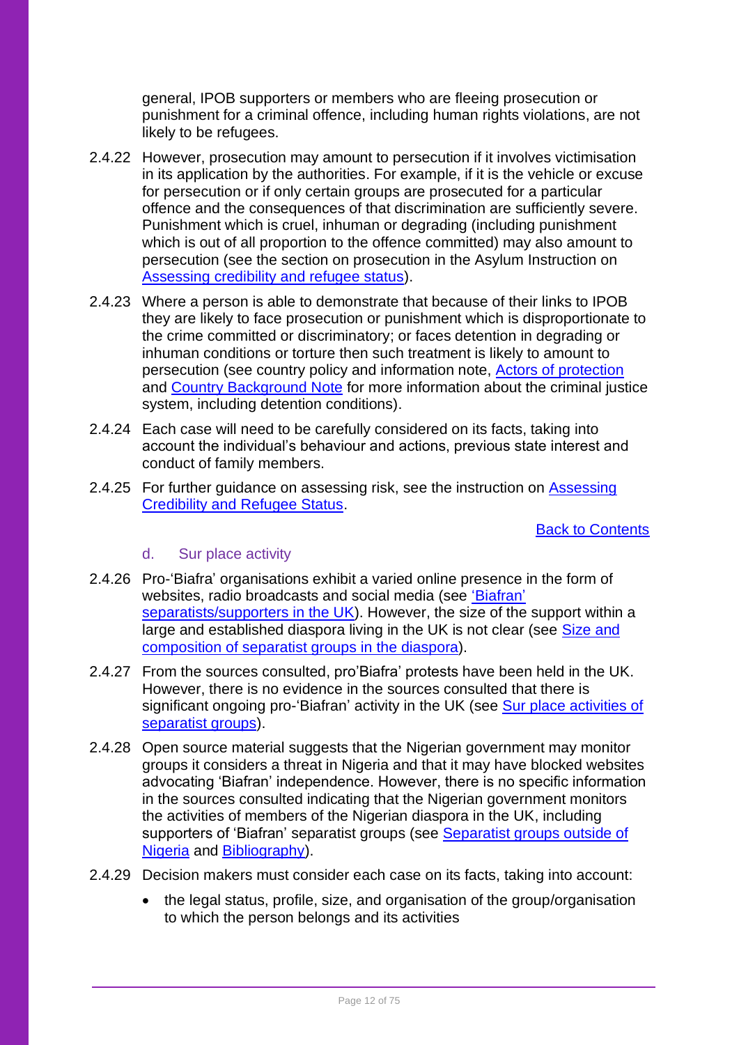general, IPOB supporters or members who are fleeing prosecution or punishment for a criminal offence, including human rights violations, are not likely to be refugees.

2.4.22 However, prosecution may amount to persecution if it involves victimisation in its application by the authorities. For example, if it is the vehicle or excuse for persecution or if only certain groups are prosecuted for a particular offence and the consequences of that discrimination are sufficiently severe. Punishment which is cruel, inhuman or degrading (including punishment which is out of all proportion to the offence committed) may also amount to persecution (see the section on prosecution in the Asylum Instruction on Assessing credibility and refugee status).

2.4.23 Where a person is able to demonstrate that because of their links to IPOB they are likely to face prosecution or punishment which is disproportionate to the crime committed or discriminatory; or faces detention in degrading or inhuman conditions or torture then such treatment is likely to amount to persecution (see country policy and information note, Actors of protection and Country Background Note for more information about the criminal justice system, including detention conditions).

2.4.24 Each case will need to be carefully considered on its facts, taking into account the individual's behaviour and actions, previous state interest and conduct of family members.

2.4.25 For further guidance on assessing risk, see the instruction on Assessing Credibility and Refugee Status.

Back to Contents

### d. Sur place activity

2.4.26 Pro-'Biafra' organisations exhibit a varied online presence in the form of websites, radio broadcasts and social media (see 'Biafran' separatists/supporters in the UK). However, the size of the support within a large and established diaspora living in the UK is not clear (see Size and composition of separatist groups in the diaspora).

2.4.27 From the sources consulted, pro'Biafra' protests have been held in the UK. However, there is no evidence in the sources consulted that there is significant ongoing pro-'Biafran' activity in the UK (see Sur place activities of separatist groups).

2.4.28 Open source material suggests that the Nigerian government may monitor groups it considers a threat in Nigeria and that it may have blocked websites advocating 'Biafran' independence. However, there is no specific information in the sources consulted indicating that the Nigerian government monitors the activities of members of the Nigerian diaspora in the UK, including supporters of 'Biafran' separatist groups (see Separatist groups outside of Nigeria and Bibliography).

2.4.29 Decision makers must consider each case on its facts, taking into account:

- the legal status, profile, size, and organisation of the group/organisation to which the person belongs and its activities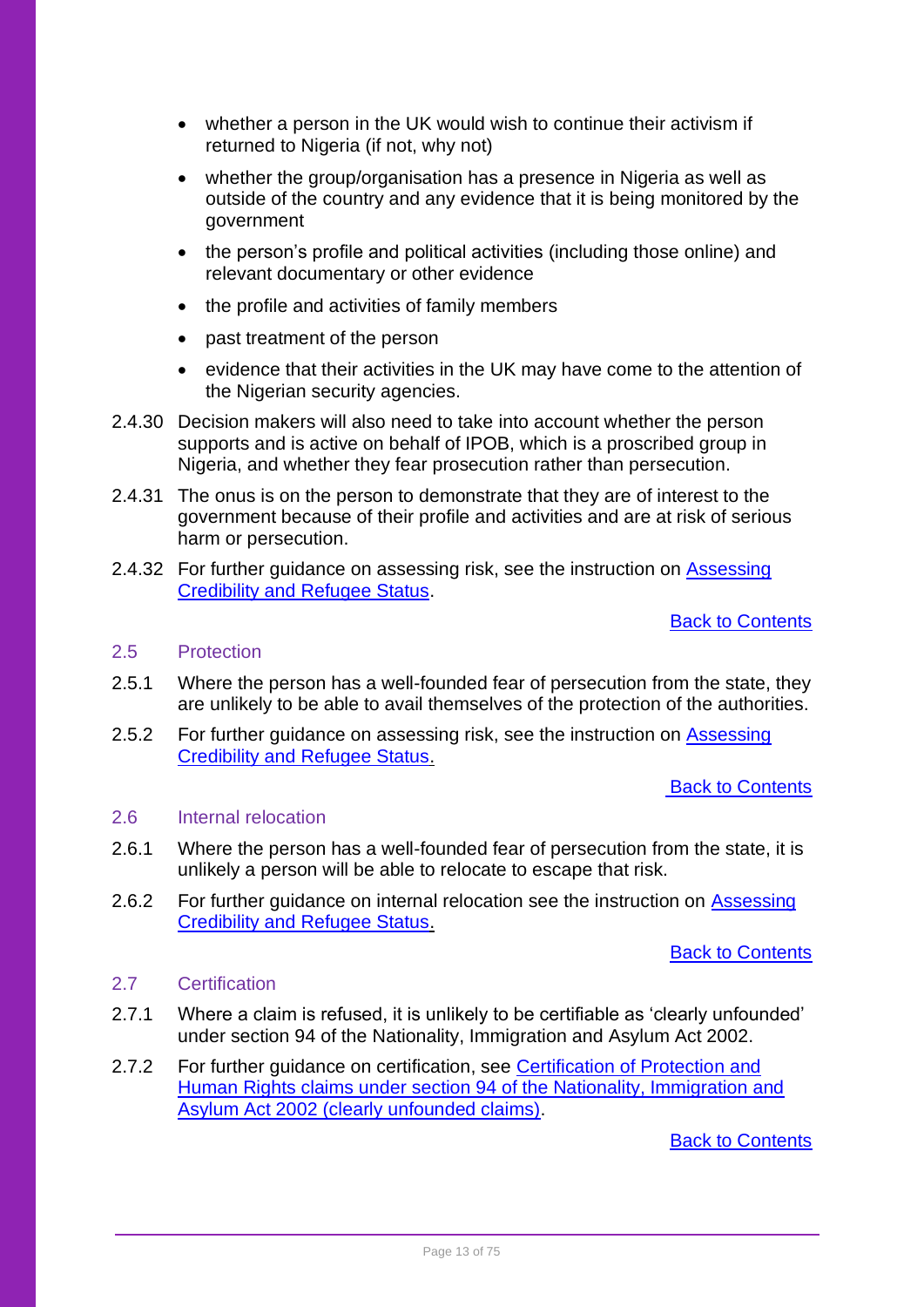- whether a person in the UK would wish to continue their activism if returned to Nigeria (if not, why not)
- whether the group/organisation has a presence in Nigeria as well as outside of the country and any evidence that it is being monitored by the government
- the person's profile and political activities (including those online) and relevant documentary or other evidence
- the profile and activities of family members
- past treatment of the person
- evidence that their activities in the UK may have come to the attention of the Nigerian security agencies.

2.4.30 Decision makers will also need to take into account whether the person supports and is active on behalf of IPOB, which is a proscribed group in Nigeria, and whether they fear prosecution rather than persecution.

2.4.31 The onus is on the person to demonstrate that they are of interest to the government because of their profile and activities and are at risk of serious harm or persecution.

2.4.32 For further guidance on assessing risk, see the instruction on Assessing Credibility and Refugee Status.

Back to Contents

### 2.5 Protection

2.5.1 Where the person has a well-founded fear of persecution from the state, they are unlikely to be able to avail themselves of the protection of the authorities.

2.5.2 For further guidance on assessing risk, see the instruction on Assessing Credibility and Refugee Status.

Back to Contents

### 2.6 Internal relocation

2.6.1 Where the person has a well-founded fear of persecution from the state, it is unlikely a person will be able to relocate to escape that risk.

2.6.2 For further guidance on internal relocation see the instruction on Assessing Credibility and Refugee Status.

Back to Contents

### 2.7 Certification

2.7.1 Where a claim is refused, it is unlikely to be certifiable as 'clearly unfounded' under section 94 of the Nationality, Immigration and Asylum Act 2002.

2.7.2 For further guidance on certification, see Certification of Protection and Human Rights claims under section 94 of the Nationality, Immigration and Asylum Act 2002 (clearly unfounded claims).

Back to Contents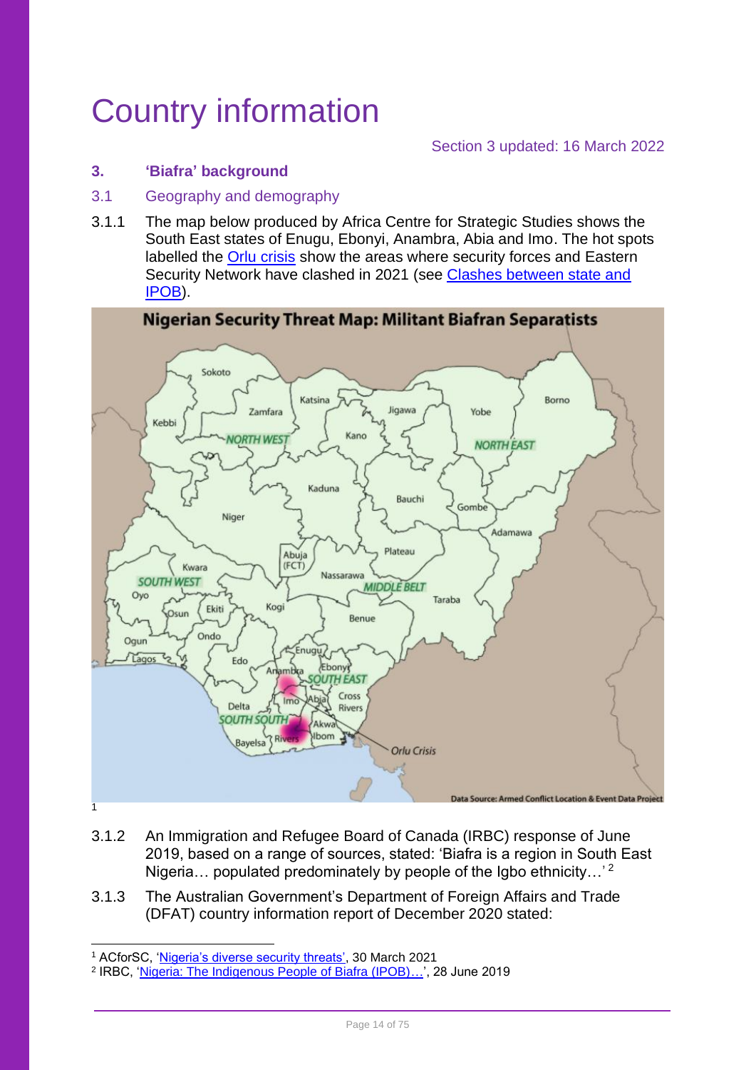# Country information

Section 3 updated: 16 March 2022

## 3. 'Biafra' background

### 3.1 Geography and demography

3.1.1 The map below produced by Africa Centre for Strategic Studies shows the South East states of Enugu, Ebonyi, Anambra, Abia and Imo. The hot spots labelled the Orlu crisis show the areas where security forces and Eastern Security Network have clashed in 2021 (see Clashes between state and IPOB).

Nigerian Security Threat Map: Militant Biafran Separatists

Data Source: Armed Conflict Location & Event Data Project

[1]

3.1.2 An Immigration and Refugee Board of Canada (IRBC) response of June 2019, based on a range of sources, stated: 'Biafra is a region in South East Nigeria… populated predominately by people of the Igbo ethnicity…' [2]

3.1.3 The Australian Government's Department of Foreign Affairs and Trade (DFAT) country information report of December 2020 stated:

---

[1] ACforSC, 'Nigeria's diverse security threats', 30 March 2021

[2] IRBC, 'Nigeria: The Indigenous People of Biafra (IPOB)…', 28 June 2019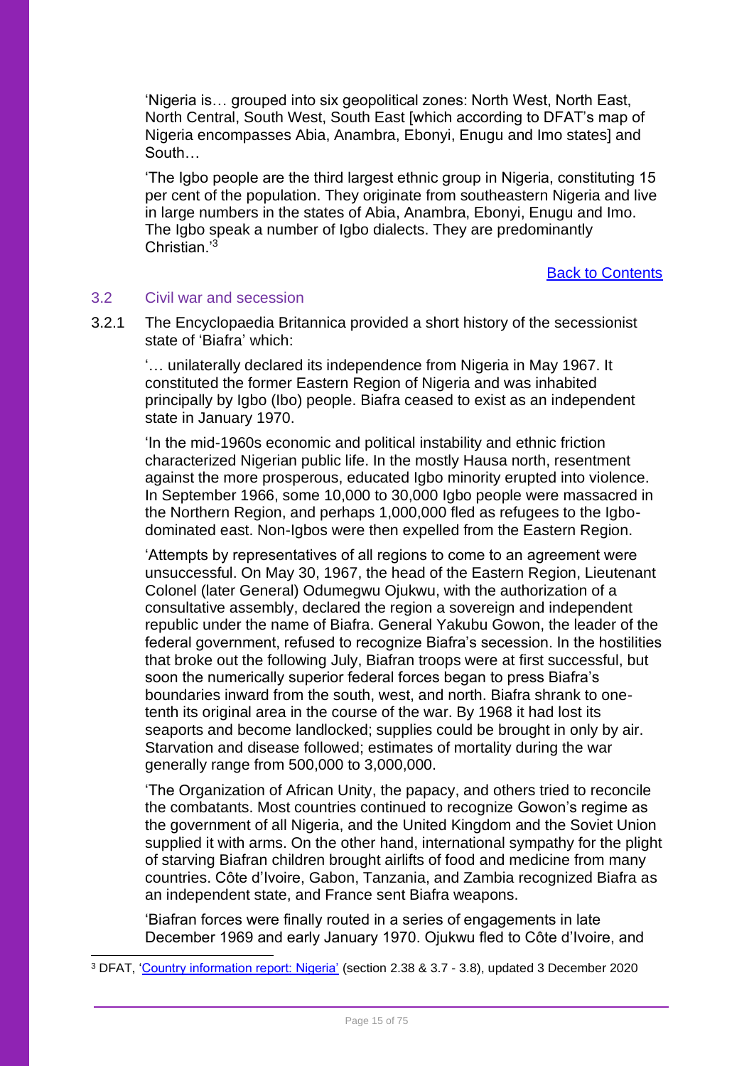'Nigeria is… grouped into six geopolitical zones: North West, North East, North Central, South West, South East [which according to DFAT's map of Nigeria encompasses Abia, Anambra, Ebonyi, Enugu and Imo states] and South…

'The Igbo people are the third largest ethnic group in Nigeria, constituting 15 per cent of the population. They originate from southeastern Nigeria and live in large numbers in the states of Abia, Anambra, Ebonyi, Enugu and Imo. The Igbo speak a number of Igbo dialects. They are predominantly Christian.'[3]

[Back to Contents]

## 3.2 Civil war and secession

3.2.1 The Encyclopaedia Britannica provided a short history of the secessionist state of 'Biafra' which:

> '… unilaterally declared its independence from Nigeria in May 1967. It constituted the former Eastern Region of Nigeria and was inhabited principally by Igbo (Ibo) people. Biafra ceased to exist as an independent state in January 1970.
>
> 'In the mid-1960s economic and political instability and ethnic friction characterized Nigerian public life. In the mostly Hausa north, resentment against the more prosperous, educated Igbo minority erupted into violence. In September 1966, some 10,000 to 30,000 Igbo people were massacred in the Northern Region, and perhaps 1,000,000 fled as refugees to the Igbo-dominated east. Non-Igbos were then expelled from the Eastern Region.
>
> 'Attempts by representatives of all regions to come to an agreement were unsuccessful. On May 30, 1967, the head of the Eastern Region, Lieutenant Colonel (later General) Odumegwu Ojukwu, with the authorization of a consultative assembly, declared the region a sovereign and independent republic under the name of Biafra. General Yakubu Gowon, the leader of the federal government, refused to recognize Biafra's secession. In the hostilities that broke out the following July, Biafran troops were at first successful, but soon the numerically superior federal forces began to press Biafra's boundaries inward from the south, west, and north. Biafra shrank to one-tenth its original area in the course of the war. By 1968 it had lost its seaports and become landlocked; supplies could be brought in only by air. Starvation and disease followed; estimates of mortality during the war generally range from 500,000 to 3,000,000.
>
> 'The Organization of African Unity, the papacy, and others tried to reconcile the combatants. Most countries continued to recognize Gowon's regime as the government of all Nigeria, and the United Kingdom and the Soviet Union supplied it with arms. On the other hand, international sympathy for the plight of starving Biafran children brought airlifts of food and medicine from many countries. Côte d'Ivoire, Gabon, Tanzania, and Zambia recognized Biafra as an independent state, and France sent Biafra weapons.
>
> 'Biafran forces were finally routed in a series of engagements in late December 1969 and early January 1970. Ojukwu fled to Côte d'Ivoire, and

---

[3] DFAT, 'Country information report: Nigeria' (section 2.38 & 3.7 - 3.8), updated 3 December 2020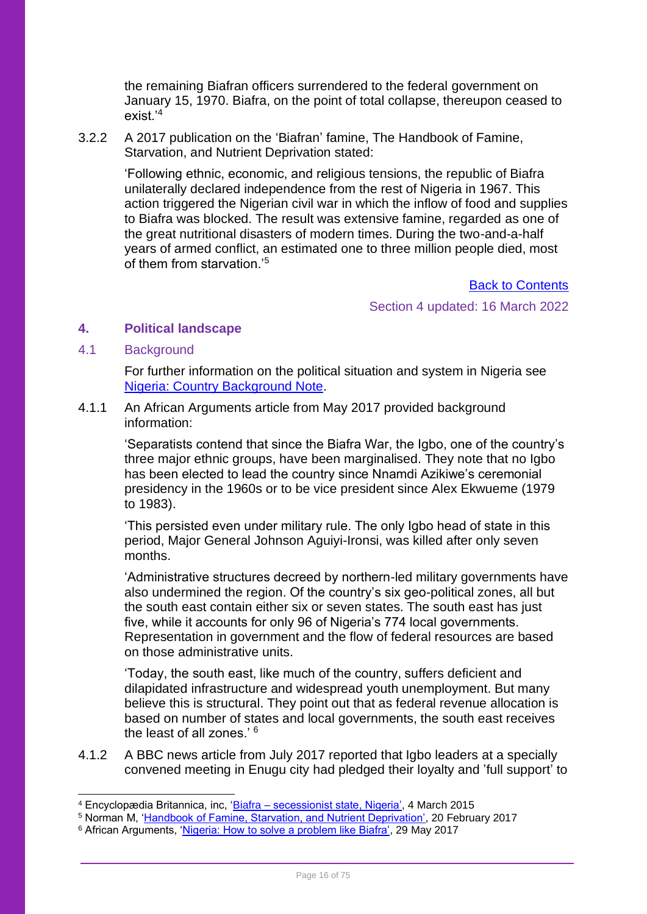the remaining Biafran officers surrendered to the federal government on January 15, 1970. Biafra, on the point of total collapse, thereupon ceased to exist.'[4]

3.2.2 A 2017 publication on the 'Biafran' famine, The Handbook of Famine, Starvation, and Nutrient Deprivation stated:

'Following ethnic, economic, and religious tensions, the republic of Biafra unilaterally declared independence from the rest of Nigeria in 1967. This action triggered the Nigerian civil war in which the inflow of food and supplies to Biafra was blocked. The result was extensive famine, regarded as one of the great nutritional disasters of modern times. During the two-and-a-half years of armed conflict, an estimated one to three million people died, most of them from starvation.'[5]

[Back to Contents](#)

Section 4 updated: 16 March 2022

## 4. Political landscape

### 4.1 Background

For further information on the political situation and system in Nigeria see [Nigeria: Country Background Note](#).

4.1.1 An African Arguments article from May 2017 provided background information:

'Separatists contend that since the Biafra War, the Igbo, one of the country's three major ethnic groups, have been marginalised. They note that no Igbo has been elected to lead the country since Nnamdi Azikiwe's ceremonial presidency in the 1960s or to be vice president since Alex Ekwueme (1979 to 1983).

'This persisted even under military rule. The only Igbo head of state in this period, Major General Johnson Aguiyi-Ironsi, was killed after only seven months.

'Administrative structures decreed by northern-led military governments have also undermined the region. Of the country's six geo-political zones, all but the south east contain either six or seven states. The south east has just five, while it accounts for only 96 of Nigeria's 774 local governments. Representation in government and the flow of federal resources are based on those administrative units.

'Today, the south east, like much of the country, suffers deficient and dilapidated infrastructure and widespread youth unemployment. But many believe this is structural. They point out that as federal revenue allocation is based on number of states and local governments, the south east receives the least of all zones.' [6]

4.1.2 A BBC news article from July 2017 reported that Igbo leaders at a specially convened meeting in Enugu city had pledged their loyalty and 'full support' to

---

[4] Encyclopædia Britannica, inc, '[Biafra – secessionist state, Nigeria](#)', 4 March 2015

[5] Norman M, '[Handbook of Famine, Starvation, and Nutrient Deprivation](#)', 20 February 2017

[6] African Arguments, '[Nigeria: How to solve a problem like Biafra](#)', 29 May 2017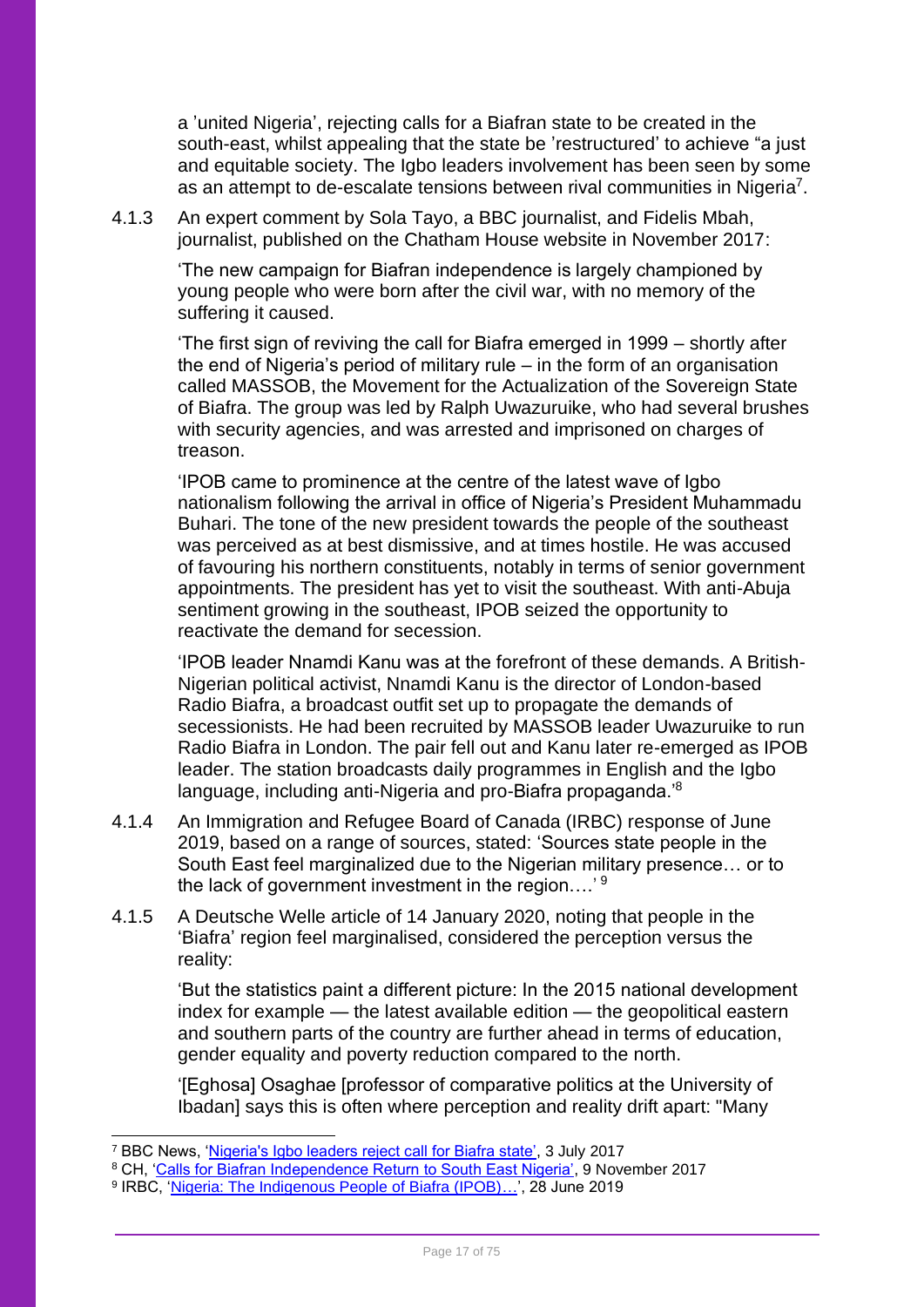a 'united Nigeria', rejecting calls for a Biafran state to be created in the south-east, whilst appealing that the state be 'restructured' to achieve "a just and equitable society. The Igbo leaders involvement has been seen by some as an attempt to de-escalate tensions between rival communities in Nigeria[7].

4.1.3 An expert comment by Sola Tayo, a BBC journalist, and Fidelis Mbah, journalist, published on the Chatham House website in November 2017:

'The new campaign for Biafran independence is largely championed by young people who were born after the civil war, with no memory of the suffering it caused.

'The first sign of reviving the call for Biafra emerged in 1999 – shortly after the end of Nigeria's period of military rule – in the form of an organisation called MASSOB, the Movement for the Actualization of the Sovereign State of Biafra. The group was led by Ralph Uwazuruike, who had several brushes with security agencies, and was arrested and imprisoned on charges of treason.

'IPOB came to prominence at the centre of the latest wave of Igbo nationalism following the arrival in office of Nigeria's President Muhammadu Buhari. The tone of the new president towards the people of the southeast was perceived as at best dismissive, and at times hostile. He was accused of favouring his northern constituents, notably in terms of senior government appointments. The president has yet to visit the southeast. With anti-Abuja sentiment growing in the southeast, IPOB seized the opportunity to reactivate the demand for secession.

'IPOB leader Nnamdi Kanu was at the forefront of these demands. A British-Nigerian political activist, Nnamdi Kanu is the director of London-based Radio Biafra, a broadcast outfit set up to propagate the demands of secessionists. He had been recruited by MASSOB leader Uwazuruike to run Radio Biafra in London. The pair fell out and Kanu later re-emerged as IPOB leader. The station broadcasts daily programmes in English and the Igbo language, including anti-Nigeria and pro-Biafra propaganda.'[8]

4.1.4 An Immigration and Refugee Board of Canada (IRBC) response of June 2019, based on a range of sources, stated: 'Sources state people in the South East feel marginalized due to the Nigerian military presence… or to the lack of government investment in the region….' [9]

4.1.5 A Deutsche Welle article of 14 January 2020, noting that people in the 'Biafra' region feel marginalised, considered the perception versus the reality:

'But the statistics paint a different picture: In the 2015 national development index for example — the latest available edition — the geopolitical eastern and southern parts of the country are further ahead in terms of education, gender equality and poverty reduction compared to the north.

'[Eghosa] Osaghae [professor of comparative politics at the University of Ibadan] says this is often where perception and reality drift apart: "Many

---

[7] BBC News, 'Nigeria's Igbo leaders reject call for Biafra state', 3 July 2017
[8] CH, 'Calls for Biafran Independence Return to South East Nigeria', 9 November 2017
[9] IRBC, 'Nigeria: The Indigenous People of Biafra (IPOB)…', 28 June 2019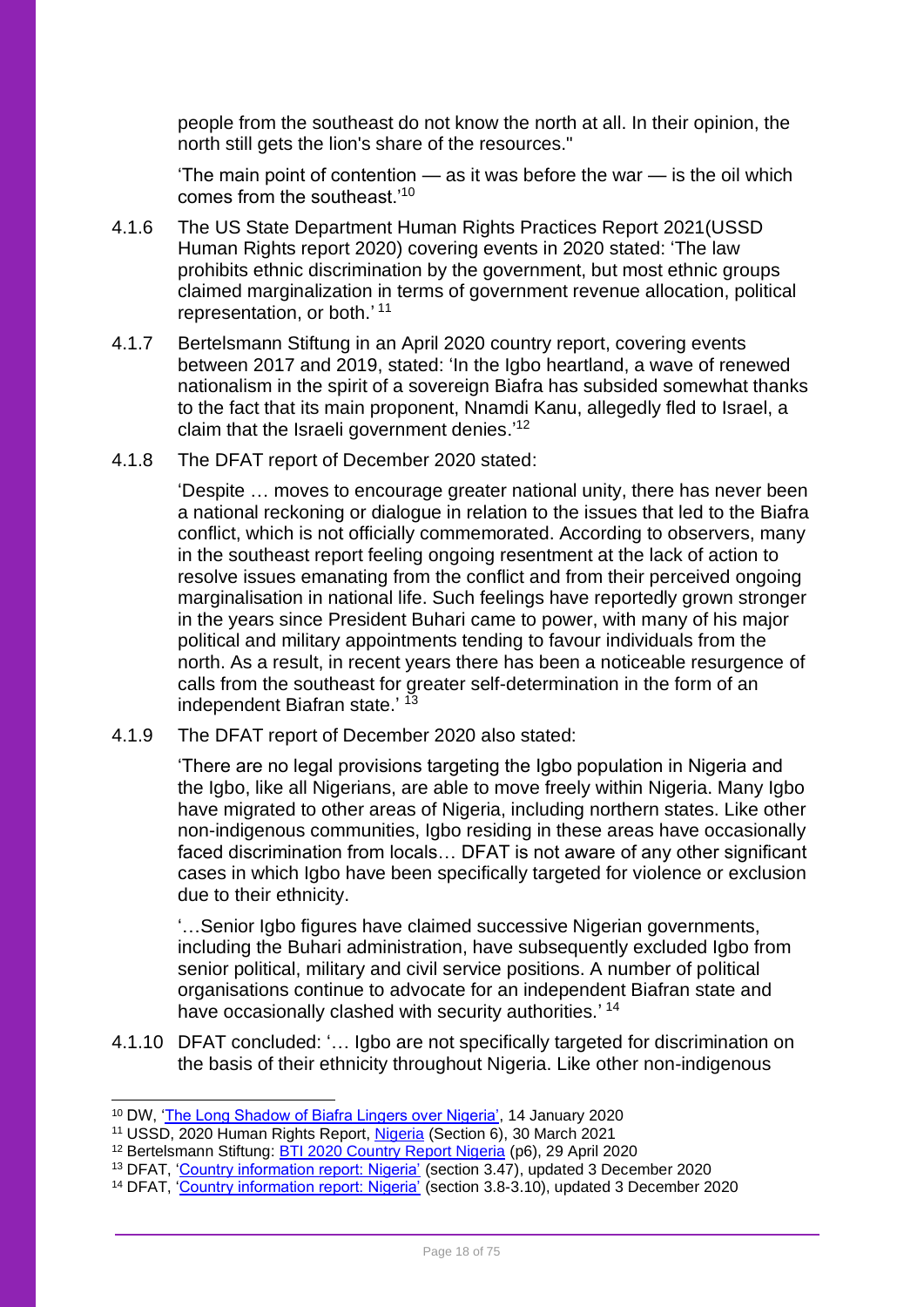people from the southeast do not know the north at all. In their opinion, the north still gets the lion's share of the resources."

'The main point of contention — as it was before the war — is the oil which comes from the southeast.'[10]

4.1.6 The US State Department Human Rights Practices Report 2021(USSD Human Rights report 2020) covering events in 2020 stated: 'The law prohibits ethnic discrimination by the government, but most ethnic groups claimed marginalization in terms of government revenue allocation, political representation, or both.' [11]

4.1.7 Bertelsmann Stiftung in an April 2020 country report, covering events between 2017 and 2019, stated: 'In the Igbo heartland, a wave of renewed nationalism in the spirit of a sovereign Biafra has subsided somewhat thanks to the fact that its main proponent, Nnamdi Kanu, allegedly fled to Israel, a claim that the Israeli government denies.'[12]

4.1.8 The DFAT report of December 2020 stated:

> 'Despite … moves to encourage greater national unity, there has never been a national reckoning or dialogue in relation to the issues that led to the Biafra conflict, which is not officially commemorated. According to observers, many in the southeast report feeling ongoing resentment at the lack of action to resolve issues emanating from the conflict and from their perceived ongoing marginalisation in national life. Such feelings have reportedly grown stronger in the years since President Buhari came to power, with many of his major political and military appointments tending to favour individuals from the north. As a result, in recent years there has been a noticeable resurgence of calls from the southeast for greater self-determination in the form of an independent Biafran state.' [13]

4.1.9 The DFAT report of December 2020 also stated:

> 'There are no legal provisions targeting the Igbo population in Nigeria and the Igbo, like all Nigerians, are able to move freely within Nigeria. Many Igbo have migrated to other areas of Nigeria, including northern states. Like other non-indigenous communities, Igbo residing in these areas have occasionally faced discrimination from locals… DFAT is not aware of any other significant cases in which Igbo have been specifically targeted for violence or exclusion due to their ethnicity.
>
> '…Senior Igbo figures have claimed successive Nigerian governments, including the Buhari administration, have subsequently excluded Igbo from senior political, military and civil service positions. A number of political organisations continue to advocate for an independent Biafran state and have occasionally clashed with security authorities.' [14]

4.1.10 DFAT concluded: '… Igbo are not specifically targeted for discrimination on the basis of their ethnicity throughout Nigeria. Like other non-indigenous

---

[10] DW, 'The Long Shadow of Biafra Lingers over Nigeria', 14 January 2020

[11] USSD, 2020 Human Rights Report, Nigeria (Section 6), 30 March 2021

[12] Bertelsmann Stiftung: BTI 2020 Country Report Nigeria (p6), 29 April 2020

[13] DFAT, 'Country information report: Nigeria' (section 3.47), updated 3 December 2020

[14] DFAT, 'Country information report: Nigeria' (section 3.8-3.10), updated 3 December 2020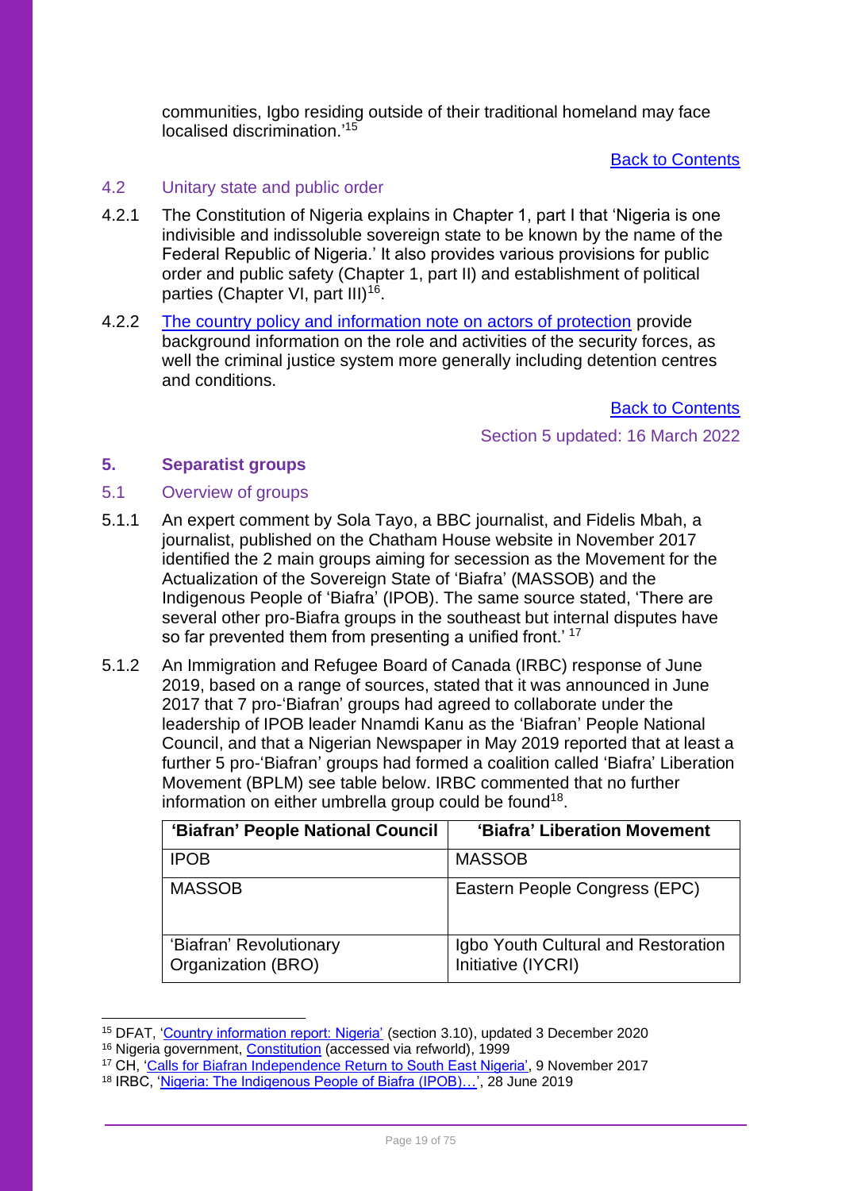communities, Igbo residing outside of their traditional homeland may face localised discrimination.'[15]

Back to Contents

## 4.2 Unitary state and public order

4.2.1 The Constitution of Nigeria explains in Chapter 1, part I that 'Nigeria is one indivisible and indissoluble sovereign state to be known by the name of the Federal Republic of Nigeria.' It also provides various provisions for public order and public safety (Chapter 1, part II) and establishment of political parties (Chapter VI, part III)[16].

4.2.2 The country policy and information note on actors of protection provide background information on the role and activities of the security forces, as well the criminal justice system more generally including detention centres and conditions.

Back to Contents

Section 5 updated: 16 March 2022

# 5. Separatist groups

## 5.1 Overview of groups

5.1.1 An expert comment by Sola Tayo, a BBC journalist, and Fidelis Mbah, a journalist, published on the Chatham House website in November 2017 identified the 2 main groups aiming for secession as the Movement for the Actualization of the Sovereign State of 'Biafra' (MASSOB) and the Indigenous People of 'Biafra' (IPOB). The same source stated, 'There are several other pro-Biafra groups in the southeast but internal disputes have so far prevented them from presenting a unified front.' [17]

5.1.2 An Immigration and Refugee Board of Canada (IRBC) response of June 2019, based on a range of sources, stated that it was announced in June 2017 that 7 pro-'Biafran' groups had agreed to collaborate under the leadership of IPOB leader Nnamdi Kanu as the 'Biafran' People National Council, and that a Nigerian Newspaper in May 2019 reported that at least a further 5 pro-'Biafran' groups had formed a coalition called 'Biafra' Liberation Movement (BPLM) see table below. IRBC commented that no further information on either umbrella group could be found[18].

| 'Biafran' People National Council | 'Biafra' Liberation Movement |
|---|---|
| IPOB | MASSOB |
| MASSOB | Eastern People Congress (EPC) |
| 'Biafran' Revolutionary Organization (BRO) | Igbo Youth Cultural and Restoration Initiative (IYCRI) |

---

[15] DFAT, 'Country information report: Nigeria' (section 3.10), updated 3 December 2020
[16] Nigeria government, Constitution (accessed via refworld), 1999
[17] CH, 'Calls for Biafran Independence Return to South East Nigeria', 9 November 2017
[18] IRBC, 'Nigeria: The Indigenous People of Biafra (IPOB)…', 28 June 2019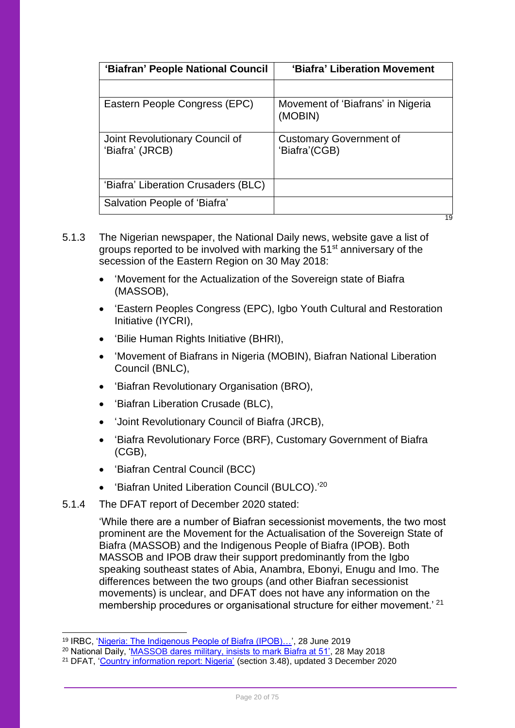| 'Biafran' People National Council | 'Biafra' Liberation Movement |
|---|---|
| | |
| Eastern People Congress (EPC) | Movement of 'Biafrans' in Nigeria (MOBIN) |
| Joint Revolutionary Council of 'Biafra' (JRCB) | Customary Government of 'Biafra'(CGB) |
| 'Biafra' Liberation Crusaders (BLC) | |
| Salvation People of 'Biafra' | |

[19]

5.1.3 The Nigerian newspaper, the National Daily news, website gave a list of groups reported to be involved with marking the 51st anniversary of the secession of the Eastern Region on 30 May 2018:

- 'Movement for the Actualization of the Sovereign state of Biafra (MASSOB),
- 'Eastern Peoples Congress (EPC), Igbo Youth Cultural and Restoration Initiative (IYCRI),
- 'Bilie Human Rights Initiative (BHRI),
- 'Movement of Biafrans in Nigeria (MOBIN), Biafran National Liberation Council (BNLC),
- 'Biafran Revolutionary Organisation (BRO),
- 'Biafran Liberation Crusade (BLC),
- 'Joint Revolutionary Council of Biafra (JRCB),
- 'Biafra Revolutionary Force (BRF), Customary Government of Biafra (CGB),
- 'Biafran Central Council (BCC)
- 'Biafran United Liberation Council (BULCO).'[20]

5.1.4 The DFAT report of December 2020 stated:

'While there are a number of Biafran secessionist movements, the two most prominent are the Movement for the Actualisation of the Sovereign State of Biafra (MASSOB) and the Indigenous People of Biafra (IPOB). Both MASSOB and IPOB draw their support predominantly from the Igbo speaking southeast states of Abia, Anambra, Ebonyi, Enugu and Imo. The differences between the two groups (and other Biafran secessionist movements) is unclear, and DFAT does not have any information on the membership procedures or organisational structure for either movement.' [21]

[19] IRBC, 'Nigeria: The Indigenous People of Biafra (IPOB)…', 28 June 2019

[20] National Daily, 'MASSOB dares military, insists to mark Biafra at 51', 28 May 2018

[21] DFAT, 'Country information report: Nigeria' (section 3.48), updated 3 December 2020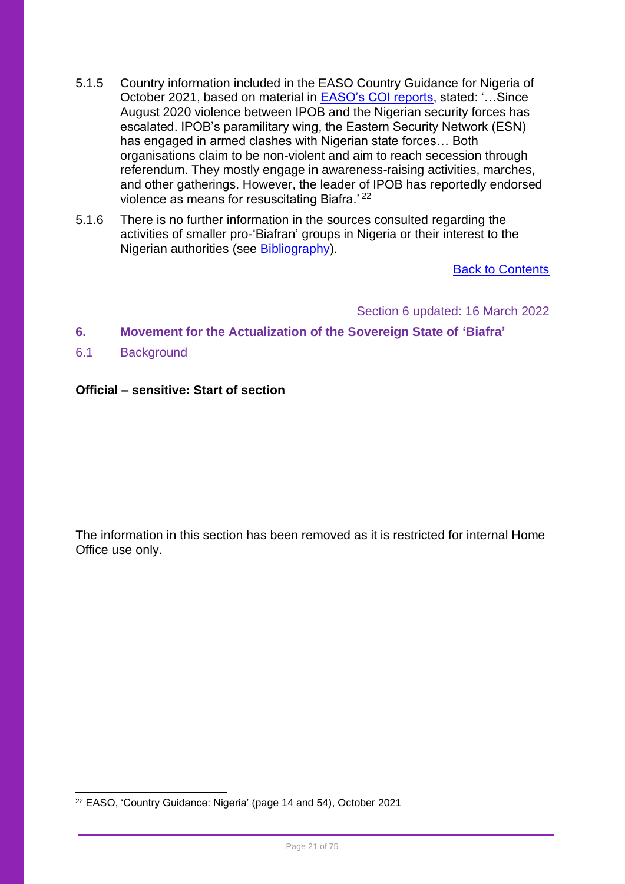5.1.5 Country information included in the EASO Country Guidance for Nigeria of October 2021, based on material in [EASO's COI reports](), stated: '…Since August 2020 violence between IPOB and the Nigerian security forces has escalated. IPOB's paramilitary wing, the Eastern Security Network (ESN) has engaged in armed clashes with Nigerian state forces… Both organisations claim to be non-violent and aim to reach secession through referendum. They mostly engage in awareness-raising activities, marches, and other gatherings. However, the leader of IPOB has reportedly endorsed violence as means for resuscitating Biafra.' [22]

5.1.6 There is no further information in the sources consulted regarding the activities of smaller pro-'Biafran' groups in Nigeria or their interest to the Nigerian authorities (see [Bibliography]()).

[Back to Contents]()

Section 6 updated: 16 March 2022

## 6. Movement for the Actualization of the Sovereign State of 'Biafra'

### 6.1 Background

**Official – sensitive: Start of section**

The information in this section has been removed as it is restricted for internal Home Office use only.

---

[22] EASO, 'Country Guidance: Nigeria' (page 14 and 54), October 2021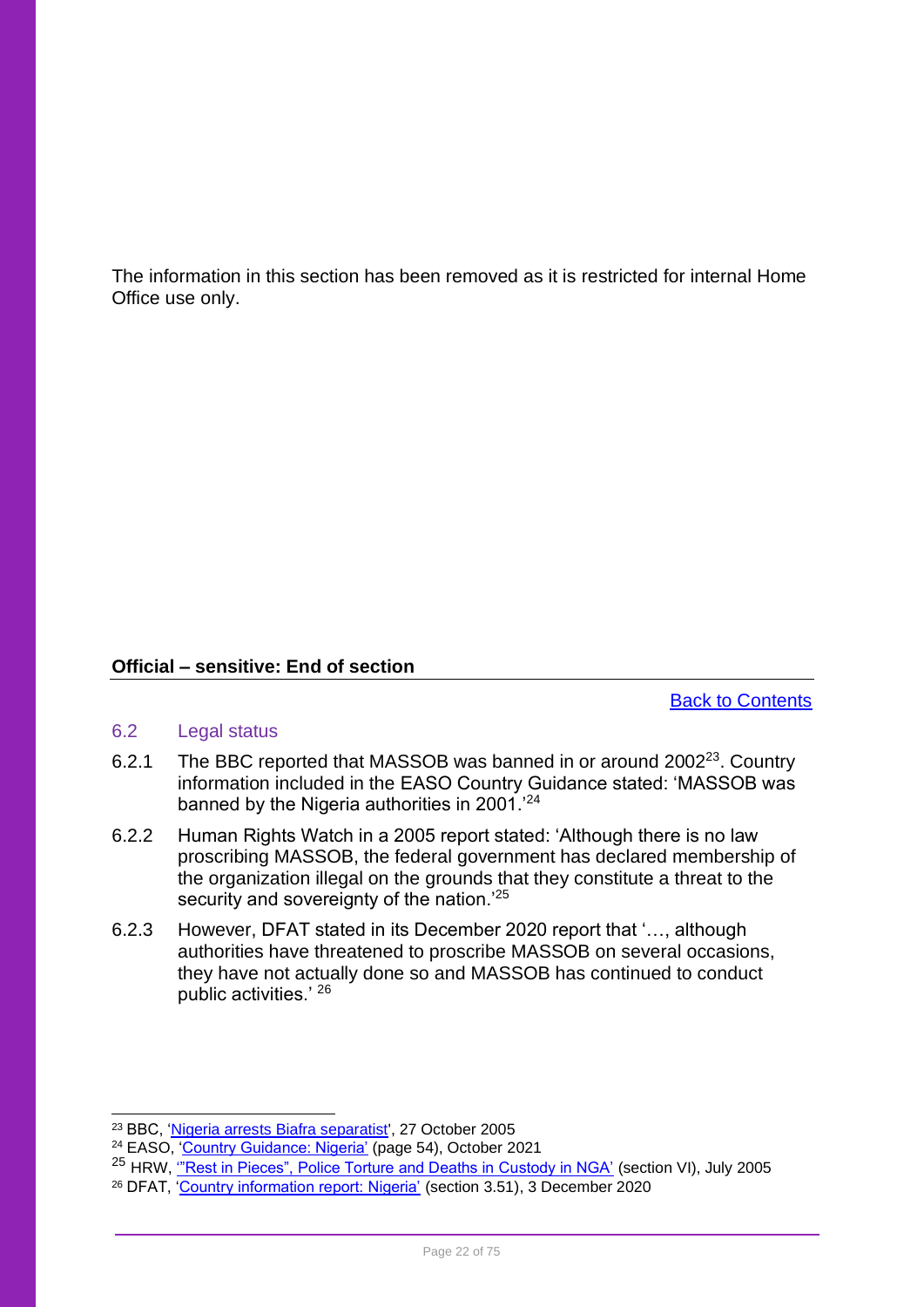The information in this section has been removed as it is restricted for internal Home Office use only.

**Official – sensitive: End of section**

Back to Contents

## 6.2 Legal status

6.2.1 The BBC reported that MASSOB was banned in or around 2002[23]. Country information included in the EASO Country Guidance stated: 'MASSOB was banned by the Nigeria authorities in 2001.'[24]

6.2.2 Human Rights Watch in a 2005 report stated: 'Although there is no law proscribing MASSOB, the federal government has declared membership of the organization illegal on the grounds that they constitute a threat to the security and sovereignty of the nation.'[25]

6.2.3 However, DFAT stated in its December 2020 report that '…, although authorities have threatened to proscribe MASSOB on several occasions, they have not actually done so and MASSOB has continued to conduct public activities.' [26]

---

[23] BBC, 'Nigeria arrests Biafra separatist', 27 October 2005
[24] EASO, 'Country Guidance: Nigeria' (page 54), October 2021
[25] HRW, '"Rest in Pieces", Police Torture and Deaths in Custody in NGA' (section VI), July 2005
[26] DFAT, 'Country information report: Nigeria' (section 3.51), 3 December 2020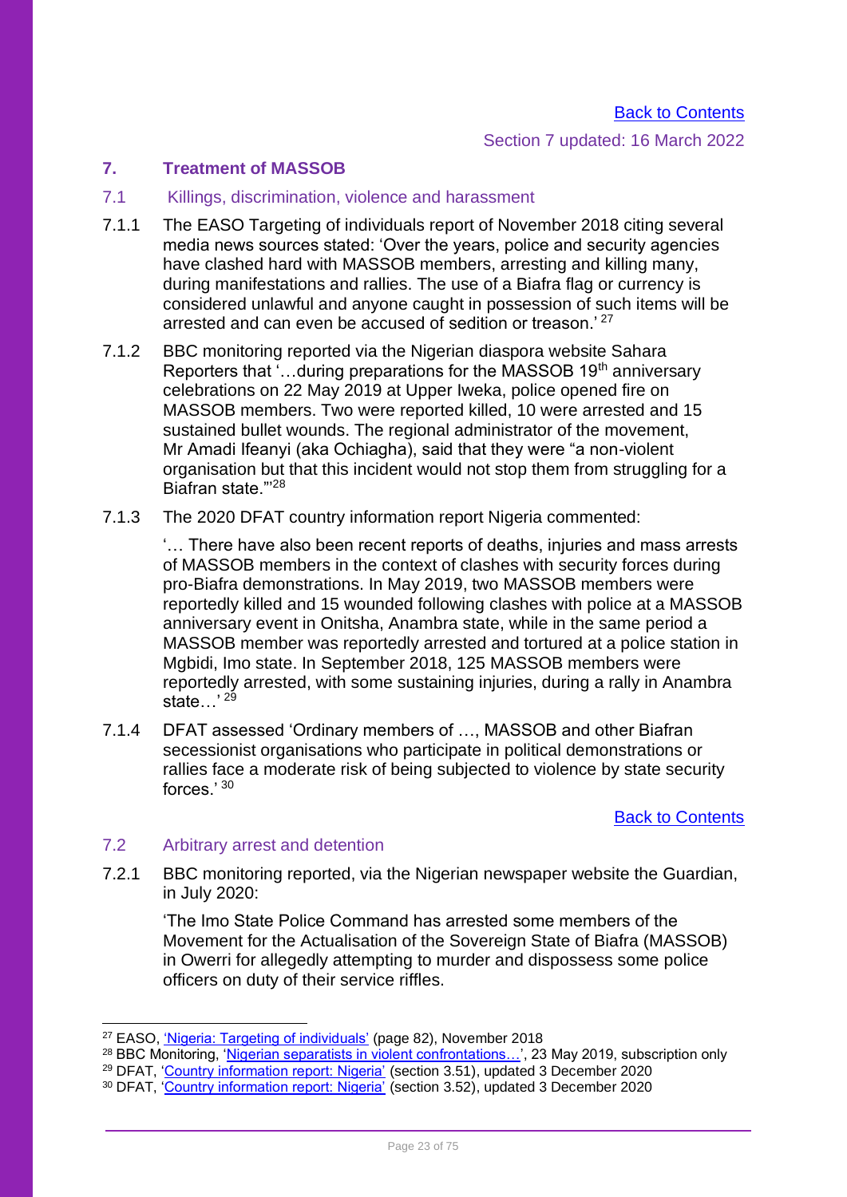[Back to Contents](#)

Section 7 updated: 16 March 2022

## 7. Treatment of MASSOB

### 7.1 Killings, discrimination, violence and harassment

7.1.1 The EASO Targeting of individuals report of November 2018 citing several media news sources stated: 'Over the years, police and security agencies have clashed hard with MASSOB members, arresting and killing many, during manifestations and rallies. The use of a Biafra flag or currency is considered unlawful and anyone caught in possession of such items will be arrested and can even be accused of sedition or treason.' [27]

7.1.2 BBC monitoring reported via the Nigerian diaspora website Sahara Reporters that '…during preparations for the MASSOB 19th anniversary celebrations on 22 May 2019 at Upper Iweka, police opened fire on MASSOB members. Two were reported killed, 10 were arrested and 15 sustained bullet wounds. The regional administrator of the movement, Mr Amadi Ifeanyi (aka Ochiagha), said that they were "a non-violent organisation but that this incident would not stop them from struggling for a Biafran state."' [28]

7.1.3 The 2020 DFAT country information report Nigeria commented:

> '… There have also been recent reports of deaths, injuries and mass arrests of MASSOB members in the context of clashes with security forces during pro-Biafra demonstrations. In May 2019, two MASSOB members were reportedly killed and 15 wounded following clashes with police at a MASSOB anniversary event in Onitsha, Anambra state, while in the same period a MASSOB member was reportedly arrested and tortured at a police station in Mgbidi, Imo state. In September 2018, 125 MASSOB members were reportedly arrested, with some sustaining injuries, during a rally in Anambra state…' [29]

7.1.4 DFAT assessed 'Ordinary members of …, MASSOB and other Biafran secessionist organisations who participate in political demonstrations or rallies face a moderate risk of being subjected to violence by state security forces.' [30]

[Back to Contents](#)

### 7.2 Arbitrary arrest and detention

7.2.1 BBC monitoring reported, via the Nigerian newspaper website the Guardian, in July 2020:

> 'The Imo State Police Command has arrested some members of the Movement for the Actualisation of the Sovereign State of Biafra (MASSOB) in Owerri for allegedly attempting to murder and dispossess some police officers on duty of their service riffles.

---

[27] EASO, ['Nigeria: Targeting of individuals'](#) (page 82), November 2018

[28] BBC Monitoring, ['Nigerian separatists in violent confrontations…'](#), 23 May 2019, subscription only

[29] DFAT, ['Country information report: Nigeria'](#) (section 3.51), updated 3 December 2020

[30] DFAT, ['Country information report: Nigeria'](#) (section 3.52), updated 3 December 2020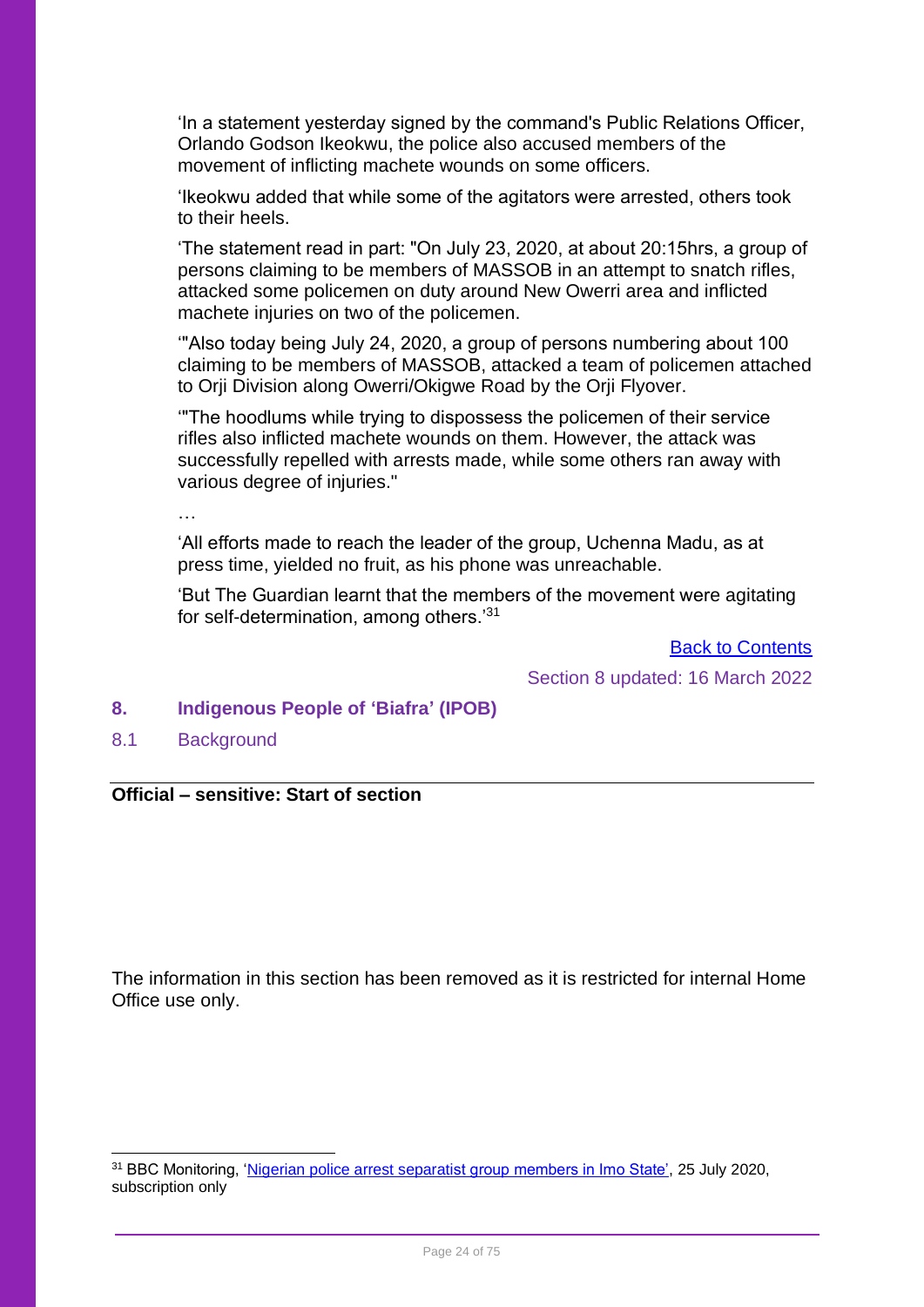'In a statement yesterday signed by the command's Public Relations Officer, Orlando Godson Ikeokwu, the police also accused members of the movement of inflicting machete wounds on some officers.

'Ikeokwu added that while some of the agitators were arrested, others took to their heels.

'The statement read in part: "On July 23, 2020, at about 20:15hrs, a group of persons claiming to be members of MASSOB in an attempt to snatch rifles, attacked some policemen on duty around New Owerri area and inflicted machete injuries on two of the policemen.

'"Also today being July 24, 2020, a group of persons numbering about 100 claiming to be members of MASSOB, attacked a team of policemen attached to Orji Division along Owerri/Okigwe Road by the Orji Flyover.

'"The hoodlums while trying to dispossess the policemen of their service rifles also inflicted machete wounds on them. However, the attack was successfully repelled with arrests made, while some others ran away with various degree of injuries."

…

'All efforts made to reach the leader of the group, Uchenna Madu, as at press time, yielded no fruit, as his phone was unreachable.

'But The Guardian learnt that the members of the movement were agitating for self-determination, among others.'[31]

Back to Contents

Section 8 updated: 16 March 2022

## 8. Indigenous People of 'Biafra' (IPOB)

### 8.1 Background

**Official – sensitive: Start of section**

The information in this section has been removed as it is restricted for internal Home Office use only.

[31] BBC Monitoring, 'Nigerian police arrest separatist group members in Imo State', 25 July 2020, subscription only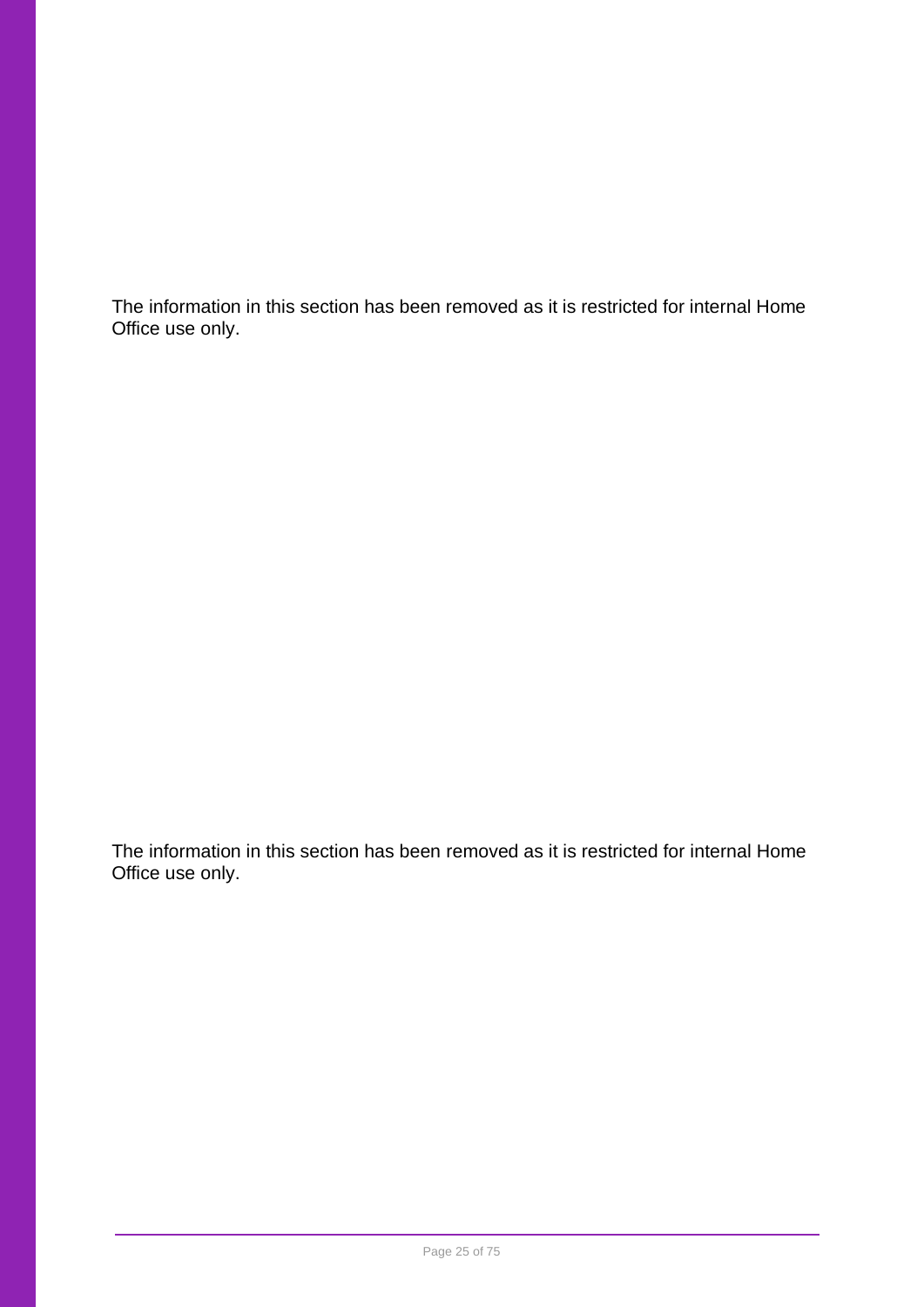The information in this section has been removed as it is restricted for internal Home Office use only.

The information in this section has been removed as it is restricted for internal Home Office use only.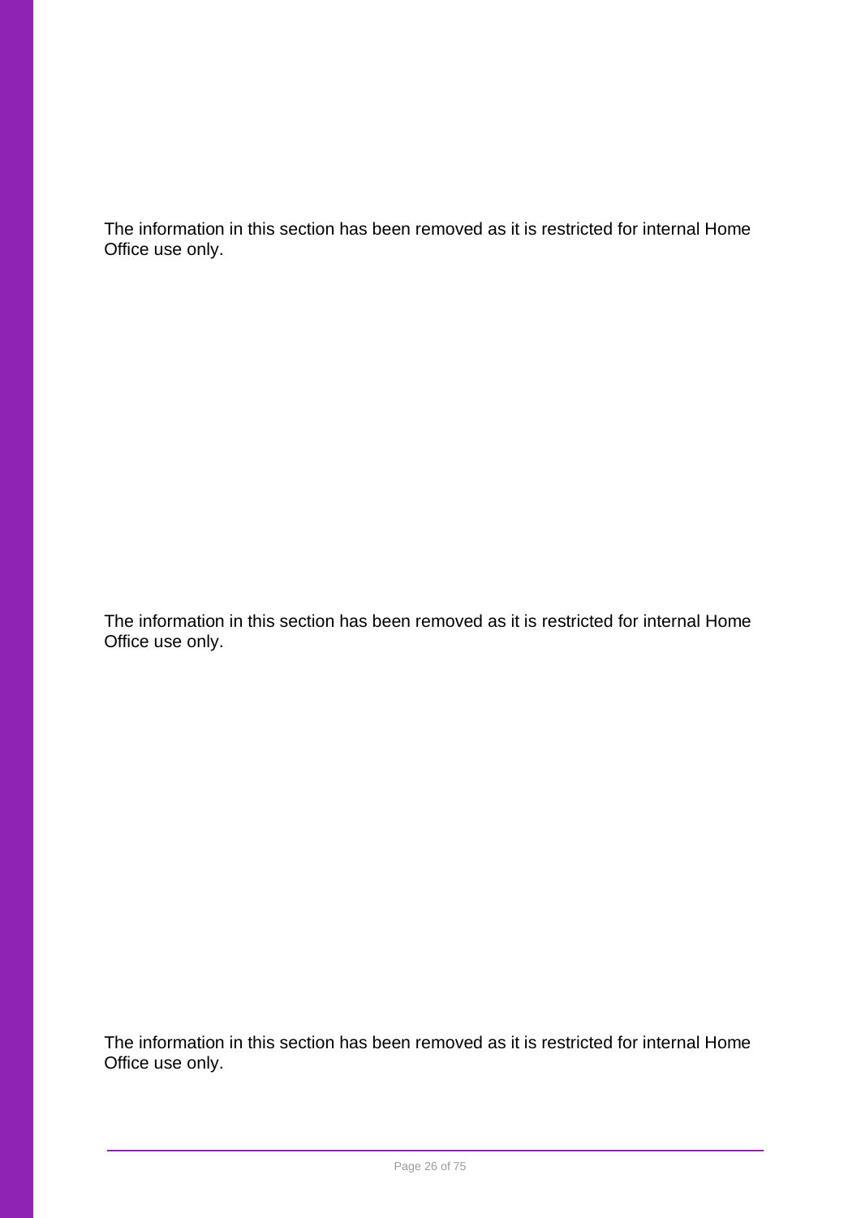The information in this section has been removed as it is restricted for internal Home Office use only.

The information in this section has been removed as it is restricted for internal Home Office use only.

The information in this section has been removed as it is restricted for internal Home Office use only.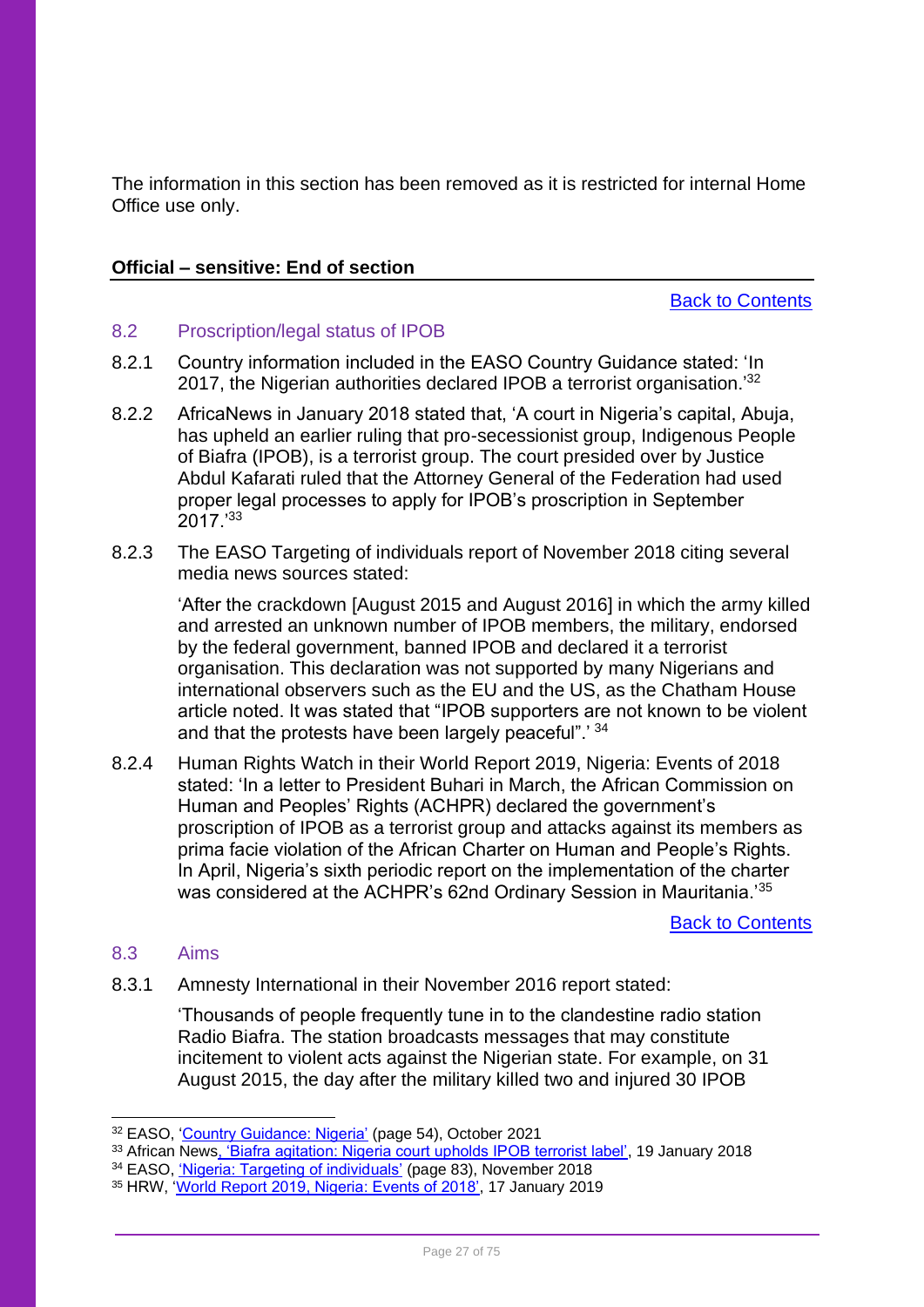The information in this section has been removed as it is restricted for internal Home Office use only.

**Official – sensitive: End of section**

Back to Contents

## 8.2 Proscription/legal status of IPOB

8.2.1 Country information included in the EASO Country Guidance stated: 'In 2017, the Nigerian authorities declared IPOB a terrorist organisation.'[32]

8.2.2 AfricaNews in January 2018 stated that, 'A court in Nigeria's capital, Abuja, has upheld an earlier ruling that pro-secessionist group, Indigenous People of Biafra (IPOB), is a terrorist group. The court presided over by Justice Abdul Kafarati ruled that the Attorney General of the Federation had used proper legal processes to apply for IPOB's proscription in September 2017.'[33]

8.2.3 The EASO Targeting of individuals report of November 2018 citing several media news sources stated:

> 'After the crackdown [August 2015 and August 2016] in which the army killed and arrested an unknown number of IPOB members, the military, endorsed by the federal government, banned IPOB and declared it a terrorist organisation. This declaration was not supported by many Nigerians and international observers such as the EU and the US, as the Chatham House article noted. It was stated that "IPOB supporters are not known to be violent and that the protests have been largely peaceful".' [34]

8.2.4 Human Rights Watch in their World Report 2019, Nigeria: Events of 2018 stated: 'In a letter to President Buhari in March, the African Commission on Human and Peoples' Rights (ACHPR) declared the government's proscription of IPOB as a terrorist group and attacks against its members as prima facie violation of the African Charter on Human and People's Rights. In April, Nigeria's sixth periodic report on the implementation of the charter was considered at the ACHPR's 62nd Ordinary Session in Mauritania.'[35]

Back to Contents

## 8.3 Aims

8.3.1 Amnesty International in their November 2016 report stated:

> 'Thousands of people frequently tune in to the clandestine radio station Radio Biafra. The station broadcasts messages that may constitute incitement to violent acts against the Nigerian state. For example, on 31 August 2015, the day after the military killed two and injured 30 IPOB

---

[32] EASO, 'Country Guidance: Nigeria' (page 54), October 2021

[33] African News, 'Biafra agitation: Nigeria court upholds IPOB terrorist label', 19 January 2018

[34] EASO, 'Nigeria: Targeting of individuals' (page 83), November 2018

[35] HRW, 'World Report 2019, Nigeria: Events of 2018', 17 January 2019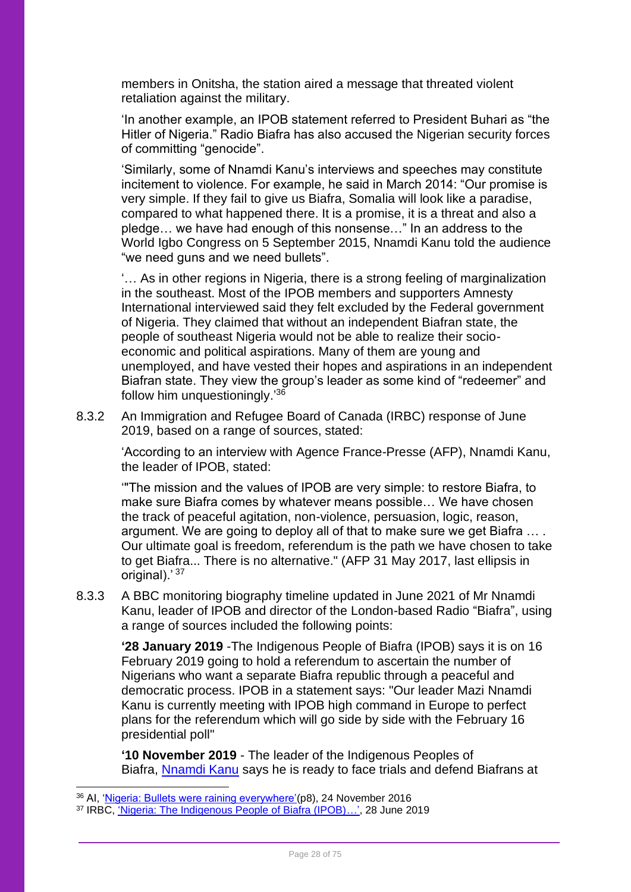members in Onitsha, the station aired a message that threated violent retaliation against the military.

'In another example, an IPOB statement referred to President Buhari as "the Hitler of Nigeria." Radio Biafra has also accused the Nigerian security forces of committing "genocide".

'Similarly, some of Nnamdi Kanu's interviews and speeches may constitute incitement to violence. For example, he said in March 2014: "Our promise is very simple. If they fail to give us Biafra, Somalia will look like a paradise, compared to what happened there. It is a promise, it is a threat and also a pledge… we have had enough of this nonsense…" In an address to the World Igbo Congress on 5 September 2015, Nnamdi Kanu told the audience "we need guns and we need bullets".

'… As in other regions in Nigeria, there is a strong feeling of marginalization in the southeast. Most of the IPOB members and supporters Amnesty International interviewed said they felt excluded by the Federal government of Nigeria. They claimed that without an independent Biafran state, the people of southeast Nigeria would not be able to realize their socio-economic and political aspirations. Many of them are young and unemployed, and have vested their hopes and aspirations in an independent Biafran state. They view the group's leader as some kind of "redeemer" and follow him unquestioningly.'[36]

8.3.2 An Immigration and Refugee Board of Canada (IRBC) response of June 2019, based on a range of sources, stated:

'According to an interview with Agence France-Presse (AFP), Nnamdi Kanu, the leader of IPOB, stated:

'"The mission and the values of IPOB are very simple: to restore Biafra, to make sure Biafra comes by whatever means possible… We have chosen the track of peaceful agitation, non-violence, persuasion, logic, reason, argument. We are going to deploy all of that to make sure we get Biafra … . Our ultimate goal is freedom, referendum is the path we have chosen to take to get Biafra... There is no alternative." (AFP 31 May 2017, last ellipsis in original).'[37]

8.3.3 A BBC monitoring biography timeline updated in June 2021 of Mr Nnamdi Kanu, leader of IPOB and director of the London-based Radio "Biafra", using a range of sources included the following points:

**'28 January 2019** -The Indigenous People of Biafra (IPOB) says it is on 16 February 2019 going to hold a referendum to ascertain the number of Nigerians who want a separate Biafra republic through a peaceful and democratic process. IPOB in a statement says: "Our leader Mazi Nnamdi Kanu is currently meeting with IPOB high command in Europe to perfect plans for the referendum which will go side by side with the February 16 presidential poll"

**'10 November 2019** - The leader of the Indigenous Peoples of Biafra, Nnamdi Kanu says he is ready to face trials and defend Biafrans at

---

[36] AI, 'Nigeria: Bullets were raining everywhere'(p8), 24 November 2016

[37] IRBC, 'Nigeria: The Indigenous People of Biafra (IPOB)…', 28 June 2019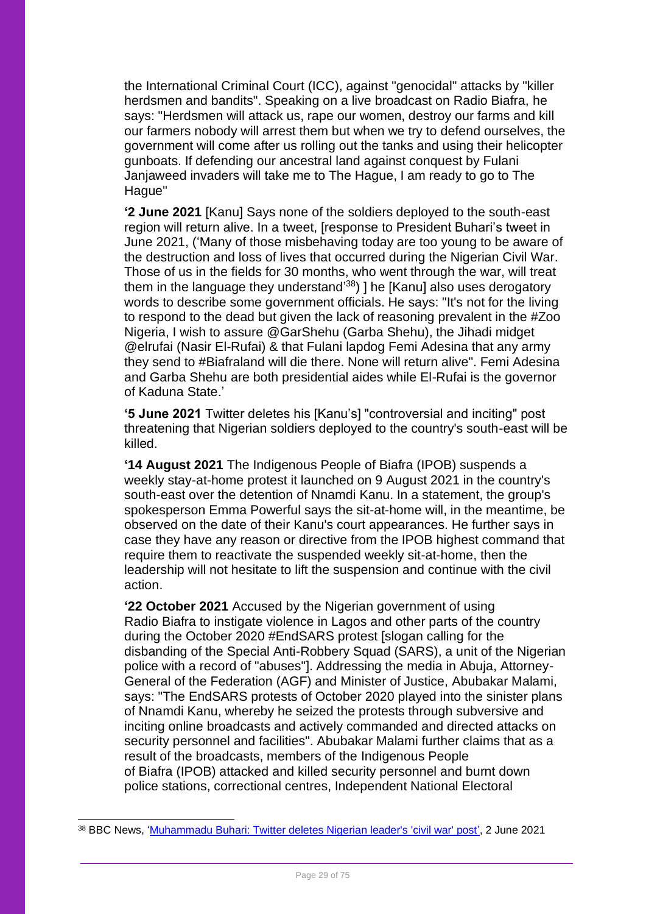the International Criminal Court (ICC), against "genocidal" attacks by "killer herdsmen and bandits". Speaking on a live broadcast on Radio Biafra, he says: "Herdsmen will attack us, rape our women, destroy our farms and kill our farmers nobody will arrest them but when we try to defend ourselves, the government will come after us rolling out the tanks and using their helicopter gunboats. If defending our ancestral land against conquest by Fulani Janjaweed invaders will take me to The Hague, I am ready to go to The Hague"

**'2 June 2021** [Kanu] Says none of the soldiers deployed to the south-east region will return alive. In a tweet, [response to President Buhari's tweet in June 2021, ('Many of those misbehaving today are too young to be aware of the destruction and loss of lives that occurred during the Nigerian Civil War. Those of us in the fields for 30 months, who went through the war, will treat them in the language they understand'[38]) ] he [Kanu] also uses derogatory words to describe some government officials. He says: "It's not for the living to respond to the dead but given the lack of reasoning prevalent in the #Zoo Nigeria, I wish to assure @GarShehu (Garba Shehu), the Jihadi midget @elrufai (Nasir El-Rufai) & that Fulani lapdog Femi Adesina that any army they send to #Biafraland will die there. None will return alive". Femi Adesina and Garba Shehu are both presidential aides while El-Rufai is the governor of Kaduna State.'

**'5 June 2021** Twitter deletes his [Kanu's] "controversial and inciting" post threatening that Nigerian soldiers deployed to the country's south-east will be killed.

**'14 August 2021** The Indigenous People of Biafra (IPOB) suspends a weekly stay-at-home protest it launched on 9 August 2021 in the country's south-east over the detention of Nnamdi Kanu. In a statement, the group's spokesperson Emma Powerful says the sit-at-home will, in the meantime, be observed on the date of their Kanu's court appearances. He further says in case they have any reason or directive from the IPOB highest command that require them to reactivate the suspended weekly sit-at-home, then the leadership will not hesitate to lift the suspension and continue with the civil action.

**'22 October 2021** Accused by the Nigerian government of using Radio Biafra to instigate violence in Lagos and other parts of the country during the October 2020 #EndSARS protest [slogan calling for the disbanding of the Special Anti-Robbery Squad (SARS), a unit of the Nigerian police with a record of "abuses"]. Addressing the media in Abuja, Attorney-General of the Federation (AGF) and Minister of Justice, Abubakar Malami, says: "The EndSARS protests of October 2020 played into the sinister plans of Nnamdi Kanu, whereby he seized the protests through subversive and inciting online broadcasts and actively commanded and directed attacks on security personnel and facilities". Abubakar Malami further claims that as a result of the broadcasts, members of the Indigenous People of Biafra (IPOB) attacked and killed security personnel and burnt down police stations, correctional centres, Independent National Electoral

---

[38] BBC News, '[Muhammadu Buhari: Twitter deletes Nigerian leader's 'civil war' post](https://www.bbc.co.uk/news/world-africa-57336787)', 2 June 2021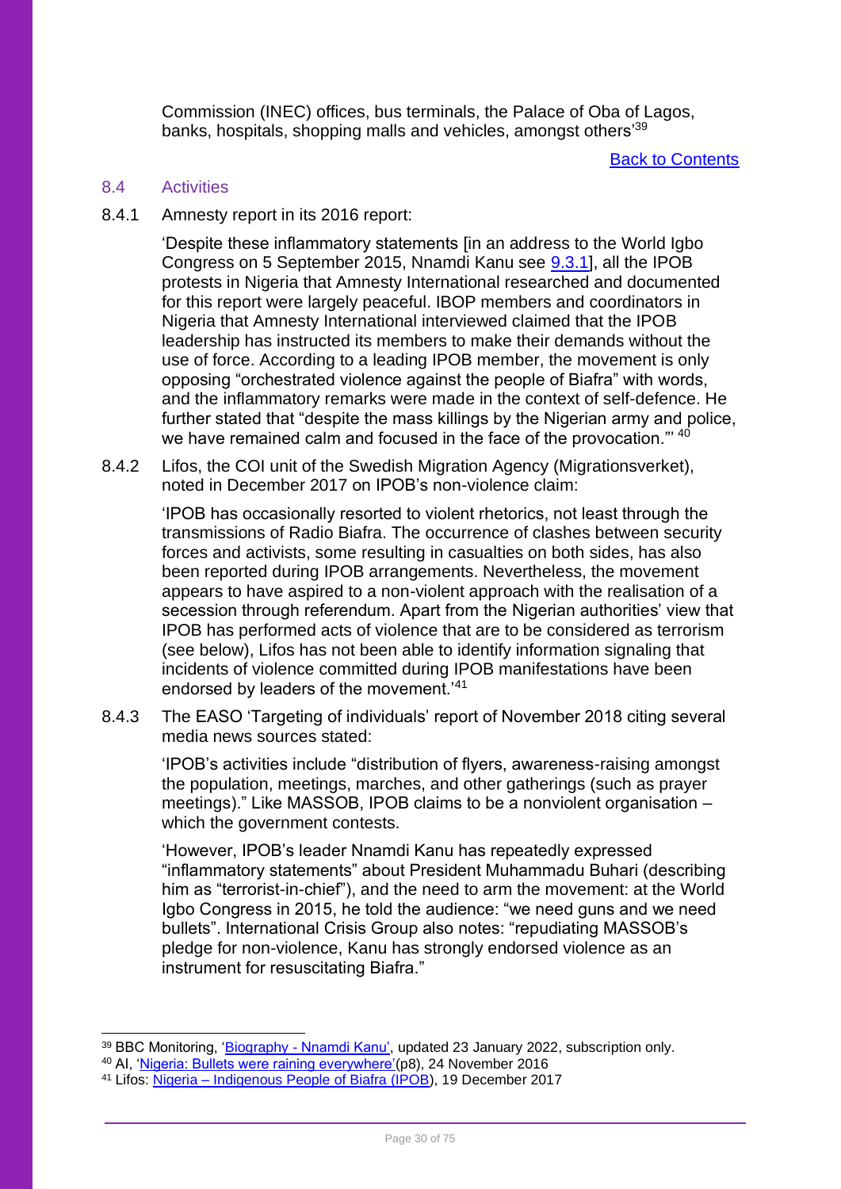Commission (INEC) offices, bus terminals, the Palace of Oba of Lagos, banks, hospitals, shopping malls and vehicles, amongst others'[39]

Back to Contents

### 8.4 Activities

8.4.1 Amnesty report in its 2016 report:

> 'Despite these inflammatory statements [in an address to the World Igbo Congress on 5 September 2015, Nnamdi Kanu see 9.3.1], all the IPOB protests in Nigeria that Amnesty International researched and documented for this report were largely peaceful. IBOP members and coordinators in Nigeria that Amnesty International interviewed claimed that the IPOB leadership has instructed its members to make their demands without the use of force. According to a leading IPOB member, the movement is only opposing "orchestrated violence against the people of Biafra" with words, and the inflammatory remarks were made in the context of self-defence. He further stated that "despite the mass killings by the Nigerian army and police, we have remained calm and focused in the face of the provocation."' [40]

8.4.2 Lifos, the COI unit of the Swedish Migration Agency (Migrationsverket), noted in December 2017 on IPOB's non-violence claim:

> 'IPOB has occasionally resorted to violent rhetorics, not least through the transmissions of Radio Biafra. The occurrence of clashes between security forces and activists, some resulting in casualties on both sides, has also been reported during IPOB arrangements. Nevertheless, the movement appears to have aspired to a non-violent approach with the realisation of a secession through referendum. Apart from the Nigerian authorities' view that IPOB has performed acts of violence that are to be considered as terrorism (see below), Lifos has not been able to identify information signaling that incidents of violence committed during IPOB manifestations have been endorsed by leaders of the movement.'[41]

8.4.3 The EASO 'Targeting of individuals' report of November 2018 citing several media news sources stated:

> 'IPOB's activities include "distribution of flyers, awareness-raising amongst the population, meetings, marches, and other gatherings (such as prayer meetings)." Like MASSOB, IPOB claims to be a nonviolent organisation – which the government contests.
>
> 'However, IPOB's leader Nnamdi Kanu has repeatedly expressed "inflammatory statements" about President Muhammadu Buhari (describing him as "terrorist-in-chief"), and the need to arm the movement: at the World Igbo Congress in 2015, he told the audience: "we need guns and we need bullets". International Crisis Group also notes: "repudiating MASSOB's pledge for non-violence, Kanu has strongly endorsed violence as an instrument for resuscitating Biafra."

---

[39] BBC Monitoring, 'Biography - Nnamdi Kanu', updated 23 January 2022, subscription only.

[40] AI, 'Nigeria: Bullets were raining everywhere'(p8), 24 November 2016

[41] Lifos: Nigeria – Indigenous People of Biafra (IPOB), 19 December 2017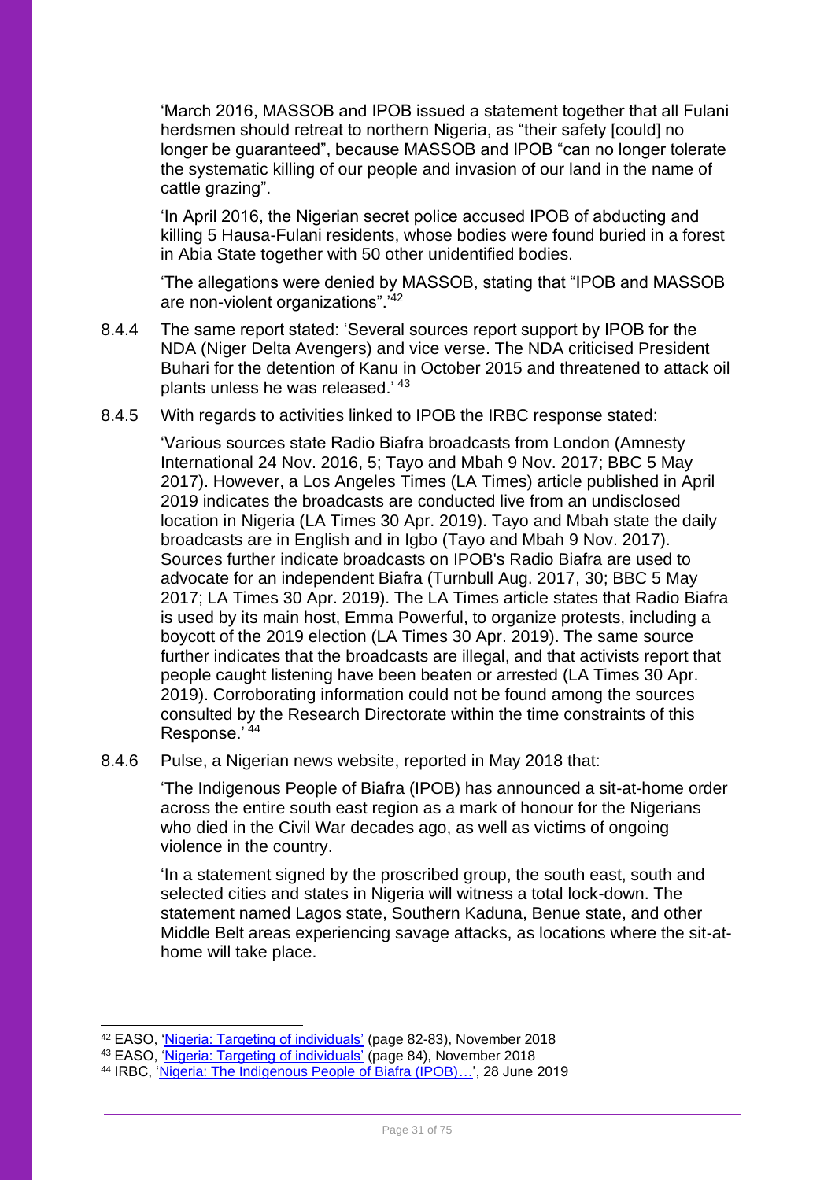'March 2016, MASSOB and IPOB issued a statement together that all Fulani herdsmen should retreat to northern Nigeria, as "their safety [could] no longer be guaranteed", because MASSOB and IPOB "can no longer tolerate the systematic killing of our people and invasion of our land in the name of cattle grazing".

'In April 2016, the Nigerian secret police accused IPOB of abducting and killing 5 Hausa-Fulani residents, whose bodies were found buried in a forest in Abia State together with 50 other unidentified bodies.

'The allegations were denied by MASSOB, stating that "IPOB and MASSOB are non-violent organizations".'[42]

8.4.4 The same report stated: 'Several sources report support by IPOB for the NDA (Niger Delta Avengers) and vice verse. The NDA criticised President Buhari for the detention of Kanu in October 2015 and threatened to attack oil plants unless he was released.' [43]

8.4.5 With regards to activities linked to IPOB the IRBC response stated:

'Various sources state Radio Biafra broadcasts from London (Amnesty International 24 Nov. 2016, 5; Tayo and Mbah 9 Nov. 2017; BBC 5 May 2017). However, a Los Angeles Times (LA Times) article published in April 2019 indicates the broadcasts are conducted live from an undisclosed location in Nigeria (LA Times 30 Apr. 2019). Tayo and Mbah state the daily broadcasts are in English and in Igbo (Tayo and Mbah 9 Nov. 2017). Sources further indicate broadcasts on IPOB's Radio Biafra are used to advocate for an independent Biafra (Turnbull Aug. 2017, 30; BBC 5 May 2017; LA Times 30 Apr. 2019). The LA Times article states that Radio Biafra is used by its main host, Emma Powerful, to organize protests, including a boycott of the 2019 election (LA Times 30 Apr. 2019). The same source further indicates that the broadcasts are illegal, and that activists report that people caught listening have been beaten or arrested (LA Times 30 Apr. 2019). Corroborating information could not be found among the sources consulted by the Research Directorate within the time constraints of this Response.' [44]

8.4.6 Pulse, a Nigerian news website, reported in May 2018 that:

'The Indigenous People of Biafra (IPOB) has announced a sit-at-home order across the entire south east region as a mark of honour for the Nigerians who died in the Civil War decades ago, as well as victims of ongoing violence in the country.

'In a statement signed by the proscribed group, the south east, south and selected cities and states in Nigeria will witness a total lock-down. The statement named Lagos state, Southern Kaduna, Benue state, and other Middle Belt areas experiencing savage attacks, as locations where the sit-at-home will take place.

---

[42] EASO, 'Nigeria: Targeting of individuals' (page 82-83), November 2018

[43] EASO, 'Nigeria: Targeting of individuals' (page 84), November 2018

[44] IRBC, 'Nigeria: The Indigenous People of Biafra (IPOB)…', 28 June 2019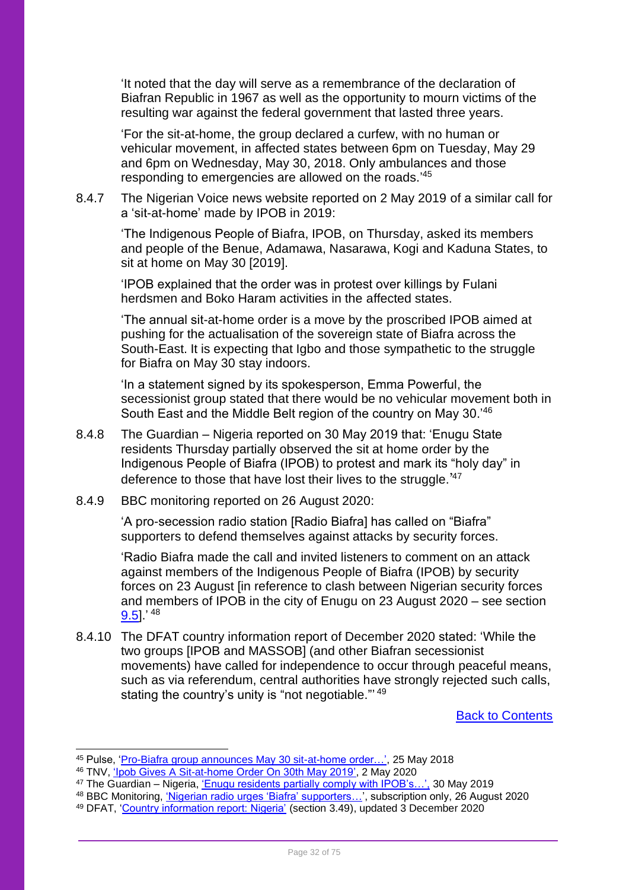'It noted that the day will serve as a remembrance of the declaration of Biafran Republic in 1967 as well as the opportunity to mourn victims of the resulting war against the federal government that lasted three years.

'For the sit-at-home, the group declared a curfew, with no human or vehicular movement, in affected states between 6pm on Tuesday, May 29 and 6pm on Wednesday, May 30, 2018. Only ambulances and those responding to emergencies are allowed on the roads.'[45]

8.4.7 The Nigerian Voice news website reported on 2 May 2019 of a similar call for a 'sit-at-home' made by IPOB in 2019:

'The Indigenous People of Biafra, IPOB, on Thursday, asked its members and people of the Benue, Adamawa, Nasarawa, Kogi and Kaduna States, to sit at home on May 30 [2019].

'IPOB explained that the order was in protest over killings by Fulani herdsmen and Boko Haram activities in the affected states.

'The annual sit-at-home order is a move by the proscribed IPOB aimed at pushing for the actualisation of the sovereign state of Biafra across the South-East. It is expecting that Igbo and those sympathetic to the struggle for Biafra on May 30 stay indoors.

'In a statement signed by its spokesperson, Emma Powerful, the secessionist group stated that there would be no vehicular movement both in South East and the Middle Belt region of the country on May 30.'[46]

8.4.8 The Guardian – Nigeria reported on 30 May 2019 that: 'Enugu State residents Thursday partially observed the sit at home order by the Indigenous People of Biafra (IPOB) to protest and mark its "holy day" in deference to those that have lost their lives to the struggle.'[47]

8.4.9 BBC monitoring reported on 26 August 2020:

'A pro-secession radio station [Radio Biafra] has called on "Biafra" supporters to defend themselves against attacks by security forces.

'Radio Biafra made the call and invited listeners to comment on an attack against members of the Indigenous People of Biafra (IPOB) by security forces on 23 August [in reference to clash between Nigerian security forces and members of IPOB in the city of Enugu on 23 August 2020 – see section 9.5].' [48]

8.4.10 The DFAT country information report of December 2020 stated: 'While the two groups [IPOB and MASSOB] (and other Biafran secessionist movements) have called for independence to occur through peaceful means, such as via referendum, central authorities have strongly rejected such calls, stating the country's unity is "not negotiable."' [49]

Back to Contents

---

[45] Pulse, 'Pro-Biafra group announces May 30 sit-at-home order…', 25 May 2018
[46] TNV, 'Ipob Gives A Sit-at-home Order On 30th May 2019', 2 May 2020
[47] The Guardian – Nigeria, 'Enugu residents partially comply with IPOB's…', 30 May 2019
[48] BBC Monitoring, 'Nigerian radio urges 'Biafra' supporters…', subscription only, 26 August 2020
[49] DFAT, 'Country information report: Nigeria' (section 3.49), updated 3 December 2020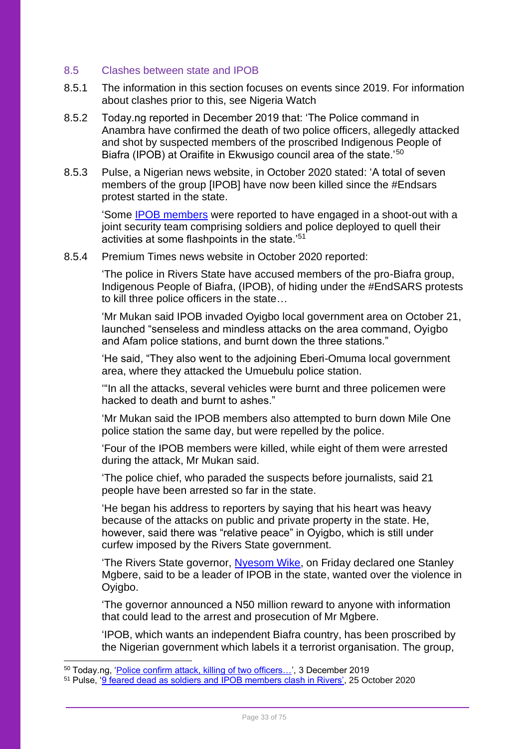## 8.5 Clashes between state and IPOB

8.5.1 The information in this section focuses on events since 2019. For information about clashes prior to this, see Nigeria Watch

8.5.2 Today.ng reported in December 2019 that: 'The Police command in Anambra have confirmed the death of two police officers, allegedly attacked and shot by suspected members of the proscribed Indigenous People of Biafra (IPOB) at Oraifite in Ekwusigo council area of the state.'[50]

8.5.3 Pulse, a Nigerian news website, in October 2020 stated: 'A total of seven members of the group [IPOB] have now been killed since the #Endsars protest started in the state.

'Some IPOB members were reported to have engaged in a shoot-out with a joint security team comprising soldiers and police deployed to quell their activities at some flashpoints in the state.'[51]

8.5.4 Premium Times news website in October 2020 reported:

'The police in Rivers State have accused members of the pro-Biafra group, Indigenous People of Biafra, (IPOB), of hiding under the #EndSARS protests to kill three police officers in the state…

'Mr Mukan said IPOB invaded Oyigbo local government area on October 21, launched "senseless and mindless attacks on the area command, Oyigbo and Afam police stations, and burnt down the three stations."

'He said, "They also went to the adjoining Eberi-Omuma local government area, where they attacked the Umuebulu police station.

'"In all the attacks, several vehicles were burnt and three policemen were hacked to death and burnt to ashes."

'Mr Mukan said the IPOB members also attempted to burn down Mile One police station the same day, but were repelled by the police.

'Four of the IPOB members were killed, while eight of them were arrested during the attack, Mr Mukan said.

'The police chief, who paraded the suspects before journalists, said 21 people have been arrested so far in the state.

'He began his address to reporters by saying that his heart was heavy because of the attacks on public and private property in the state. He, however, said there was "relative peace" in Oyigbo, which is still under curfew imposed by the Rivers State government.

'The Rivers State governor, Nyesom Wike, on Friday declared one Stanley Mgbere, said to be a leader of IPOB in the state, wanted over the violence in Oyigbo.

'The governor announced a N50 million reward to anyone with information that could lead to the arrest and prosecution of Mr Mgbere.

'IPOB, which wants an independent Biafra country, has been proscribed by the Nigerian government which labels it a terrorist organisation. The group,

---

[50] Today.ng, 'Police confirm attack, killing of two officers…', 3 December 2019

[51] Pulse, '9 feared dead as soldiers and IPOB members clash in Rivers', 25 October 2020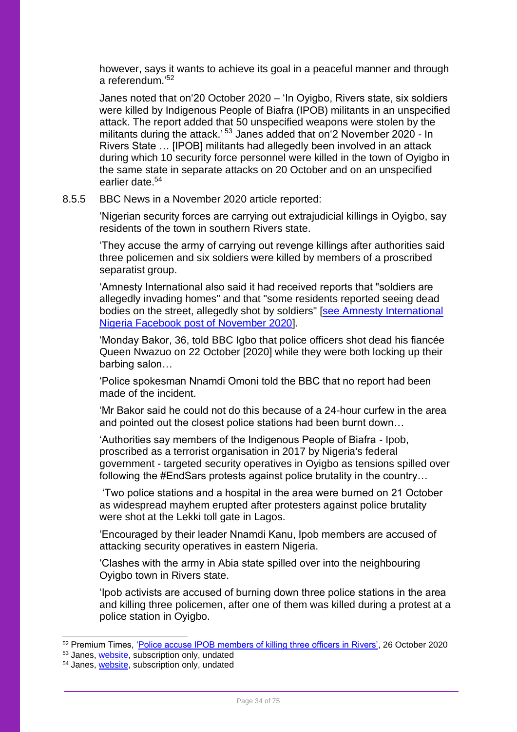however, says it wants to achieve its goal in a peaceful manner and through a referendum.'[52]

Janes noted that on'20 October 2020 – 'In Oyigbo, Rivers state, six soldiers were killed by Indigenous People of Biafra (IPOB) militants in an unspecified attack. The report added that 50 unspecified weapons were stolen by the militants during the attack.' [53] Janes added that on'2 November 2020 - In Rivers State … [IPOB] militants had allegedly been involved in an attack during which 10 security force personnel were killed in the town of Oyigbo in the same state in separate attacks on 20 October and on an unspecified earlier date.[54]

8.5.5 BBC News in a November 2020 article reported:

'Nigerian security forces are carrying out extrajudicial killings in Oyigbo, say residents of the town in southern Rivers state.

'They accuse the army of carrying out revenge killings after authorities said three policemen and six soldiers were killed by members of a proscribed separatist group.

'Amnesty International also said it had received reports that "soldiers are allegedly invading homes" and that "some residents reported seeing dead bodies on the street, allegedly shot by soldiers" [see Amnesty International Nigeria Facebook post of November 2020].

'Monday Bakor, 36, told BBC Igbo that police officers shot dead his fiancée Queen Nwazuo on 22 October [2020] while they were both locking up their barbing salon…

'Police spokesman Nnamdi Omoni told the BBC that no report had been made of the incident.

'Mr Bakor said he could not do this because of a 24-hour curfew in the area and pointed out the closest police stations had been burnt down…

'Authorities say members of the Indigenous People of Biafra - Ipob, proscribed as a terrorist organisation in 2017 by Nigeria's federal government - targeted security operatives in Oyigbo as tensions spilled over following the #EndSars protests against police brutality in the country…

'Two police stations and a hospital in the area were burned on 21 October as widespread mayhem erupted after protesters against police brutality were shot at the Lekki toll gate in Lagos.

'Encouraged by their leader Nnamdi Kanu, Ipob members are accused of attacking security operatives in eastern Nigeria.

'Clashes with the army in Abia state spilled over into the neighbouring Oyigbo town in Rivers state.

'Ipob activists are accused of burning down three police stations in the area and killing three policemen, after one of them was killed during a protest at a police station in Oyigbo.

---

[52] Premium Times, 'Police accuse IPOB members of killing three officers in Rivers', 26 October 2020

[53] Janes, website, subscription only, undated

[54] Janes, website, subscription only, undated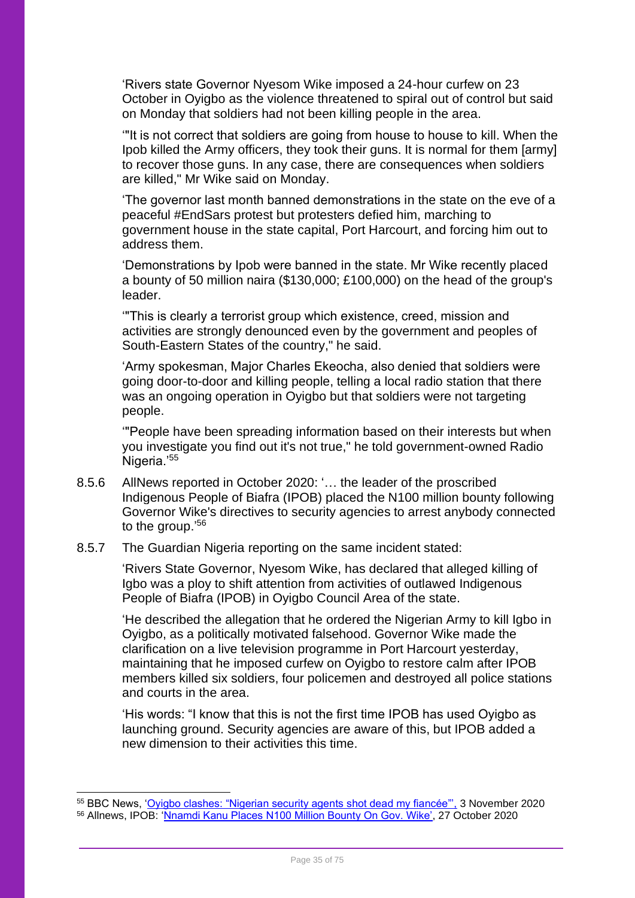'Rivers state Governor Nyesom Wike imposed a 24-hour curfew on 23 October in Oyigbo as the violence threatened to spiral out of control but said on Monday that soldiers had not been killing people in the area.

'"It is not correct that soldiers are going from house to house to kill. When the Ipob killed the Army officers, they took their guns. It is normal for them [army] to recover those guns. In any case, there are consequences when soldiers are killed," Mr Wike said on Monday.

'The governor last month banned demonstrations in the state on the eve of a peaceful #EndSars protest but protesters defied him, marching to government house in the state capital, Port Harcourt, and forcing him out to address them.

'Demonstrations by Ipob were banned in the state. Mr Wike recently placed a bounty of 50 million naira ($130,000; £100,000) on the head of the group's leader.

'"This is clearly a terrorist group which existence, creed, mission and activities are strongly denounced even by the government and peoples of South-Eastern States of the country," he said.

'Army spokesman, Major Charles Ekeocha, also denied that soldiers were going door-to-door and killing people, telling a local radio station that there was an ongoing operation in Oyigbo but that soldiers were not targeting people.

'"People have been spreading information based on their interests but when you investigate you find out it's not true," he told government-owned Radio Nigeria.'[55]

8.5.6 AllNews reported in October 2020: '… the leader of the proscribed Indigenous People of Biafra (IPOB) placed the N100 million bounty following Governor Wike's directives to security agencies to arrest anybody connected to the group.'[56]

8.5.7 The Guardian Nigeria reporting on the same incident stated:

'Rivers State Governor, Nyesom Wike, has declared that alleged killing of Igbo was a ploy to shift attention from activities of outlawed Indigenous People of Biafra (IPOB) in Oyigbo Council Area of the state.

'He described the allegation that he ordered the Nigerian Army to kill Igbo in Oyigbo, as a politically motivated falsehood. Governor Wike made the clarification on a live television programme in Port Harcourt yesterday, maintaining that he imposed curfew on Oyigbo to restore calm after IPOB members killed six soldiers, four policemen and destroyed all police stations and courts in the area.

'His words: "I know that this is not the first time IPOB has used Oyigbo as launching ground. Security agencies are aware of this, but IPOB added a new dimension to their activities this time.

[55] BBC News, 'Oyigbo clashes: "Nigerian security agents shot dead my fiancée"', 3 November 2020

[56] Allnews, IPOB: 'Nnamdi Kanu Places N100 Million Bounty On Gov. Wike', 27 October 2020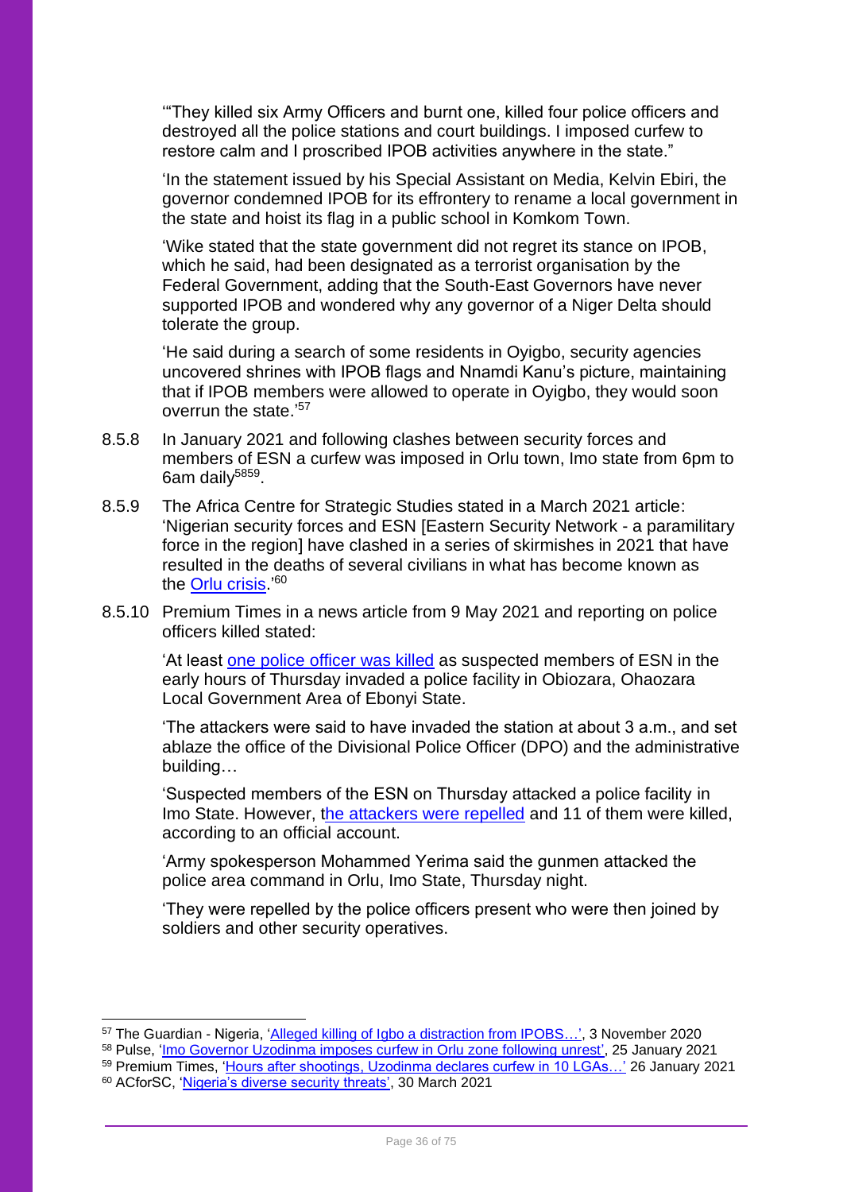'"They killed six Army Officers and burnt one, killed four police officers and destroyed all the police stations and court buildings. I imposed curfew to restore calm and I proscribed IPOB activities anywhere in the state."

'In the statement issued by his Special Assistant on Media, Kelvin Ebiri, the governor condemned IPOB for its effrontery to rename a local government in the state and hoist its flag in a public school in Komkom Town.

'Wike stated that the state government did not regret its stance on IPOB, which he said, had been designated as a terrorist organisation by the Federal Government, adding that the South-East Governors have never supported IPOB and wondered why any governor of a Niger Delta should tolerate the group.

'He said during a search of some residents in Oyigbo, security agencies uncovered shrines with IPOB flags and Nnamdi Kanu's picture, maintaining that if IPOB members were allowed to operate in Oyigbo, they would soon overrun the state.'[57]

8.5.8 In January 2021 and following clashes between security forces and members of ESN a curfew was imposed in Orlu town, Imo state from 6pm to 6am daily[58][59].

8.5.9 The Africa Centre for Strategic Studies stated in a March 2021 article: 'Nigerian security forces and ESN [Eastern Security Network - a paramilitary force in the region] have clashed in a series of skirmishes in 2021 that have resulted in the deaths of several civilians in what has become known as the Orlu crisis.'[60]

8.5.10 Premium Times in a news article from 9 May 2021 and reporting on police officers killed stated:

'At least one police officer was killed as suspected members of ESN in the early hours of Thursday invaded a police facility in Obiozara, Ohaozara Local Government Area of Ebonyi State.

'The attackers were said to have invaded the station at about 3 a.m., and set ablaze the office of the Divisional Police Officer (DPO) and the administrative building…

'Suspected members of the ESN on Thursday attacked a police facility in Imo State. However, the attackers were repelled and 11 of them were killed, according to an official account.

'Army spokesperson Mohammed Yerima said the gunmen attacked the police area command in Orlu, Imo State, Thursday night.

'They were repelled by the police officers present who were then joined by soldiers and other security operatives.

---

[57] The Guardian - Nigeria, 'Alleged killing of Igbo a distraction from IPOBS…', 3 November 2020

[58] Pulse, 'Imo Governor Uzodinma imposes curfew in Orlu zone following unrest', 25 January 2021

[59] Premium Times, 'Hours after shootings, Uzodinma declares curfew in 10 LGAs…' 26 January 2021

[60] ACforSC, 'Nigeria's diverse security threats', 30 March 2021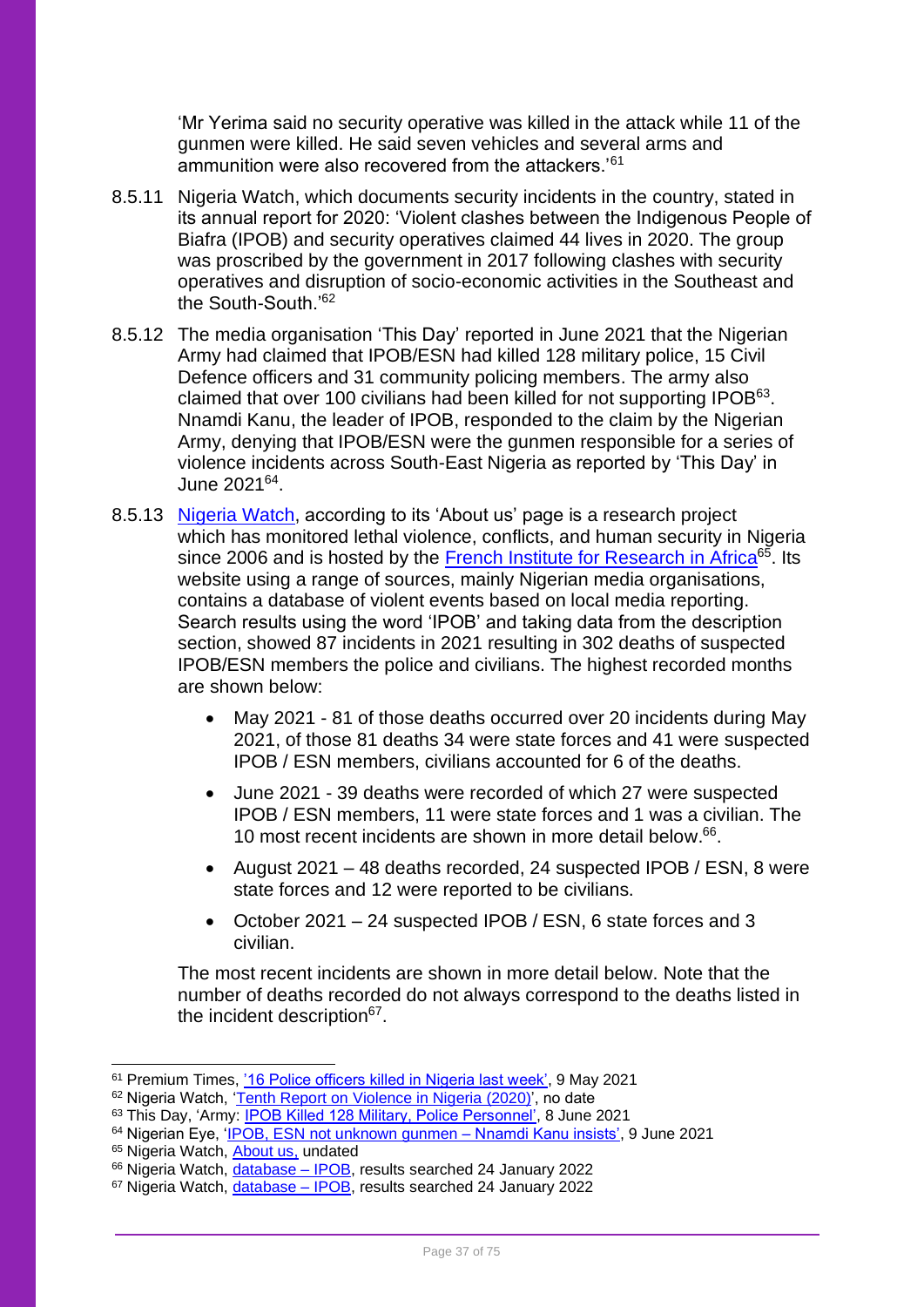'Mr Yerima said no security operative was killed in the attack while 11 of the gunmen were killed. He said seven vehicles and several arms and ammunition were also recovered from the attackers.'[61]

8.5.11 Nigeria Watch, which documents security incidents in the country, stated in its annual report for 2020: 'Violent clashes between the Indigenous People of Biafra (IPOB) and security operatives claimed 44 lives in 2020. The group was proscribed by the government in 2017 following clashes with security operatives and disruption of socio-economic activities in the Southeast and the South-South.'[62]

8.5.12 The media organisation 'This Day' reported in June 2021 that the Nigerian Army had claimed that IPOB/ESN had killed 128 military police, 15 Civil Defence officers and 31 community policing members. The army also claimed that over 100 civilians had been killed for not supporting IPOB[63]. Nnamdi Kanu, the leader of IPOB, responded to the claim by the Nigerian Army, denying that IPOB/ESN were the gunmen responsible for a series of violence incidents across South-East Nigeria as reported by 'This Day' in June 2021[64].

8.5.13 Nigeria Watch, according to its 'About us' page is a research project which has monitored lethal violence, conflicts, and human security in Nigeria since 2006 and is hosted by the French Institute for Research in Africa[65]. Its website using a range of sources, mainly Nigerian media organisations, contains a database of violent events based on local media reporting. Search results using the word 'IPOB' and taking data from the description section, showed 87 incidents in 2021 resulting in 302 deaths of suspected IPOB/ESN members the police and civilians. The highest recorded months are shown below:

- May 2021 - 81 of those deaths occurred over 20 incidents during May 2021, of those 81 deaths 34 were state forces and 41 were suspected IPOB / ESN members, civilians accounted for 6 of the deaths.
- June 2021 - 39 deaths were recorded of which 27 were suspected IPOB / ESN members, 11 were state forces and 1 was a civilian. The 10 most recent incidents are shown in more detail below.[66].
- August 2021 – 48 deaths recorded, 24 suspected IPOB / ESN, 8 were state forces and 12 were reported to be civilians.
- October 2021 – 24 suspected IPOB / ESN, 6 state forces and 3 civilian.

The most recent incidents are shown in more detail below. Note that the number of deaths recorded do not always correspond to the deaths listed in the incident description[67].

---

[61] Premium Times, '16 Police officers killed in Nigeria last week', 9 May 2021
[62] Nigeria Watch, 'Tenth Report on Violence in Nigeria (2020)', no date
[63] This Day, 'Army: IPOB Killed 128 Military, Police Personnel', 8 June 2021
[64] Nigerian Eye, 'IPOB, ESN not unknown gunmen – Nnamdi Kanu insists', 9 June 2021
[65] Nigeria Watch, About us, undated
[66] Nigeria Watch, database – IPOB, results searched 24 January 2022
[67] Nigeria Watch, database – IPOB, results searched 24 January 2022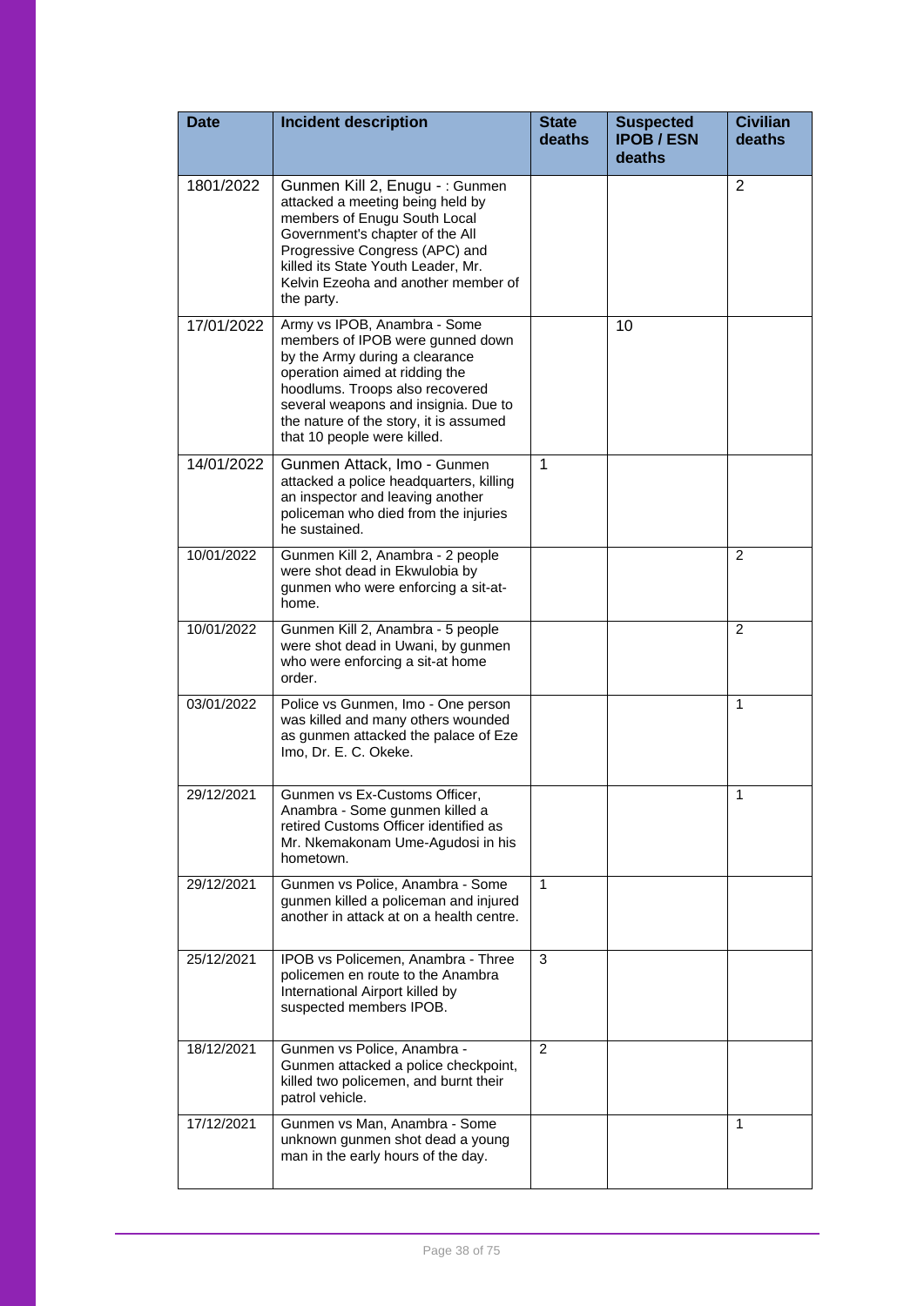| Date | Incident description | State deaths | Suspected IPOB / ESN deaths | Civilian deaths |
|---|---|---|---|---|
| 1801/2022 | Gunmen Kill 2, Enugu - : Gunmen attacked a meeting being held by members of Enugu South Local Government's chapter of the All Progressive Congress (APC) and killed its State Youth Leader, Mr. Kelvin Ezeoha and another member of the party. | | | 2 |
| 17/01/2022 | Army vs IPOB, Anambra - Some members of IPOB were gunned down by the Army during a clearance operation aimed at ridding the hoodlums. Troops also recovered several weapons and insignia. Due to the nature of the story, it is assumed that 10 people were killed. | | 10 | |
| 14/01/2022 | Gunmen Attack, Imo - Gunmen attacked a police headquarters, killing an inspector and leaving another policeman who died from the injuries he sustained. | 1 | | |
| 10/01/2022 | Gunmen Kill 2, Anambra - 2 people were shot dead in Ekwulobia by gunmen who were enforcing a sit-at-home. | | | 2 |
| 10/01/2022 | Gunmen Kill 2, Anambra - 5 people were shot dead in Uwani, by gunmen who were enforcing a sit-at home order. | | | 2 |
| 03/01/2022 | Police vs Gunmen, Imo - One person was killed and many others wounded as gunmen attacked the palace of Eze Imo, Dr. E. C. Okeke. | | | 1 |
| 29/12/2021 | Gunmen vs Ex-Customs Officer, Anambra - Some gunmen killed a retired Customs Officer identified as Mr. Nkemakonam Ume-Agudosi in his hometown. | | | 1 |
| 29/12/2021 | Gunmen vs Police, Anambra - Some gunmen killed a policeman and injured another in attack at on a health centre. | 1 | | |
| 25/12/2021 | IPOB vs Policemen, Anambra - Three policemen en route to the Anambra International Airport killed by suspected members IPOB. | 3 | | |
| 18/12/2021 | Gunmen vs Police, Anambra - Gunmen attacked a police checkpoint, killed two policemen, and burnt their patrol vehicle. | 2 | | |
| 17/12/2021 | Gunmen vs Man, Anambra - Some unknown gunmen shot dead a young man in the early hours of the day. | | | 1 |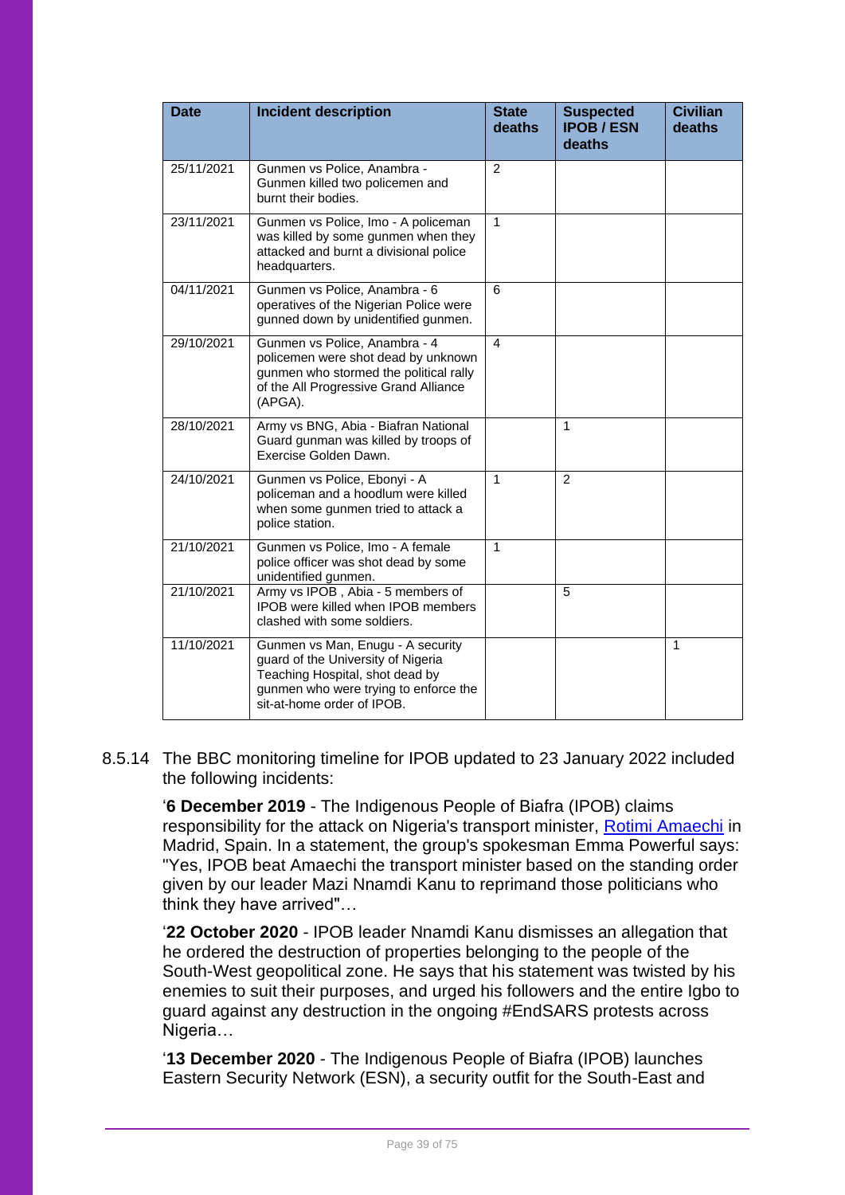| Date | Incident description | State deaths | Suspected IPOB / ESN deaths | Civilian deaths |
|---|---|---|---|---|
| 25/11/2021 | Gunmen vs Police, Anambra - Gunmen killed two policemen and burnt their bodies. | 2 | | |
| 23/11/2021 | Gunmen vs Police, Imo - A policeman was killed by some gunmen when they attacked and burnt a divisional police headquarters. | 1 | | |
| 04/11/2021 | Gunmen vs Police, Anambra - 6 operatives of the Nigerian Police were gunned down by unidentified gunmen. | 6 | | |
| 29/10/2021 | Gunmen vs Police, Anambra - 4 policemen were shot dead by unknown gunmen who stormed the political rally of the All Progressive Grand Alliance (APGA). | 4 | | |
| 28/10/2021 | Army vs BNG, Abia - Biafran National Guard gunman was killed by troops of Exercise Golden Dawn. | | 1 | |
| 24/10/2021 | Gunmen vs Police, Ebonyi - A policeman and a hoodlum were killed when some gunmen tried to attack a police station. | 1 | 2 | |
| 21/10/2021 | Gunmen vs Police, Imo - A female police officer was shot dead by some unidentified gunmen. | 1 | | |
| 21/10/2021 | Army vs IPOB , Abia - 5 members of IPOB were killed when IPOB members clashed with some soldiers. | | 5 | |
| 11/10/2021 | Gunmen vs Man, Enugu - A security guard of the University of Nigeria Teaching Hospital, shot dead by gunmen who were trying to enforce the sit-at-home order of IPOB. | | | 1 |

8.5.14 The BBC monitoring timeline for IPOB updated to 23 January 2022 included the following incidents:

'**6 December 2019** - The Indigenous People of Biafra (IPOB) claims responsibility for the attack on Nigeria's transport minister, Rotimi Amaechi in Madrid, Spain. In a statement, the group's spokesman Emma Powerful says: "Yes, IPOB beat Amaechi the transport minister based on the standing order given by our leader Mazi Nnamdi Kanu to reprimand those politicians who think they have arrived"…

'**22 October 2020** - IPOB leader Nnamdi Kanu dismisses an allegation that he ordered the destruction of properties belonging to the people of the South-West geopolitical zone. He says that his statement was twisted by his enemies to suit their purposes, and urged his followers and the entire Igbo to guard against any destruction in the ongoing #EndSARS protests across Nigeria…

'**13 December 2020** - The Indigenous People of Biafra (IPOB) launches Eastern Security Network (ESN), a security outfit for the South-East and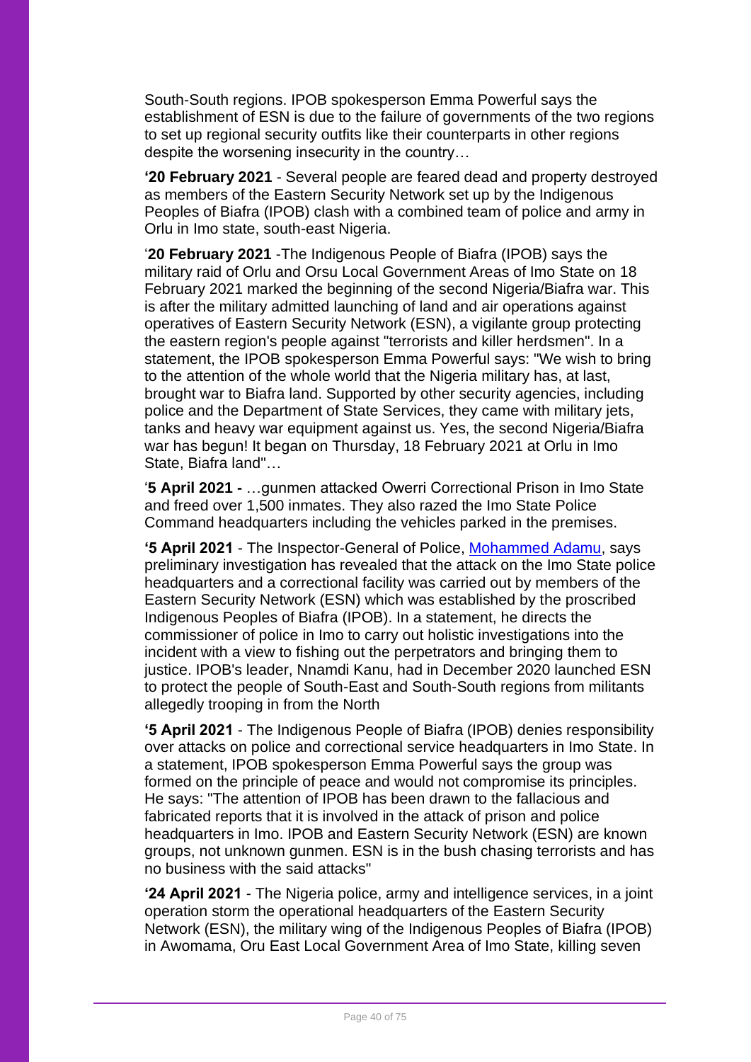South-South regions. IPOB spokesperson Emma Powerful says the establishment of ESN is due to the failure of governments of the two regions to set up regional security outfits like their counterparts in other regions despite the worsening insecurity in the country…

**'20 February 2021** - Several people are feared dead and property destroyed as members of the Eastern Security Network set up by the Indigenous Peoples of Biafra (IPOB) clash with a combined team of police and army in Orlu in Imo state, south-east Nigeria.

'**20 February 2021** -The Indigenous People of Biafra (IPOB) says the military raid of Orlu and Orsu Local Government Areas of Imo State on 18 February 2021 marked the beginning of the second Nigeria/Biafra war. This is after the military admitted launching of land and air operations against operatives of Eastern Security Network (ESN), a vigilante group protecting the eastern region's people against "terrorists and killer herdsmen". In a statement, the IPOB spokesperson Emma Powerful says: "We wish to bring to the attention of the whole world that the Nigeria military has, at last, brought war to Biafra land. Supported by other security agencies, including police and the Department of State Services, they came with military jets, tanks and heavy war equipment against us. Yes, the second Nigeria/Biafra war has begun! It began on Thursday, 18 February 2021 at Orlu in Imo State, Biafra land"…

'**5 April 2021 -** …gunmen attacked Owerri Correctional Prison in Imo State and freed over 1,500 inmates. They also razed the Imo State Police Command headquarters including the vehicles parked in the premises.

**'5 April 2021** - The Inspector-General of Police, Mohammed Adamu, says preliminary investigation has revealed that the attack on the Imo State police headquarters and a correctional facility was carried out by members of the Eastern Security Network (ESN) which was established by the proscribed Indigenous Peoples of Biafra (IPOB). In a statement, he directs the commissioner of police in Imo to carry out holistic investigations into the incident with a view to fishing out the perpetrators and bringing them to justice. IPOB's leader, Nnamdi Kanu, had in December 2020 launched ESN to protect the people of South-East and South-South regions from militants allegedly trooping in from the North

**'5 April 2021** - The Indigenous People of Biafra (IPOB) denies responsibility over attacks on police and correctional service headquarters in Imo State. In a statement, IPOB spokesperson Emma Powerful says the group was formed on the principle of peace and would not compromise its principles. He says: "The attention of IPOB has been drawn to the fallacious and fabricated reports that it is involved in the attack of prison and police headquarters in Imo. IPOB and Eastern Security Network (ESN) are known groups, not unknown gunmen. ESN is in the bush chasing terrorists and has no business with the said attacks"

**'24 April 2021** - The Nigeria police, army and intelligence services, in a joint operation storm the operational headquarters of the Eastern Security Network (ESN), the military wing of the Indigenous Peoples of Biafra (IPOB) in Awomama, Oru East Local Government Area of Imo State, killing seven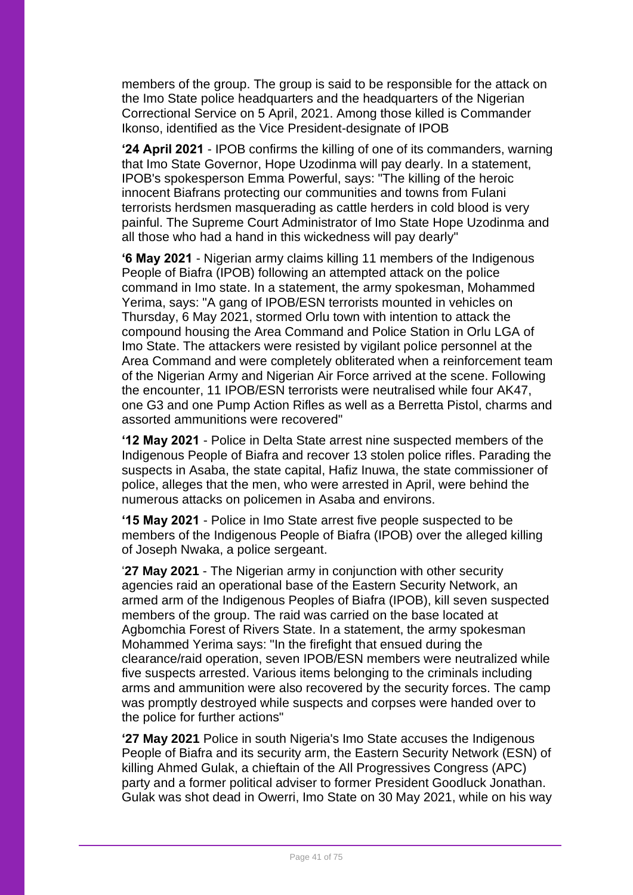members of the group. The group is said to be responsible for the attack on the Imo State police headquarters and the headquarters of the Nigerian Correctional Service on 5 April, 2021. Among those killed is Commander Ikonso, identified as the Vice President-designate of IPOB

**'24 April 2021** - IPOB confirms the killing of one of its commanders, warning that Imo State Governor, Hope Uzodinma will pay dearly. In a statement, IPOB's spokesperson Emma Powerful, says: "The killing of the heroic innocent Biafrans protecting our communities and towns from Fulani terrorists herdsmen masquerading as cattle herders in cold blood is very painful. The Supreme Court Administrator of Imo State Hope Uzodinma and all those who had a hand in this wickedness will pay dearly"

**'6 May 2021** - Nigerian army claims killing 11 members of the Indigenous People of Biafra (IPOB) following an attempted attack on the police command in Imo state. In a statement, the army spokesman, Mohammed Yerima, says: "A gang of IPOB/ESN terrorists mounted in vehicles on Thursday, 6 May 2021, stormed Orlu town with intention to attack the compound housing the Area Command and Police Station in Orlu LGA of Imo State. The attackers were resisted by vigilant police personnel at the Area Command and were completely obliterated when a reinforcement team of the Nigerian Army and Nigerian Air Force arrived at the scene. Following the encounter, 11 IPOB/ESN terrorists were neutralised while four AK47, one G3 and one Pump Action Rifles as well as a Berretta Pistol, charms and assorted ammunitions were recovered"

**'12 May 2021** - Police in Delta State arrest nine suspected members of the Indigenous People of Biafra and recover 13 stolen police rifles. Parading the suspects in Asaba, the state capital, Hafiz Inuwa, the state commissioner of police, alleges that the men, who were arrested in April, were behind the numerous attacks on policemen in Asaba and environs.

**'15 May 2021** - Police in Imo State arrest five people suspected to be members of the Indigenous People of Biafra (IPOB) over the alleged killing of Joseph Nwaka, a police sergeant.

'**27 May 2021** - The Nigerian army in conjunction with other security agencies raid an operational base of the Eastern Security Network, an armed arm of the Indigenous Peoples of Biafra (IPOB), kill seven suspected members of the group. The raid was carried on the base located at Agbomchia Forest of Rivers State. In a statement, the army spokesman Mohammed Yerima says: "In the firefight that ensued during the clearance/raid operation, seven IPOB/ESN members were neutralized while five suspects arrested. Various items belonging to the criminals including arms and ammunition were also recovered by the security forces. The camp was promptly destroyed while suspects and corpses were handed over to the police for further actions"

**'27 May 2021** Police in south Nigeria's Imo State accuses the Indigenous People of Biafra and its security arm, the Eastern Security Network (ESN) of killing Ahmed Gulak, a chieftain of the All Progressives Congress (APC) party and a former political adviser to former President Goodluck Jonathan. Gulak was shot dead in Owerri, Imo State on 30 May 2021, while on his way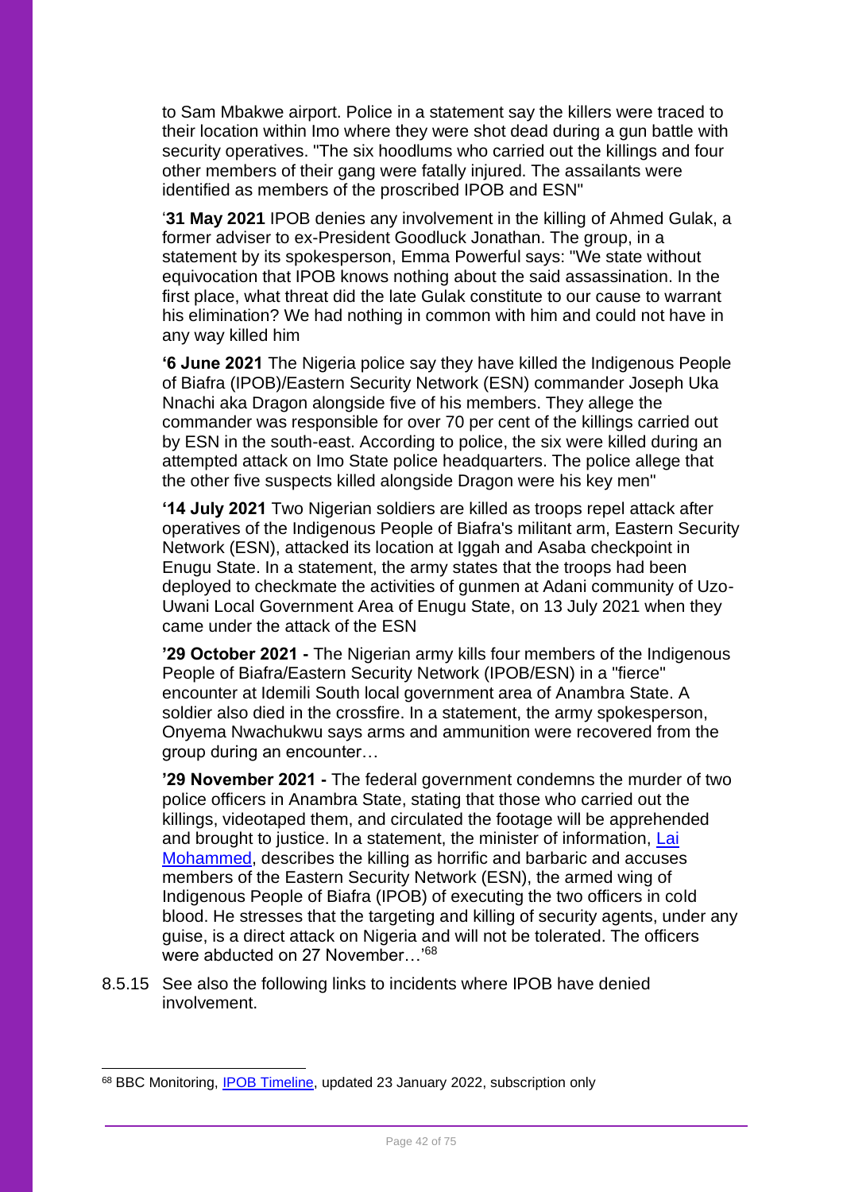to Sam Mbakwe airport. Police in a statement say the killers were traced to their location within Imo where they were shot dead during a gun battle with security operatives. "The six hoodlums who carried out the killings and four other members of their gang were fatally injured. The assailants were identified as members of the proscribed IPOB and ESN"

'**31 May 2021** IPOB denies any involvement in the killing of Ahmed Gulak, a former adviser to ex-President Goodluck Jonathan. The group, in a statement by its spokesperson, Emma Powerful says: "We state without equivocation that IPOB knows nothing about the said assassination. In the first place, what threat did the late Gulak constitute to our cause to warrant his elimination? We had nothing in common with him and could not have in any way killed him

**'6 June 2021** The Nigeria police say they have killed the Indigenous People of Biafra (IPOB)/Eastern Security Network (ESN) commander Joseph Uka Nnachi aka Dragon alongside five of his members. They allege the commander was responsible for over 70 per cent of the killings carried out by ESN in the south-east. According to police, the six were killed during an attempted attack on Imo State police headquarters. The police allege that the other five suspects killed alongside Dragon were his key men"

**'14 July 2021** Two Nigerian soldiers are killed as troops repel attack after operatives of the Indigenous People of Biafra's militant arm, Eastern Security Network (ESN), attacked its location at Iggah and Asaba checkpoint in Enugu State. In a statement, the army states that the troops had been deployed to checkmate the activities of gunmen at Adani community of Uzo-Uwani Local Government Area of Enugu State, on 13 July 2021 when they came under the attack of the ESN

**'29 October 2021 -** The Nigerian army kills four members of the Indigenous People of Biafra/Eastern Security Network (IPOB/ESN) in a "fierce" encounter at Idemili South local government area of Anambra State. A soldier also died in the crossfire. In a statement, the army spokesperson, Onyema Nwachukwu says arms and ammunition were recovered from the group during an encounter…

**'29 November 2021 -** The federal government condemns the murder of two police officers in Anambra State, stating that those who carried out the killings, videotaped them, and circulated the footage will be apprehended and brought to justice. In a statement, the minister of information, Lai Mohammed, describes the killing as horrific and barbaric and accuses members of the Eastern Security Network (ESN), the armed wing of Indigenous People of Biafra (IPOB) of executing the two officers in cold blood. He stresses that the targeting and killing of security agents, under any guise, is a direct attack on Nigeria and will not be tolerated. The officers were abducted on 27 November…'[68]

8.5.15 See also the following links to incidents where IPOB have denied involvement.

[68] BBC Monitoring, IPOB Timeline, updated 23 January 2022, subscription only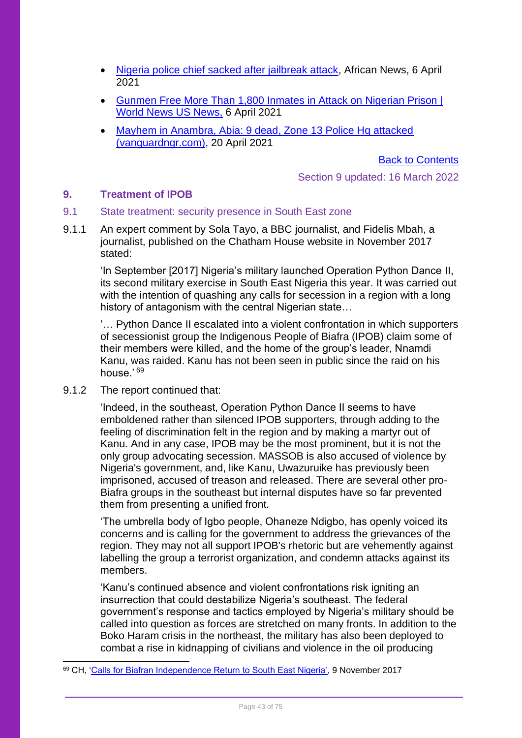- [Nigeria police chief sacked after jailbreak attack](), African News, 6 April 2021
- [Gunmen Free More Than 1,800 Inmates in Attack on Nigerian Prison | World News US News,]() 6 April 2021
- [Mayhem in Anambra, Abia: 9 dead, Zone 13 Police Hq attacked (vanguardngr.com)](), 20 April 2021

[Back to Contents]()

Section 9 updated: 16 March 2022

## 9. Treatment of IPOB

### 9.1 State treatment: security presence in South East zone

9.1.1 An expert comment by Sola Tayo, a BBC journalist, and Fidelis Mbah, a journalist, published on the Chatham House website in November 2017 stated:

> 'In September [2017] Nigeria's military launched Operation Python Dance II, its second military exercise in South East Nigeria this year. It was carried out with the intention of quashing any calls for secession in a region with a long history of antagonism with the central Nigerian state…
>
> '… Python Dance II escalated into a violent confrontation in which supporters of secessionist group the Indigenous People of Biafra (IPOB) claim some of their members were killed, and the home of the group's leader, Nnamdi Kanu, was raided. Kanu has not been seen in public since the raid on his house.' [69]

9.1.2 The report continued that:

> 'Indeed, in the southeast, Operation Python Dance II seems to have emboldened rather than silenced IPOB supporters, through adding to the feeling of discrimination felt in the region and by making a martyr out of Kanu. And in any case, IPOB may be the most prominent, but it is not the only group advocating secession. MASSOB is also accused of violence by Nigeria's government, and, like Kanu, Uwazuruike has previously been imprisoned, accused of treason and released. There are several other pro-Biafra groups in the southeast but internal disputes have so far prevented them from presenting a unified front.
>
> 'The umbrella body of Igbo people, Ohaneze Ndigbo, has openly voiced its concerns and is calling for the government to address the grievances of the region. They may not all support IPOB's rhetoric but are vehemently against labelling the group a terrorist organization, and condemn attacks against its members.
>
> 'Kanu's continued absence and violent confrontations risk igniting an insurrection that could destabilize Nigeria's southeast. The federal government's response and tactics employed by Nigeria's military should be called into question as forces are stretched on many fronts. In addition to the Boko Haram crisis in the northeast, the military has also been deployed to combat a rise in kidnapping of civilians and violence in the oil producing

---

[69] CH, ['Calls for Biafran Independence Return to South East Nigeria'](), 9 November 2017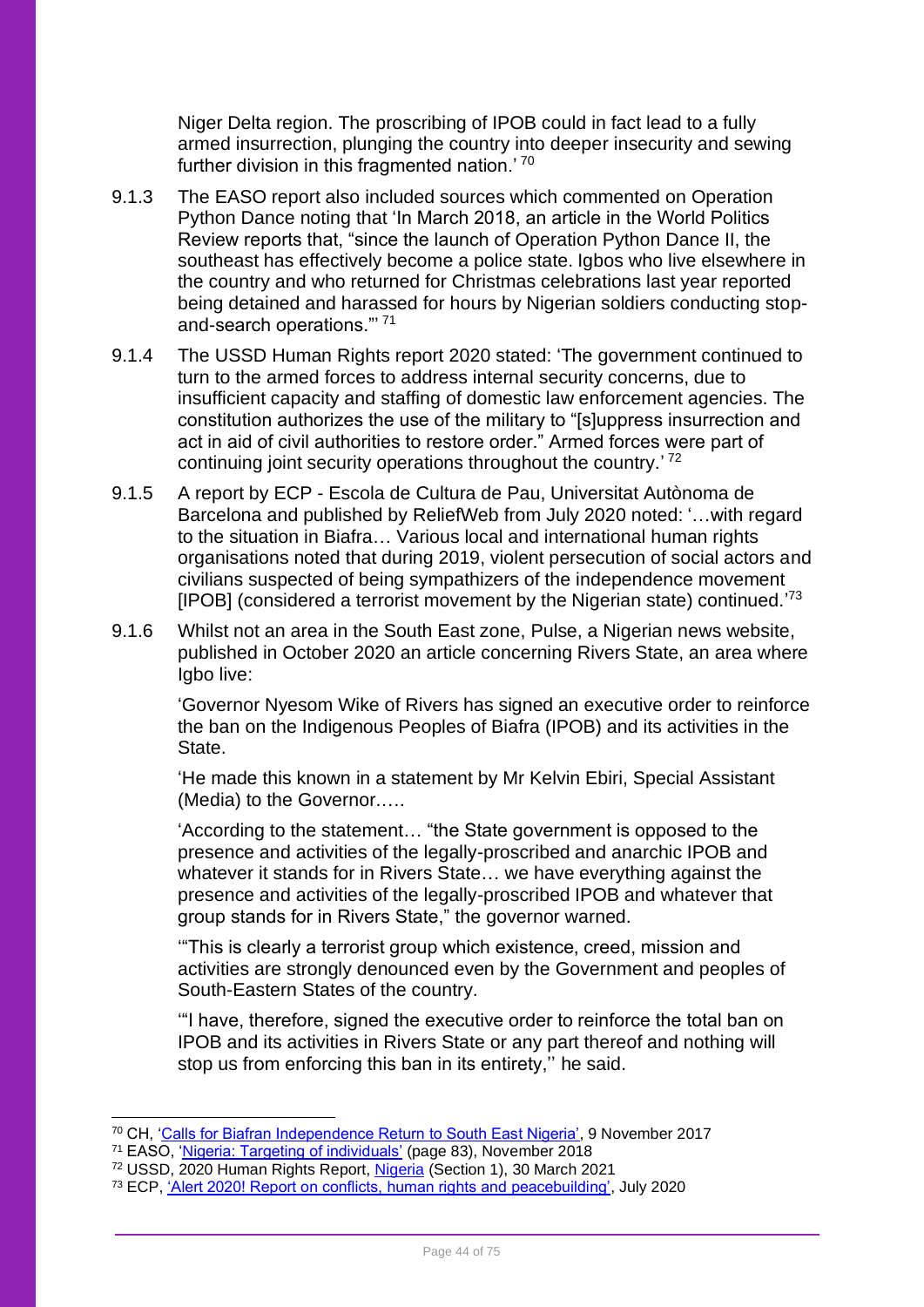Niger Delta region. The proscribing of IPOB could in fact lead to a fully armed insurrection, plunging the country into deeper insecurity and sewing further division in this fragmented nation.' [70]

9.1.3 The EASO report also included sources which commented on Operation Python Dance noting that 'In March 2018, an article in the World Politics Review reports that, "since the launch of Operation Python Dance II, the southeast has effectively become a police state. Igbos who live elsewhere in the country and who returned for Christmas celebrations last year reported being detained and harassed for hours by Nigerian soldiers conducting stop-and-search operations."' [71]

9.1.4 The USSD Human Rights report 2020 stated: 'The government continued to turn to the armed forces to address internal security concerns, due to insufficient capacity and staffing of domestic law enforcement agencies. The constitution authorizes the use of the military to "[s]uppress insurrection and act in aid of civil authorities to restore order." Armed forces were part of continuing joint security operations throughout the country.' [72]

9.1.5 A report by ECP - Escola de Cultura de Pau, Universitat Autònoma de Barcelona and published by ReliefWeb from July 2020 noted: '…with regard to the situation in Biafra… Various local and international human rights organisations noted that during 2019, violent persecution of social actors and civilians suspected of being sympathizers of the independence movement [IPOB] (considered a terrorist movement by the Nigerian state) continued.'[73]

9.1.6 Whilst not an area in the South East zone, Pulse, a Nigerian news website, published in October 2020 an article concerning Rivers State, an area where Igbo live:

> 'Governor Nyesom Wike of Rivers has signed an executive order to reinforce the ban on the Indigenous Peoples of Biafra (IPOB) and its activities in the State.
>
> 'He made this known in a statement by Mr Kelvin Ebiri, Special Assistant (Media) to the Governor…..
>
> 'According to the statement… "the State government is opposed to the presence and activities of the legally-proscribed and anarchic IPOB and whatever it stands for in Rivers State… we have everything against the presence and activities of the legally-proscribed IPOB and whatever that group stands for in Rivers State," the governor warned.
>
> '"This is clearly a terrorist group which existence, creed, mission and activities are strongly denounced even by the Government and peoples of South-Eastern States of the country.
>
> '"I have, therefore, signed the executive order to reinforce the total ban on IPOB and its activities in Rivers State or any part thereof and nothing will stop us from enforcing this ban in its entirety,'' he said.

---

[70] CH, 'Calls for Biafran Independence Return to South East Nigeria', 9 November 2017

[71] EASO, 'Nigeria: Targeting of individuals' (page 83), November 2018

[72] USSD, 2020 Human Rights Report, Nigeria (Section 1), 30 March 2021

[73] ECP, 'Alert 2020! Report on conflicts, human rights and peacebuilding', July 2020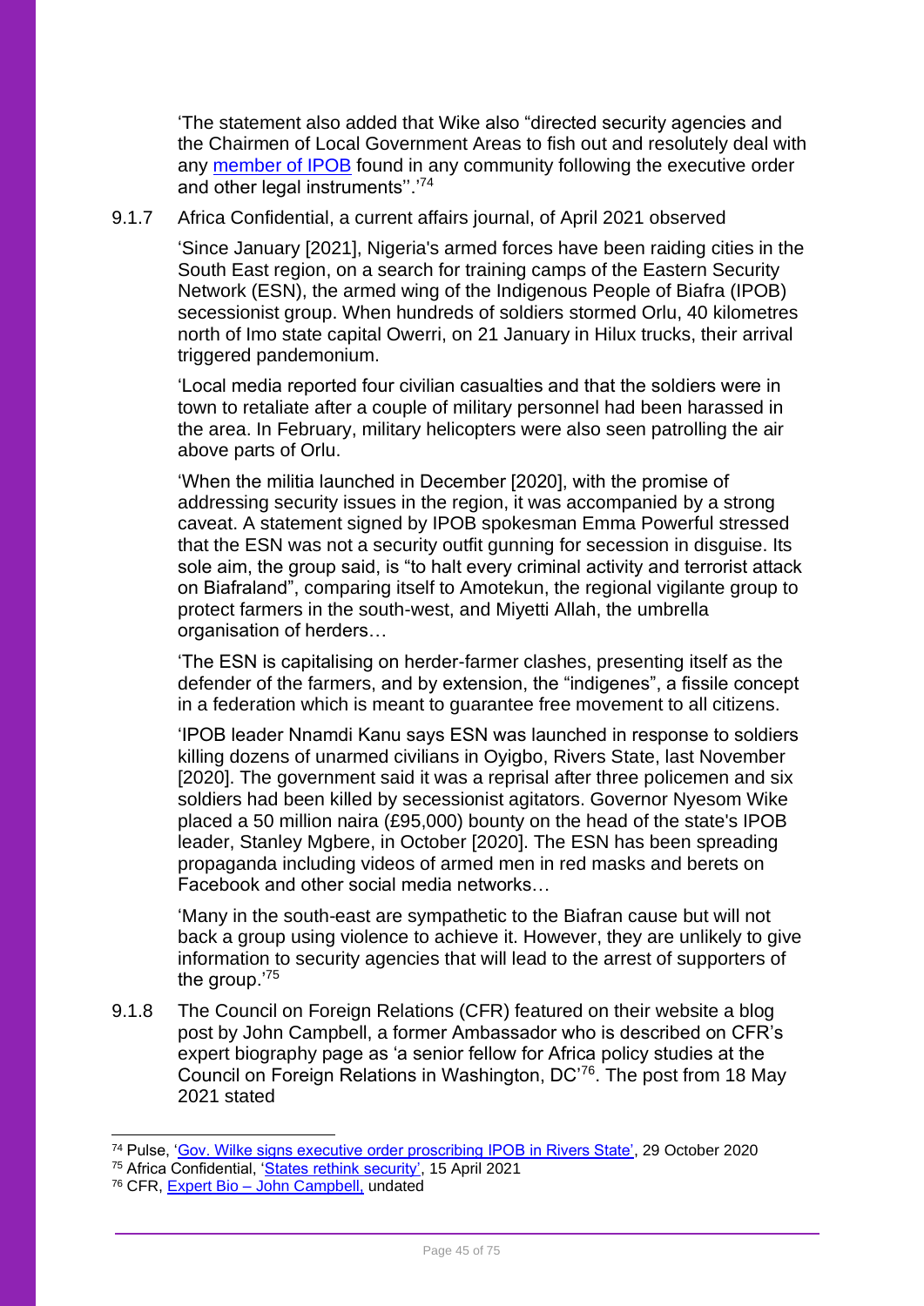'The statement also added that Wike also "directed security agencies and the Chairmen of Local Government Areas to fish out and resolutely deal with any member of IPOB found in any community following the executive order and other legal instruments''.'[74]

9.1.7 Africa Confidential, a current affairs journal, of April 2021 observed

'Since January [2021], Nigeria's armed forces have been raiding cities in the South East region, on a search for training camps of the Eastern Security Network (ESN), the armed wing of the Indigenous People of Biafra (IPOB) secessionist group. When hundreds of soldiers stormed Orlu, 40 kilometres north of Imo state capital Owerri, on 21 January in Hilux trucks, their arrival triggered pandemonium.

'Local media reported four civilian casualties and that the soldiers were in town to retaliate after a couple of military personnel had been harassed in the area. In February, military helicopters were also seen patrolling the air above parts of Orlu.

'When the militia launched in December [2020], with the promise of addressing security issues in the region, it was accompanied by a strong caveat. A statement signed by IPOB spokesman Emma Powerful stressed that the ESN was not a security outfit gunning for secession in disguise. Its sole aim, the group said, is "to halt every criminal activity and terrorist attack on Biafraland", comparing itself to Amotekun, the regional vigilante group to protect farmers in the south-west, and Miyetti Allah, the umbrella organisation of herders…

'The ESN is capitalising on herder-farmer clashes, presenting itself as the defender of the farmers, and by extension, the "indigenes", a fissile concept in a federation which is meant to guarantee free movement to all citizens.

'IPOB leader Nnamdi Kanu says ESN was launched in response to soldiers killing dozens of unarmed civilians in Oyigbo, Rivers State, last November [2020]. The government said it was a reprisal after three policemen and six soldiers had been killed by secessionist agitators. Governor Nyesom Wike placed a 50 million naira (£95,000) bounty on the head of the state's IPOB leader, Stanley Mgbere, in October [2020]. The ESN has been spreading propaganda including videos of armed men in red masks and berets on Facebook and other social media networks…

'Many in the south-east are sympathetic to the Biafran cause but will not back a group using violence to achieve it. However, they are unlikely to give information to security agencies that will lead to the arrest of supporters of the group.'[75]

9.1.8 The Council on Foreign Relations (CFR) featured on their website a blog post by John Campbell, a former Ambassador who is described on CFR's expert biography page as 'a senior fellow for Africa policy studies at the Council on Foreign Relations in Washington, DC'[76]. The post from 18 May 2021 stated

---

[74] Pulse, 'Gov. Wilke signs executive order proscribing IPOB in Rivers State', 29 October 2020

[75] Africa Confidential, 'States rethink security', 15 April 2021

[76] CFR, Expert Bio – John Campbell, undated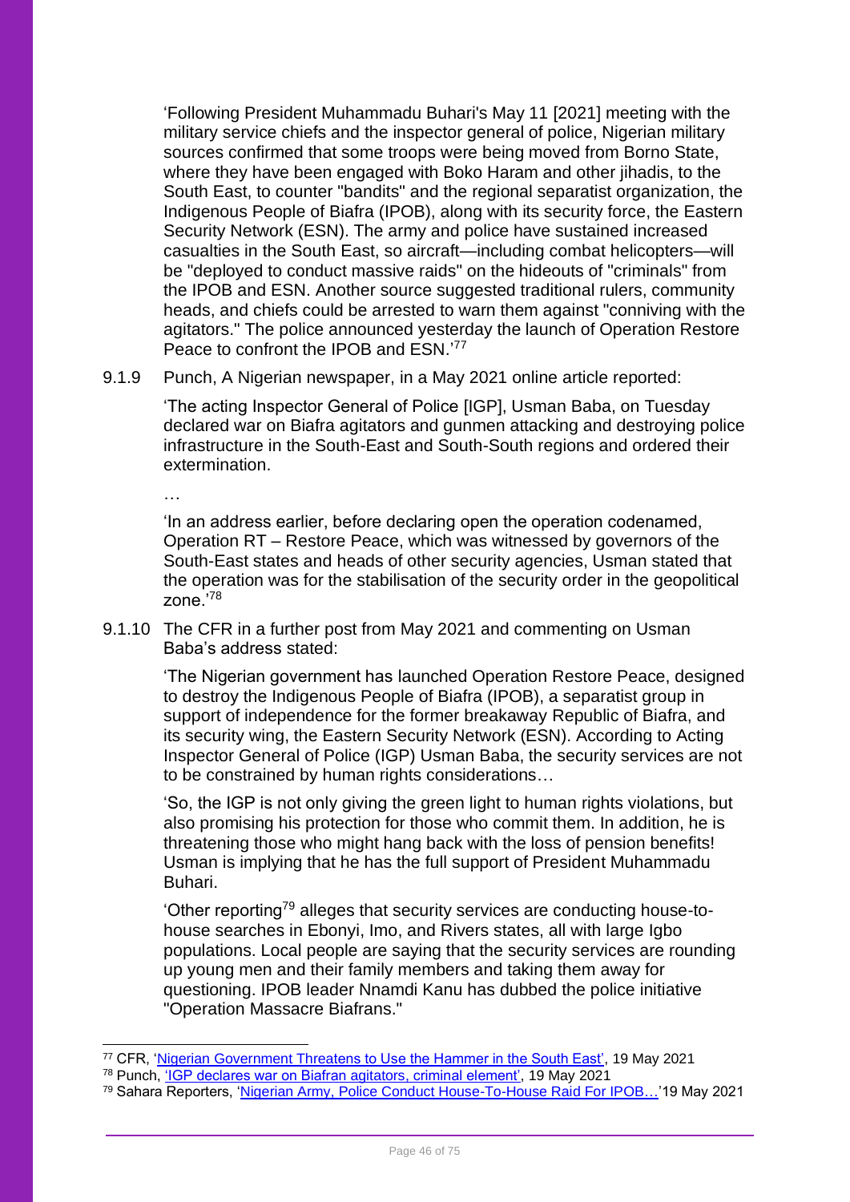> 'Following President Muhammadu Buhari's May 11 [2021] meeting with the military service chiefs and the inspector general of police, Nigerian military sources confirmed that some troops were being moved from Borno State, where they have been engaged with Boko Haram and other jihadis, to the South East, to counter "bandits" and the regional separatist organization, the Indigenous People of Biafra (IPOB), along with its security force, the Eastern Security Network (ESN). The army and police have sustained increased casualties in the South East, so aircraft—including combat helicopters—will be "deployed to conduct massive raids" on the hideouts of "criminals" from the IPOB and ESN. Another source suggested traditional rulers, community heads, and chiefs could be arrested to warn them against "conniving with the agitators." The police announced yesterday the launch of Operation Restore Peace to confront the IPOB and ESN.'[77]

9.1.9 Punch, A Nigerian newspaper, in a May 2021 online article reported:

> 'The acting Inspector General of Police [IGP], Usman Baba, on Tuesday declared war on Biafra agitators and gunmen attacking and destroying police infrastructure in the South-East and South-South regions and ordered their extermination.
>
> …
>
> 'In an address earlier, before declaring open the operation codenamed, Operation RT – Restore Peace, which was witnessed by governors of the South-East states and heads of other security agencies, Usman stated that the operation was for the stabilisation of the security order in the geopolitical zone.'[78]

9.1.10 The CFR in a further post from May 2021 and commenting on Usman Baba's address stated:

> 'The Nigerian government has launched Operation Restore Peace, designed to destroy the Indigenous People of Biafra (IPOB), a separatist group in support of independence for the former breakaway Republic of Biafra, and its security wing, the Eastern Security Network (ESN). According to Acting Inspector General of Police (IGP) Usman Baba, the security services are not to be constrained by human rights considerations…
>
> 'So, the IGP is not only giving the green light to human rights violations, but also promising his protection for those who commit them. In addition, he is threatening those who might hang back with the loss of pension benefits! Usman is implying that he has the full support of President Muhammadu Buhari.
>
> 'Other reporting[79] alleges that security services are conducting house-to-house searches in Ebonyi, Imo, and Rivers states, all with large Igbo populations. Local people are saying that the security services are rounding up young men and their family members and taking them away for questioning. IPOB leader Nnamdi Kanu has dubbed the police initiative "Operation Massacre Biafrans."

---

[77] CFR, 'Nigerian Government Threatens to Use the Hammer in the South East', 19 May 2021

[78] Punch, 'IGP declares war on Biafran agitators, criminal element', 19 May 2021

[79] Sahara Reporters, 'Nigerian Army, Police Conduct House-To-House Raid For IPOB…'19 May 2021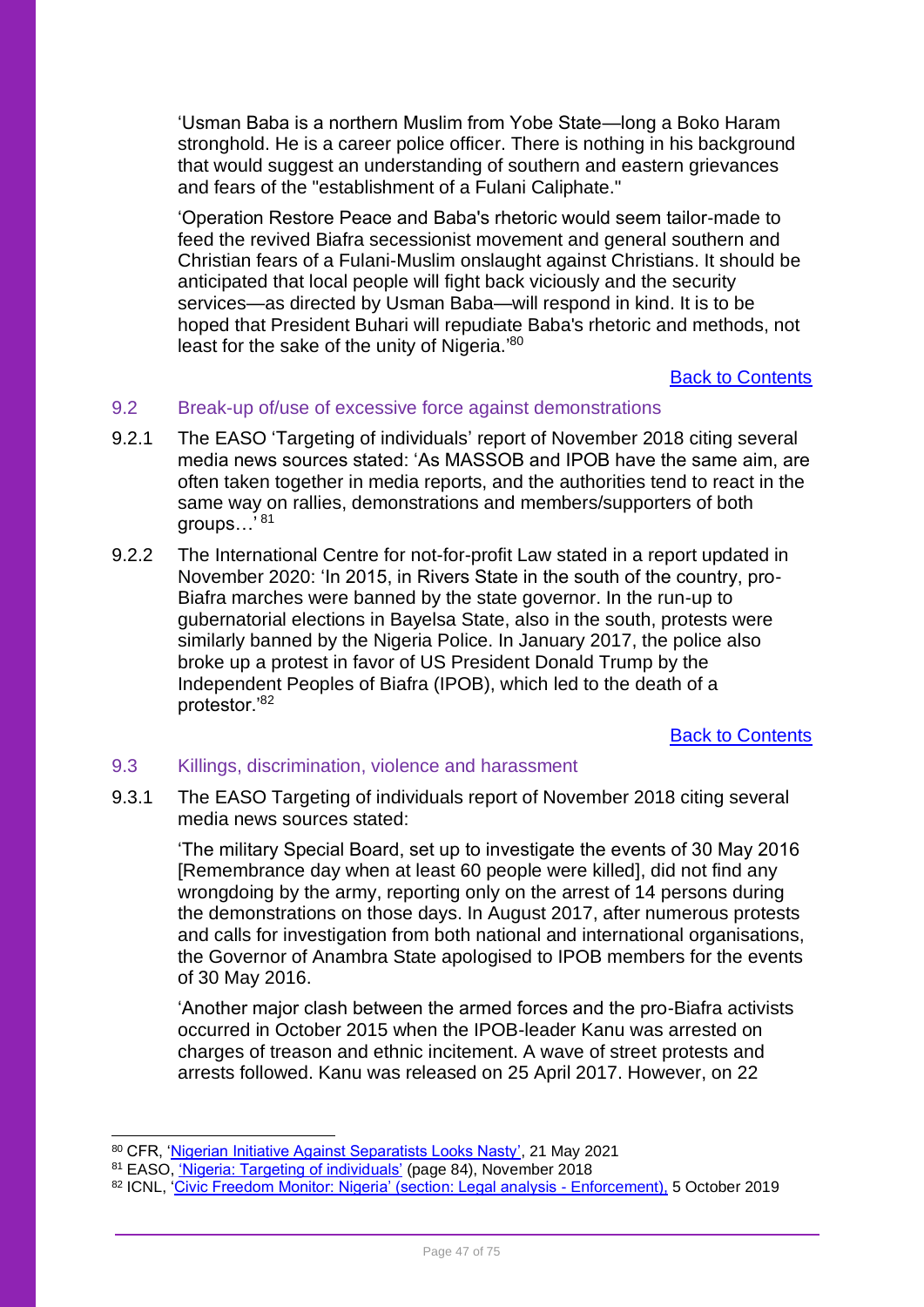'Usman Baba is a northern Muslim from Yobe State—long a Boko Haram stronghold. He is a career police officer. There is nothing in his background that would suggest an understanding of southern and eastern grievances and fears of the "establishment of a Fulani Caliphate."

'Operation Restore Peace and Baba's rhetoric would seem tailor-made to feed the revived Biafra secessionist movement and general southern and Christian fears of a Fulani-Muslim onslaught against Christians. It should be anticipated that local people will fight back viciously and the security services—as directed by Usman Baba—will respond in kind. It is to be hoped that President Buhari will repudiate Baba's rhetoric and methods, not least for the sake of the unity of Nigeria.'[80]

Back to Contents

## 9.2 Break-up of/use of excessive force against demonstrations

9.2.1 The EASO 'Targeting of individuals' report of November 2018 citing several media news sources stated: 'As MASSOB and IPOB have the same aim, are often taken together in media reports, and the authorities tend to react in the same way on rallies, demonstrations and members/supporters of both groups…' [81]

9.2.2 The International Centre for not-for-profit Law stated in a report updated in November 2020: 'In 2015, in Rivers State in the south of the country, pro-Biafra marches were banned by the state governor. In the run-up to gubernatorial elections in Bayelsa State, also in the south, protests were similarly banned by the Nigeria Police. In January 2017, the police also broke up a protest in favor of US President Donald Trump by the Independent Peoples of Biafra (IPOB), which led to the death of a protestor.'[82]

Back to Contents

## 9.3 Killings, discrimination, violence and harassment

9.3.1 The EASO Targeting of individuals report of November 2018 citing several media news sources stated:

'The military Special Board, set up to investigate the events of 30 May 2016 [Remembrance day when at least 60 people were killed], did not find any wrongdoing by the army, reporting only on the arrest of 14 persons during the demonstrations on those days. In August 2017, after numerous protests and calls for investigation from both national and international organisations, the Governor of Anambra State apologised to IPOB members for the events of 30 May 2016.

'Another major clash between the armed forces and the pro-Biafra activists occurred in October 2015 when the IPOB-leader Kanu was arrested on charges of treason and ethnic incitement. A wave of street protests and arrests followed. Kanu was released on 25 April 2017. However, on 22

---

[80] CFR, 'Nigerian Initiative Against Separatists Looks Nasty', 21 May 2021

[81] EASO, 'Nigeria: Targeting of individuals' (page 84), November 2018

[82] ICNL, 'Civic Freedom Monitor: Nigeria' (section: Legal analysis - Enforcement), 5 October 2019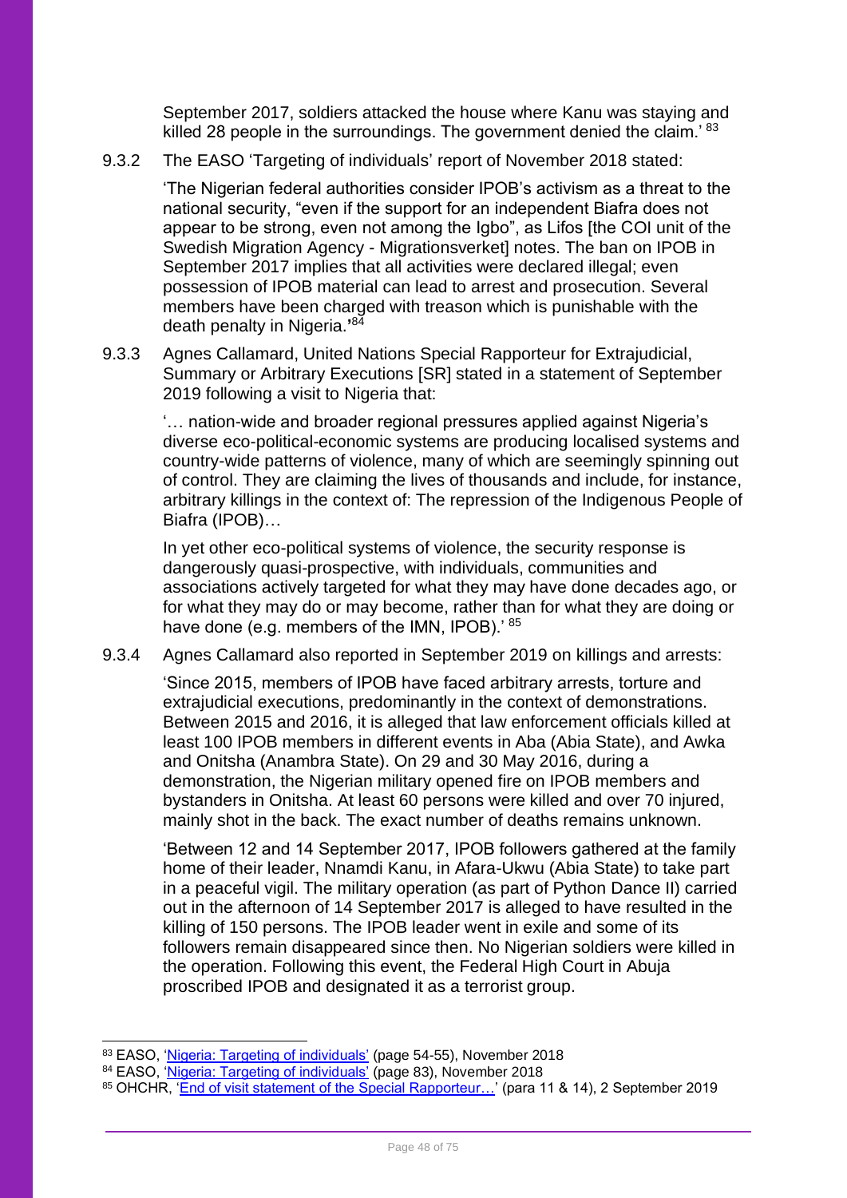September 2017, soldiers attacked the house where Kanu was staying and killed 28 people in the surroundings. The government denied the claim.' [83]

9.3.2 The EASO 'Targeting of individuals' report of November 2018 stated:

'The Nigerian federal authorities consider IPOB's activism as a threat to the national security, "even if the support for an independent Biafra does not appear to be strong, even not among the Igbo", as Lifos [the COI unit of the Swedish Migration Agency - Migrationsverket] notes. The ban on IPOB in September 2017 implies that all activities were declared illegal; even possession of IPOB material can lead to arrest and prosecution. Several members have been charged with treason which is punishable with the death penalty in Nigeria.'[84]

9.3.3 Agnes Callamard, United Nations Special Rapporteur for Extrajudicial, Summary or Arbitrary Executions [SR] stated in a statement of September 2019 following a visit to Nigeria that:

'… nation-wide and broader regional pressures applied against Nigeria's diverse eco-political-economic systems are producing localised systems and country-wide patterns of violence, many of which are seemingly spinning out of control. They are claiming the lives of thousands and include, for instance, arbitrary killings in the context of: The repression of the Indigenous People of Biafra (IPOB)…

In yet other eco-political systems of violence, the security response is dangerously quasi-prospective, with individuals, communities and associations actively targeted for what they may have done decades ago, or for what they may do or may become, rather than for what they are doing or have done (e.g. members of the IMN, IPOB).' [85]

9.3.4 Agnes Callamard also reported in September 2019 on killings and arrests:

'Since 2015, members of IPOB have faced arbitrary arrests, torture and extrajudicial executions, predominantly in the context of demonstrations. Between 2015 and 2016, it is alleged that law enforcement officials killed at least 100 IPOB members in different events in Aba (Abia State), and Awka and Onitsha (Anambra State). On 29 and 30 May 2016, during a demonstration, the Nigerian military opened fire on IPOB members and bystanders in Onitsha. At least 60 persons were killed and over 70 injured, mainly shot in the back. The exact number of deaths remains unknown.

'Between 12 and 14 September 2017, IPOB followers gathered at the family home of their leader, Nnamdi Kanu, in Afara-Ukwu (Abia State) to take part in a peaceful vigil. The military operation (as part of Python Dance II) carried out in the afternoon of 14 September 2017 is alleged to have resulted in the killing of 150 persons. The IPOB leader went in exile and some of its followers remain disappeared since then. No Nigerian soldiers were killed in the operation. Following this event, the Federal High Court in Abuja proscribed IPOB and designated it as a terrorist group.

[83] EASO, 'Nigeria: Targeting of individuals' (page 54-55), November 2018

[84] EASO, 'Nigeria: Targeting of individuals' (page 83), November 2018

[85] OHCHR, 'End of visit statement of the Special Rapporteur…' (para 11 & 14), 2 September 2019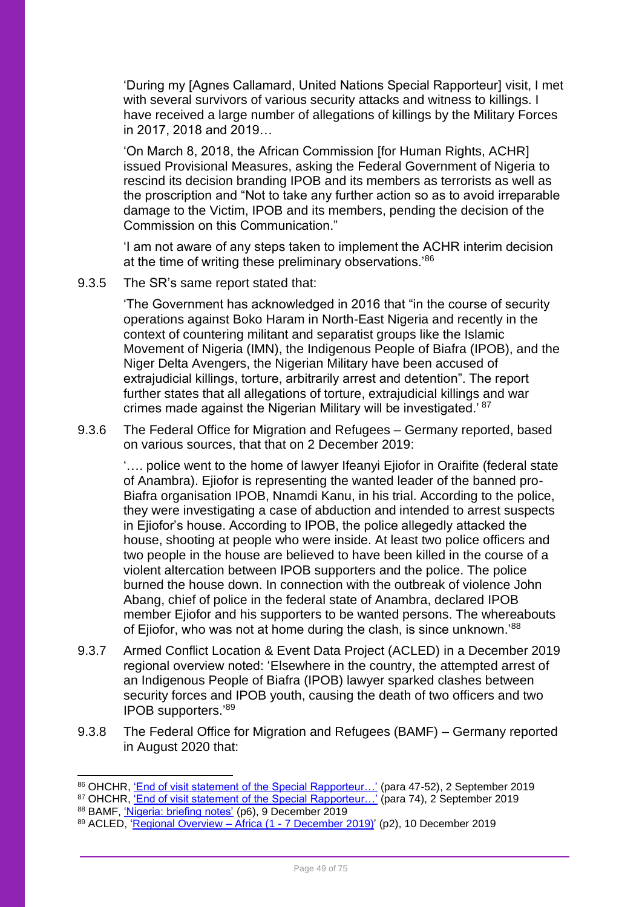'During my [Agnes Callamard, United Nations Special Rapporteur] visit, I met with several survivors of various security attacks and witness to killings. I have received a large number of allegations of killings by the Military Forces in 2017, 2018 and 2019…

'On March 8, 2018, the African Commission [for Human Rights, ACHR] issued Provisional Measures, asking the Federal Government of Nigeria to rescind its decision branding IPOB and its members as terrorists as well as the proscription and "Not to take any further action so as to avoid irreparable damage to the Victim, IPOB and its members, pending the decision of the Commission on this Communication."

'I am not aware of any steps taken to implement the ACHR interim decision at the time of writing these preliminary observations.'[86]

9.3.5 The SR's same report stated that:

'The Government has acknowledged in 2016 that "in the course of security operations against Boko Haram in North-East Nigeria and recently in the context of countering militant and separatist groups like the Islamic Movement of Nigeria (IMN), the Indigenous People of Biafra (IPOB), and the Niger Delta Avengers, the Nigerian Military have been accused of extrajudicial killings, torture, arbitrarily arrest and detention". The report further states that all allegations of torture, extrajudicial killings and war crimes made against the Nigerian Military will be investigated.' [87]

9.3.6 The Federal Office for Migration and Refugees – Germany reported, based on various sources, that that on 2 December 2019:

'…. police went to the home of lawyer Ifeanyi Ejiofor in Oraifite (federal state of Anambra). Ejiofor is representing the wanted leader of the banned pro-Biafra organisation IPOB, Nnamdi Kanu, in his trial. According to the police, they were investigating a case of abduction and intended to arrest suspects in Ejiofor's house. According to IPOB, the police allegedly attacked the house, shooting at people who were inside. At least two police officers and two people in the house are believed to have been killed in the course of a violent altercation between IPOB supporters and the police. The police burned the house down. In connection with the outbreak of violence John Abang, chief of police in the federal state of Anambra, declared IPOB member Ejiofor and his supporters to be wanted persons. The whereabouts of Ejiofor, who was not at home during the clash, is since unknown.'[88]

9.3.7 Armed Conflict Location & Event Data Project (ACLED) in a December 2019 regional overview noted: 'Elsewhere in the country, the attempted arrest of an Indigenous People of Biafra (IPOB) lawyer sparked clashes between security forces and IPOB youth, causing the death of two officers and two IPOB supporters.'[89]

9.3.8 The Federal Office for Migration and Refugees (BAMF) – Germany reported in August 2020 that:

---

[86] OHCHR, 'End of visit statement of the Special Rapporteur…' (para 47-52), 2 September 2019
[87] OHCHR, 'End of visit statement of the Special Rapporteur…' (para 74), 2 September 2019
[88] BAMF, 'Nigeria: briefing notes' (p6), 9 December 2019
[89] ACLED, 'Regional Overview – Africa (1 - 7 December 2019)' (p2), 10 December 2019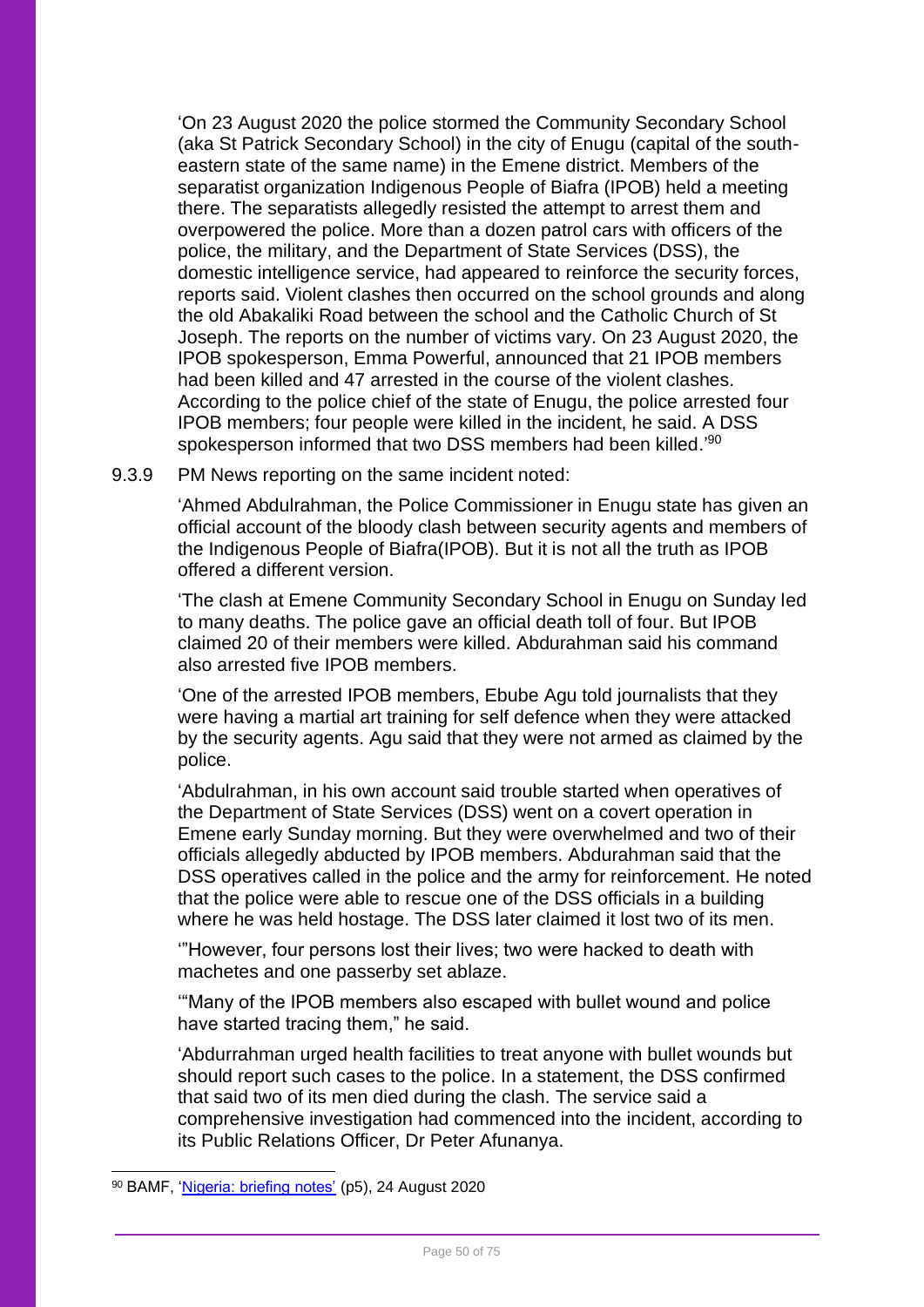'On 23 August 2020 the police stormed the Community Secondary School (aka St Patrick Secondary School) in the city of Enugu (capital of the south-eastern state of the same name) in the Emene district. Members of the separatist organization Indigenous People of Biafra (IPOB) held a meeting there. The separatists allegedly resisted the attempt to arrest them and overpowered the police. More than a dozen patrol cars with officers of the police, the military, and the Department of State Services (DSS), the domestic intelligence service, had appeared to reinforce the security forces, reports said. Violent clashes then occurred on the school grounds and along the old Abakaliki Road between the school and the Catholic Church of St Joseph. The reports on the number of victims vary. On 23 August 2020, the IPOB spokesperson, Emma Powerful, announced that 21 IPOB members had been killed and 47 arrested in the course of the violent clashes. According to the police chief of the state of Enugu, the police arrested four IPOB members; four people were killed in the incident, he said. A DSS spokesperson informed that two DSS members had been killed.'[90]

9.3.9 PM News reporting on the same incident noted:

'Ahmed Abdulrahman, the Police Commissioner in Enugu state has given an official account of the bloody clash between security agents and members of the Indigenous People of Biafra(IPOB). But it is not all the truth as IPOB offered a different version.

'The clash at Emene Community Secondary School in Enugu on Sunday led to many deaths. The police gave an official death toll of four. But IPOB claimed 20 of their members were killed. Abdurahman said his command also arrested five IPOB members.

'One of the arrested IPOB members, Ebube Agu told journalists that they were having a martial art training for self defence when they were attacked by the security agents. Agu said that they were not armed as claimed by the police.

'Abdulrahman, in his own account said trouble started when operatives of the Department of State Services (DSS) went on a covert operation in Emene early Sunday morning. But they were overwhelmed and two of their officials allegedly abducted by IPOB members. Abdurahman said that the DSS operatives called in the police and the army for reinforcement. He noted that the police were able to rescue one of the DSS officials in a building where he was held hostage. The DSS later claimed it lost two of its men.

'"However, four persons lost their lives; two were hacked to death with machetes and one passerby set ablaze.

'"Many of the IPOB members also escaped with bullet wound and police have started tracing them," he said.

'Abdurrahman urged health facilities to treat anyone with bullet wounds but should report such cases to the police. In a statement, the DSS confirmed that said two of its men died during the clash. The service said a comprehensive investigation had commenced into the incident, according to its Public Relations Officer, Dr Peter Afunanya.

---

[90] BAMF, 'Nigeria: briefing notes' (p5), 24 August 2020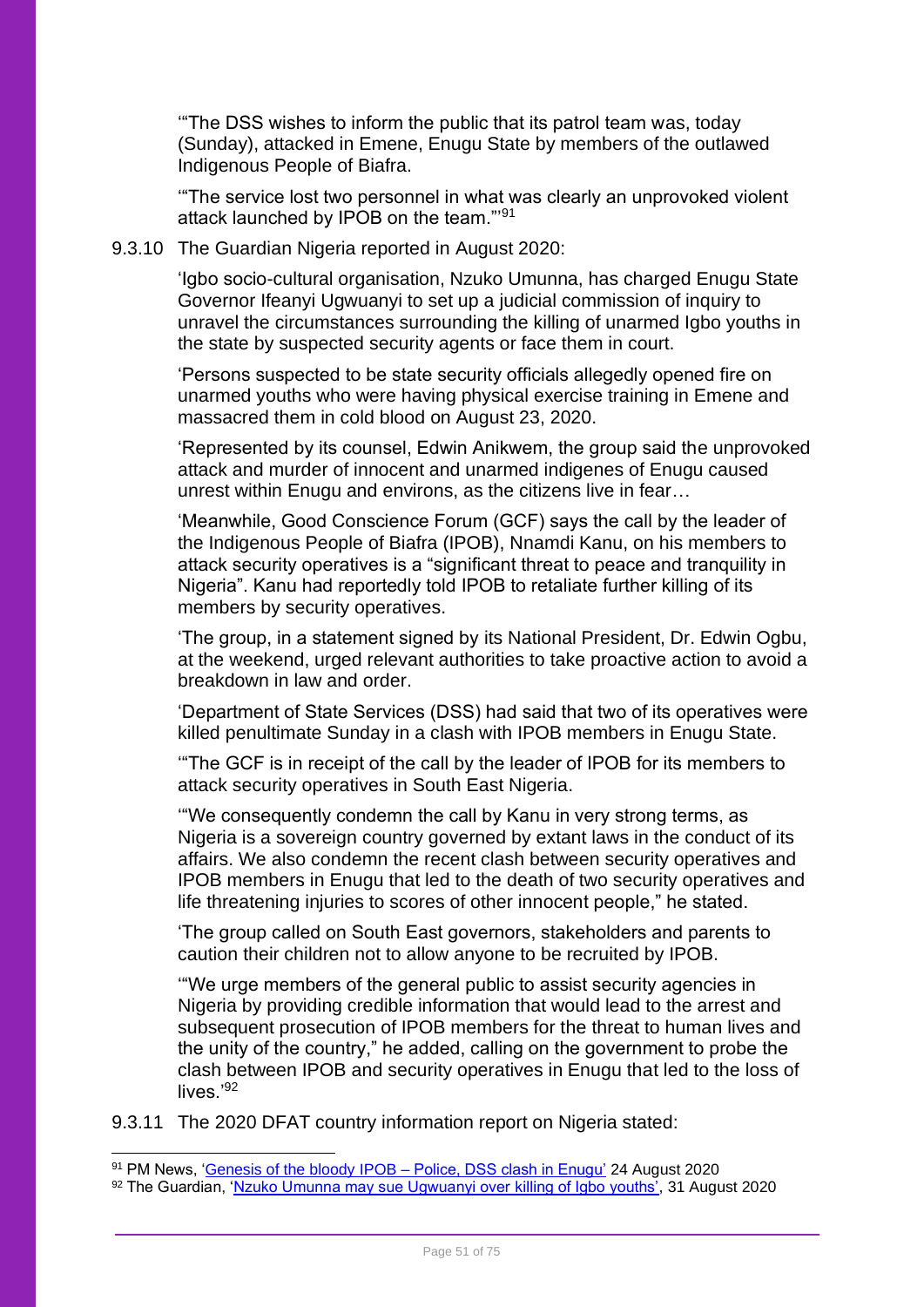'"The DSS wishes to inform the public that its patrol team was, today (Sunday), attacked in Emene, Enugu State by members of the outlawed Indigenous People of Biafra.

'"The service lost two personnel in what was clearly an unprovoked violent attack launched by IPOB on the team."'[91]

9.3.10 The Guardian Nigeria reported in August 2020:

'Igbo socio-cultural organisation, Nzuko Umunna, has charged Enugu State Governor Ifeanyi Ugwuanyi to set up a judicial commission of inquiry to unravel the circumstances surrounding the killing of unarmed Igbo youths in the state by suspected security agents or face them in court.

'Persons suspected to be state security officials allegedly opened fire on unarmed youths who were having physical exercise training in Emene and massacred them in cold blood on August 23, 2020.

'Represented by its counsel, Edwin Anikwem, the group said the unprovoked attack and murder of innocent and unarmed indigenes of Enugu caused unrest within Enugu and environs, as the citizens live in fear…

'Meanwhile, Good Conscience Forum (GCF) says the call by the leader of the Indigenous People of Biafra (IPOB), Nnamdi Kanu, on his members to attack security operatives is a "significant threat to peace and tranquility in Nigeria". Kanu had reportedly told IPOB to retaliate further killing of its members by security operatives.

'The group, in a statement signed by its National President, Dr. Edwin Ogbu, at the weekend, urged relevant authorities to take proactive action to avoid a breakdown in law and order.

'Department of State Services (DSS) had said that two of its operatives were killed penultimate Sunday in a clash with IPOB members in Enugu State.

'"The GCF is in receipt of the call by the leader of IPOB for its members to attack security operatives in South East Nigeria.

'"We consequently condemn the call by Kanu in very strong terms, as Nigeria is a sovereign country governed by extant laws in the conduct of its affairs. We also condemn the recent clash between security operatives and IPOB members in Enugu that led to the death of two security operatives and life threatening injuries to scores of other innocent people," he stated.

'The group called on South East governors, stakeholders and parents to caution their children not to allow anyone to be recruited by IPOB.

'"We urge members of the general public to assist security agencies in Nigeria by providing credible information that would lead to the arrest and subsequent prosecution of IPOB members for the threat to human lives and the unity of the country," he added, calling on the government to probe the clash between IPOB and security operatives in Enugu that led to the loss of lives.'[92]

9.3.11 The 2020 DFAT country information report on Nigeria stated:

[91] PM News, 'Genesis of the bloody IPOB – Police, DSS clash in Enugu' 24 August 2020

[92] The Guardian, 'Nzuko Umunna may sue Ugwuanyi over killing of Igbo youths', 31 August 2020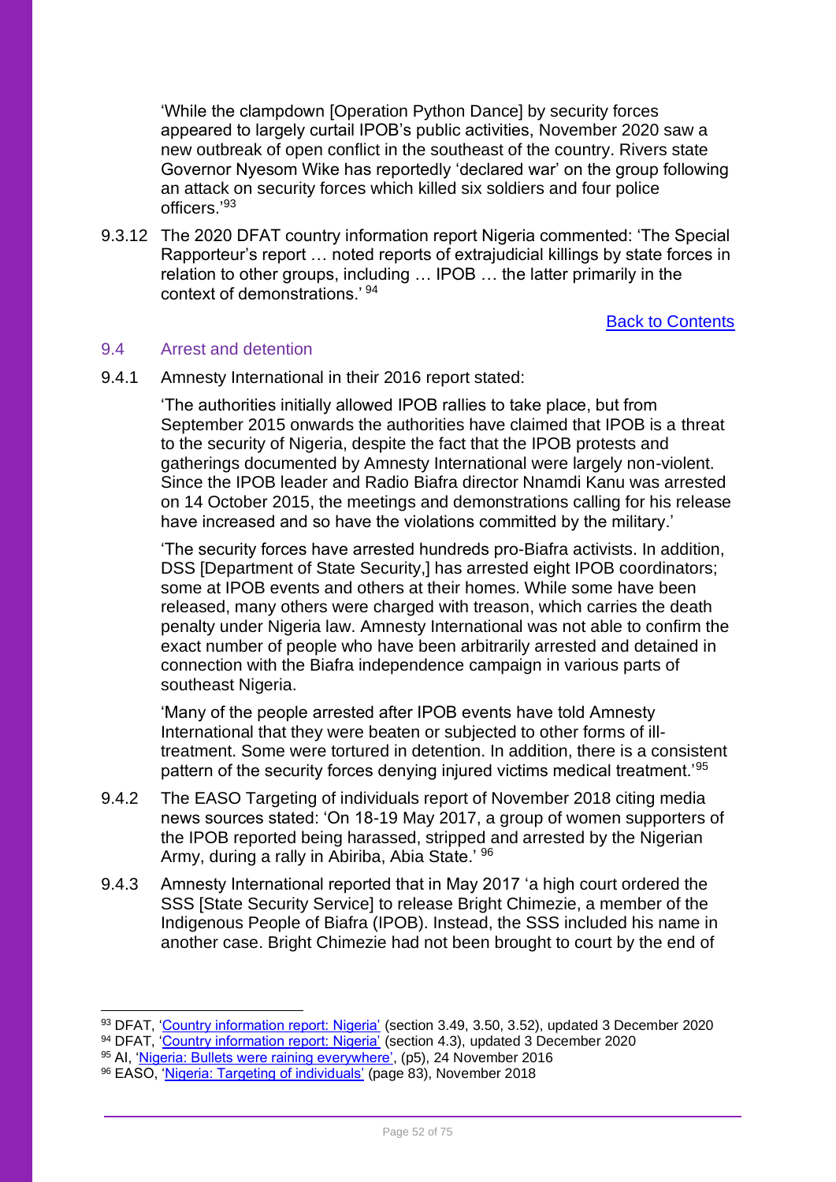'While the clampdown [Operation Python Dance] by security forces appeared to largely curtail IPOB's public activities, November 2020 saw a new outbreak of open conflict in the southeast of the country. Rivers state Governor Nyesom Wike has reportedly 'declared war' on the group following an attack on security forces which killed six soldiers and four police officers.'[93]

9.3.12 The 2020 DFAT country information report Nigeria commented: 'The Special Rapporteur's report … noted reports of extrajudicial killings by state forces in relation to other groups, including … IPOB … the latter primarily in the context of demonstrations.' [94]

[Back to Contents]

## 9.4 Arrest and detention

9.4.1 Amnesty International in their 2016 report stated:

'The authorities initially allowed IPOB rallies to take place, but from September 2015 onwards the authorities have claimed that IPOB is a threat to the security of Nigeria, despite the fact that the IPOB protests and gatherings documented by Amnesty International were largely non-violent. Since the IPOB leader and Radio Biafra director Nnamdi Kanu was arrested on 14 October 2015, the meetings and demonstrations calling for his release have increased and so have the violations committed by the military.'

'The security forces have arrested hundreds pro-Biafra activists. In addition, DSS [Department of State Security,] has arrested eight IPOB coordinators; some at IPOB events and others at their homes. While some have been released, many others were charged with treason, which carries the death penalty under Nigeria law. Amnesty International was not able to confirm the exact number of people who have been arbitrarily arrested and detained in connection with the Biafra independence campaign in various parts of southeast Nigeria.

'Many of the people arrested after IPOB events have told Amnesty International that they were beaten or subjected to other forms of ill-treatment. Some were tortured in detention. In addition, there is a consistent pattern of the security forces denying injured victims medical treatment.'[95]

9.4.2 The EASO Targeting of individuals report of November 2018 citing media news sources stated: 'On 18-19 May 2017, a group of women supporters of the IPOB reported being harassed, stripped and arrested by the Nigerian Army, during a rally in Abiriba, Abia State.' [96]

9.4.3 Amnesty International reported that in May 2017 'a high court ordered the SSS [State Security Service] to release Bright Chimezie, a member of the Indigenous People of Biafra (IPOB). Instead, the SSS included his name in another case. Bright Chimezie had not been brought to court by the end of

---

[93] DFAT, 'Country information report: Nigeria' (section 3.49, 3.50, 3.52), updated 3 December 2020
[94] DFAT, 'Country information report: Nigeria' (section 4.3), updated 3 December 2020
[95] AI, 'Nigeria: Bullets were raining everywhere', (p5), 24 November 2016
[96] EASO, 'Nigeria: Targeting of individuals' (page 83), November 2018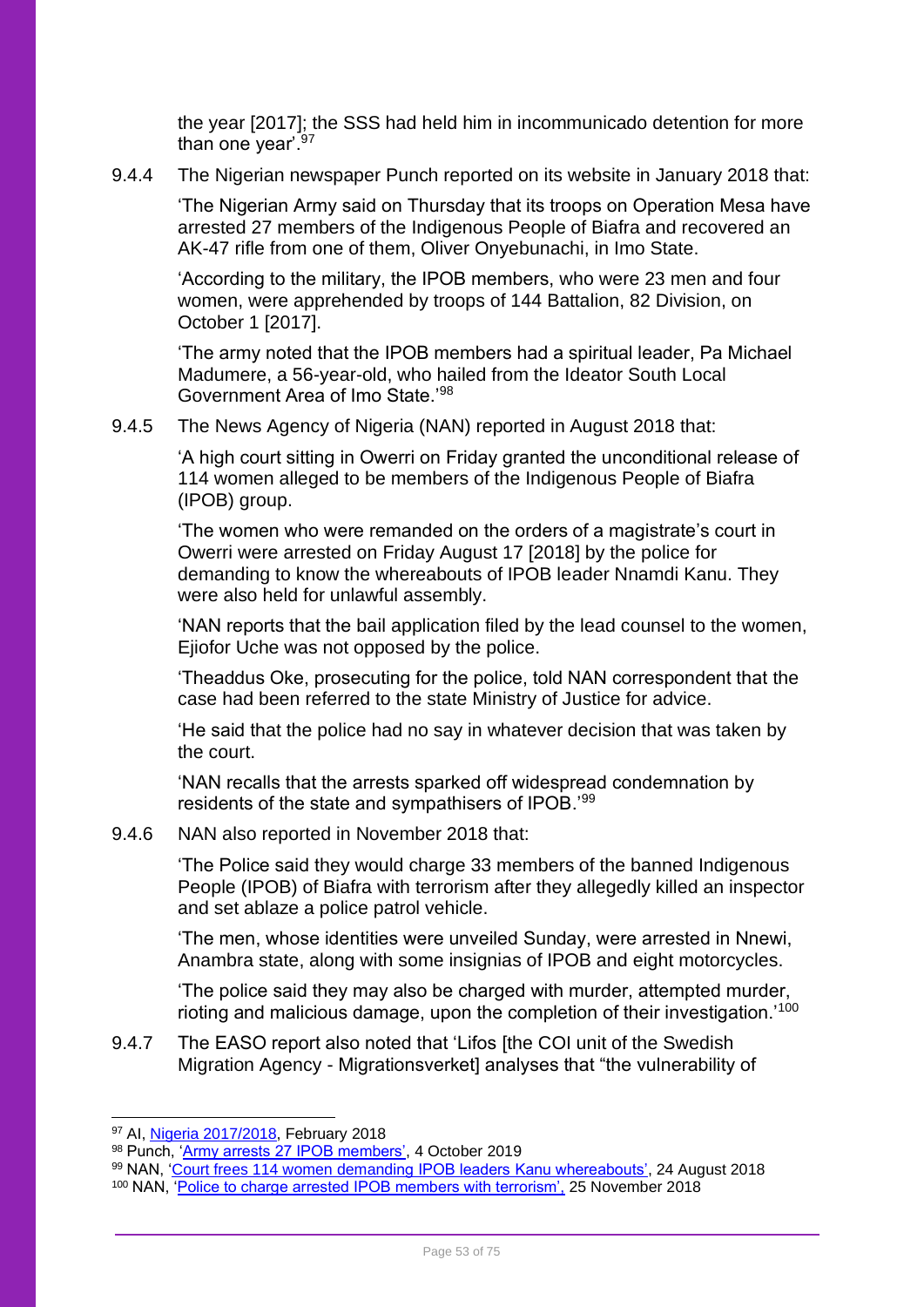the year [2017]; the SSS had held him in incommunicado detention for more than one year'.[97]

9.4.4 The Nigerian newspaper Punch reported on its website in January 2018 that:

'The Nigerian Army said on Thursday that its troops on Operation Mesa have arrested 27 members of the Indigenous People of Biafra and recovered an AK-47 rifle from one of them, Oliver Onyebunachi, in Imo State.

'According to the military, the IPOB members, who were 23 men and four women, were apprehended by troops of 144 Battalion, 82 Division, on October 1 [2017].

'The army noted that the IPOB members had a spiritual leader, Pa Michael Madumere, a 56-year-old, who hailed from the Ideator South Local Government Area of Imo State.'[98]

9.4.5 The News Agency of Nigeria (NAN) reported in August 2018 that:

'A high court sitting in Owerri on Friday granted the unconditional release of 114 women alleged to be members of the Indigenous People of Biafra (IPOB) group.

'The women who were remanded on the orders of a magistrate's court in Owerri were arrested on Friday August 17 [2018] by the police for demanding to know the whereabouts of IPOB leader Nnamdi Kanu. They were also held for unlawful assembly.

'NAN reports that the bail application filed by the lead counsel to the women, Ejiofor Uche was not opposed by the police.

'Theaddus Oke, prosecuting for the police, told NAN correspondent that the case had been referred to the state Ministry of Justice for advice.

'He said that the police had no say in whatever decision that was taken by the court.

'NAN recalls that the arrests sparked off widespread condemnation by residents of the state and sympathisers of IPOB.'[99]

9.4.6 NAN also reported in November 2018 that:

'The Police said they would charge 33 members of the banned Indigenous People (IPOB) of Biafra with terrorism after they allegedly killed an inspector and set ablaze a police patrol vehicle.

'The men, whose identities were unveiled Sunday, were arrested in Nnewi, Anambra state, along with some insignias of IPOB and eight motorcycles.

'The police said they may also be charged with murder, attempted murder, rioting and malicious damage, upon the completion of their investigation.'[100]

9.4.7 The EASO report also noted that 'Lifos [the COI unit of the Swedish Migration Agency - Migrationsverket] analyses that "the vulnerability of

---

[97] AI, Nigeria 2017/2018, February 2018

[98] Punch, 'Army arrests 27 IPOB members', 4 October 2019

[99] NAN, 'Court frees 114 women demanding IPOB leaders Kanu whereabouts', 24 August 2018

[100] NAN, 'Police to charge arrested IPOB members with terrorism', 25 November 2018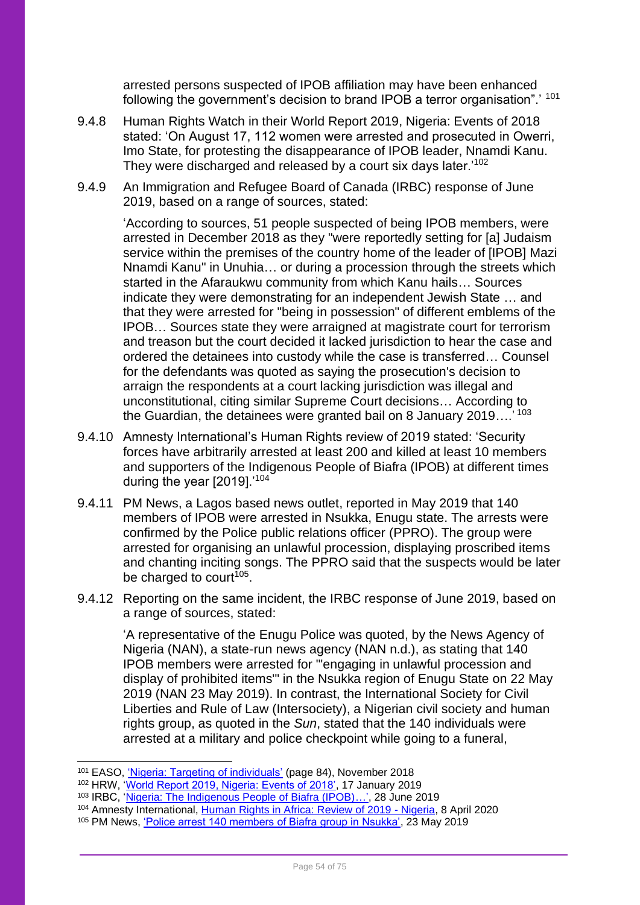arrested persons suspected of IPOB affiliation may have been enhanced following the government's decision to brand IPOB a terror organisation".' [101]

9.4.8 Human Rights Watch in their World Report 2019, Nigeria: Events of 2018 stated: 'On August 17, 112 women were arrested and prosecuted in Owerri, Imo State, for protesting the disappearance of IPOB leader, Nnamdi Kanu. They were discharged and released by a court six days later.'[102]

9.4.9 An Immigration and Refugee Board of Canada (IRBC) response of June 2019, based on a range of sources, stated:

> 'According to sources, 51 people suspected of being IPOB members, were arrested in December 2018 as they "were reportedly setting for [a] Judaism service within the premises of the country home of the leader of [IPOB] Mazi Nnamdi Kanu" in Unuhia… or during a procession through the streets which started in the Afaraukwu community from which Kanu hails… Sources indicate they were demonstrating for an independent Jewish State … and that they were arrested for "being in possession" of different emblems of the IPOB… Sources state they were arraigned at magistrate court for terrorism and treason but the court decided it lacked jurisdiction to hear the case and ordered the detainees into custody while the case is transferred… Counsel for the defendants was quoted as saying the prosecution's decision to arraign the respondents at a court lacking jurisdiction was illegal and unconstitutional, citing similar Supreme Court decisions… According to the Guardian, the detainees were granted bail on 8 January 2019….' [103]

9.4.10 Amnesty International's Human Rights review of 2019 stated: 'Security forces have arbitrarily arrested at least 200 and killed at least 10 members and supporters of the Indigenous People of Biafra (IPOB) at different times during the year [2019].'[104]

9.4.11 PM News, a Lagos based news outlet, reported in May 2019 that 140 members of IPOB were arrested in Nsukka, Enugu state. The arrests were confirmed by the Police public relations officer (PPRO). The group were arrested for organising an unlawful procession, displaying proscribed items and chanting inciting songs. The PPRO said that the suspects would be later be charged to court[105].

9.4.12 Reporting on the same incident, the IRBC response of June 2019, based on a range of sources, stated:

> 'A representative of the Enugu Police was quoted, by the News Agency of Nigeria (NAN), a state-run news agency (NAN n.d.), as stating that 140 IPOB members were arrested for '"engaging in unlawful procession and display of prohibited items"' in the Nsukka region of Enugu State on 22 May 2019 (NAN 23 May 2019). In contrast, the International Society for Civil Liberties and Rule of Law (Intersociety), a Nigerian civil society and human rights group, as quoted in the *Sun*, stated that the 140 individuals were arrested at a military and police checkpoint while going to a funeral,

---

[101] EASO, 'Nigeria: Targeting of individuals' (page 84), November 2018

[102] HRW, 'World Report 2019, Nigeria: Events of 2018', 17 January 2019

[103] IRBC, 'Nigeria: The Indigenous People of Biafra (IPOB)…', 28 June 2019

[104] Amnesty International, Human Rights in Africa: Review of 2019 - Nigeria, 8 April 2020

[105] PM News, 'Police arrest 140 members of Biafra group in Nsukka', 23 May 2019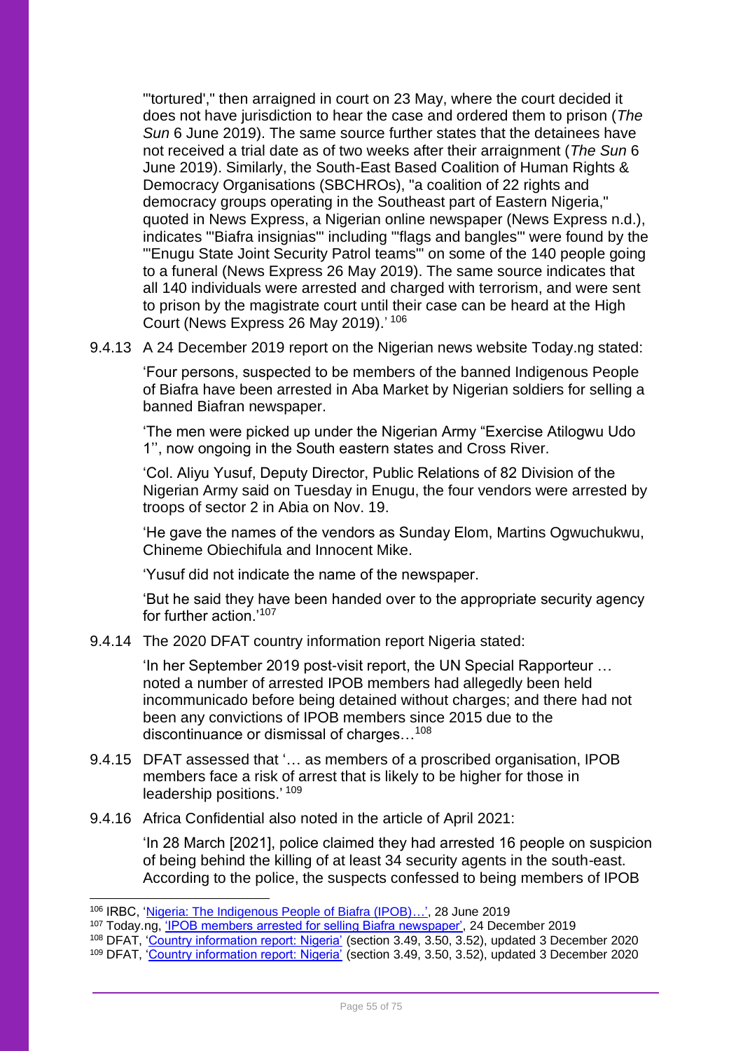"'tortured'," then arraigned in court on 23 May, where the court decided it does not have jurisdiction to hear the case and ordered them to prison (*The Sun* 6 June 2019). The same source further states that the detainees have not received a trial date as of two weeks after their arraignment (*The Sun* 6 June 2019). Similarly, the South-East Based Coalition of Human Rights & Democracy Organisations (SBCHROs), "a coalition of 22 rights and democracy groups operating in the Southeast part of Eastern Nigeria," quoted in News Express, a Nigerian online newspaper (News Express n.d.), indicates "'Biafra insignias'" including "'flags and bangles'" were found by the "'Enugu State Joint Security Patrol teams'" on some of the 140 people going to a funeral (News Express 26 May 2019). The same source indicates that all 140 individuals were arrested and charged with terrorism, and were sent to prison by the magistrate court until their case can be heard at the High Court (News Express 26 May 2019).' [106]

9.4.13 A 24 December 2019 report on the Nigerian news website Today.ng stated:

> 'Four persons, suspected to be members of the banned Indigenous People of Biafra have been arrested in Aba Market by Nigerian soldiers for selling a banned Biafran newspaper.
>
> 'The men were picked up under the Nigerian Army "Exercise Atilogwu Udo 1'', now ongoing in the South eastern states and Cross River.
>
> 'Col. Aliyu Yusuf, Deputy Director, Public Relations of 82 Division of the Nigerian Army said on Tuesday in Enugu, the four vendors were arrested by troops of sector 2 in Abia on Nov. 19.
>
> 'He gave the names of the vendors as Sunday Elom, Martins Ogwuchukwu, Chineme Obiechifula and Innocent Mike.
>
> 'Yusuf did not indicate the name of the newspaper.
>
> 'But he said they have been handed over to the appropriate security agency for further action.'[107]

9.4.14 The 2020 DFAT country information report Nigeria stated:

> 'In her September 2019 post-visit report, the UN Special Rapporteur … noted a number of arrested IPOB members had allegedly been held incommunicado before being detained without charges; and there had not been any convictions of IPOB members since 2015 due to the discontinuance or dismissal of charges…[108]

9.4.15 DFAT assessed that '… as members of a proscribed organisation, IPOB members face a risk of arrest that is likely to be higher for those in leadership positions.' [109]

9.4.16 Africa Confidential also noted in the article of April 2021:

> 'In 28 March [2021], police claimed they had arrested 16 people on suspicion of being behind the killing of at least 34 security agents in the south-east. According to the police, the suspects confessed to being members of IPOB

---

[106] IRBC, 'Nigeria: The Indigenous People of Biafra (IPOB)…', 28 June 2019
[107] Today.ng, 'IPOB members arrested for selling Biafra newspaper', 24 December 2019
[108] DFAT, 'Country information report: Nigeria' (section 3.49, 3.50, 3.52), updated 3 December 2020
[109] DFAT, 'Country information report: Nigeria' (section 3.49, 3.50, 3.52), updated 3 December 2020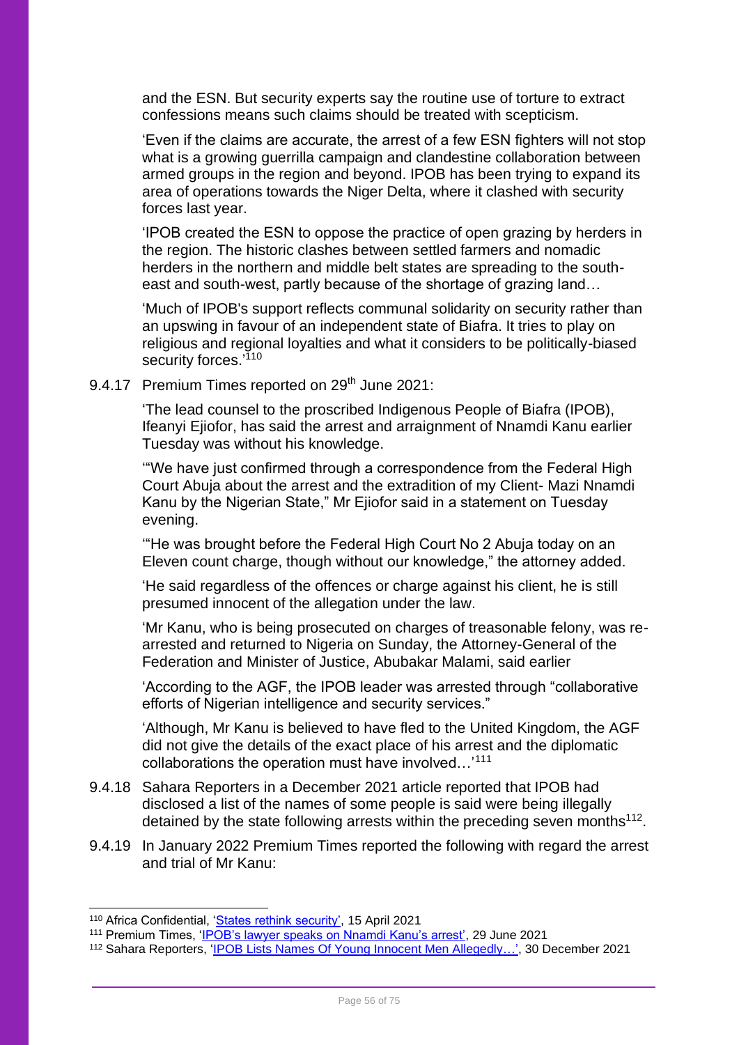and the ESN. But security experts say the routine use of torture to extract confessions means such claims should be treated with scepticism.

'Even if the claims are accurate, the arrest of a few ESN fighters will not stop what is a growing guerrilla campaign and clandestine collaboration between armed groups in the region and beyond. IPOB has been trying to expand its area of operations towards the Niger Delta, where it clashed with security forces last year.

'IPOB created the ESN to oppose the practice of open grazing by herders in the region. The historic clashes between settled farmers and nomadic herders in the northern and middle belt states are spreading to the south-east and south-west, partly because of the shortage of grazing land…

'Much of IPOB's support reflects communal solidarity on security rather than an upswing in favour of an independent state of Biafra. It tries to play on religious and regional loyalties and what it considers to be politically-biased security forces.'[110]

9.4.17 Premium Times reported on 29th June 2021:

'The lead counsel to the proscribed Indigenous People of Biafra (IPOB), Ifeanyi Ejiofor, has said the arrest and arraignment of Nnamdi Kanu earlier Tuesday was without his knowledge.

'"We have just confirmed through a correspondence from the Federal High Court Abuja about the arrest and the extradition of my Client- Mazi Nnamdi Kanu by the Nigerian State," Mr Ejiofor said in a statement on Tuesday evening.

'"He was brought before the Federal High Court No 2 Abuja today on an Eleven count charge, though without our knowledge," the attorney added.

'He said regardless of the offences or charge against his client, he is still presumed innocent of the allegation under the law.

'Mr Kanu, who is being prosecuted on charges of treasonable felony, was re-arrested and returned to Nigeria on Sunday, the Attorney-General of the Federation and Minister of Justice, Abubakar Malami, said earlier

'According to the AGF, the IPOB leader was arrested through "collaborative efforts of Nigerian intelligence and security services."

'Although, Mr Kanu is believed to have fled to the United Kingdom, the AGF did not give the details of the exact place of his arrest and the diplomatic collaborations the operation must have involved…'[111]

9.4.18 Sahara Reporters in a December 2021 article reported that IPOB had disclosed a list of the names of some people is said were being illegally detained by the state following arrests within the preceding seven months[112].

9.4.19 In January 2022 Premium Times reported the following with regard the arrest and trial of Mr Kanu:

[110] Africa Confidential, 'States rethink security', 15 April 2021

[111] Premium Times, 'IPOB's lawyer speaks on Nnamdi Kanu's arrest', 29 June 2021

[112] Sahara Reporters, 'IPOB Lists Names Of Young Innocent Men Allegedly…', 30 December 2021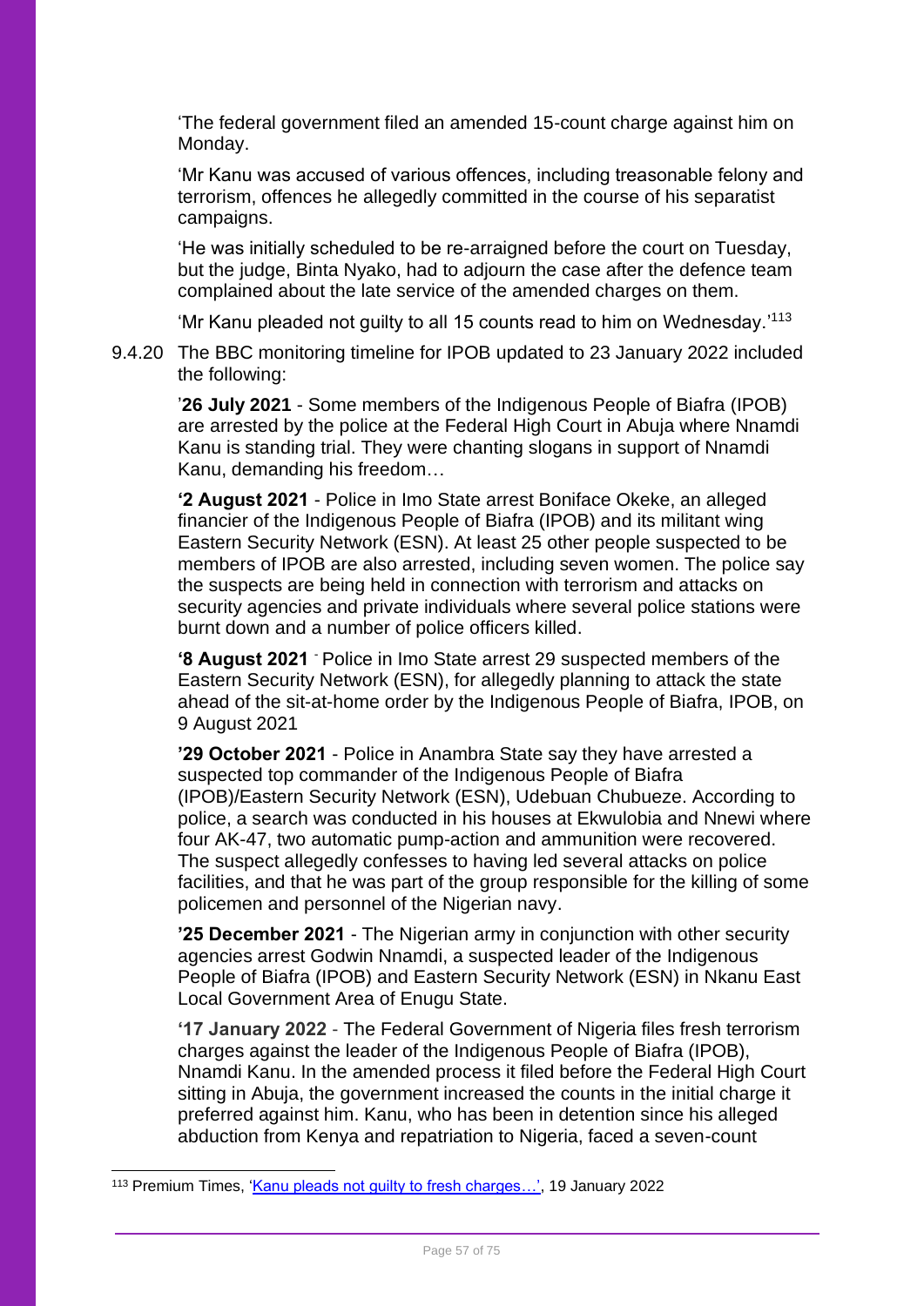'The federal government filed an amended 15-count charge against him on Monday.

'Mr Kanu was accused of various offences, including treasonable felony and terrorism, offences he allegedly committed in the course of his separatist campaigns.

'He was initially scheduled to be re-arraigned before the court on Tuesday, but the judge, Binta Nyako, had to adjourn the case after the defence team complained about the late service of the amended charges on them.

'Mr Kanu pleaded not guilty to all 15 counts read to him on Wednesday.'[113]

9.4.20 The BBC monitoring timeline for IPOB updated to 23 January 2022 included the following:

'**26 July 2021** - Some members of the Indigenous People of Biafra (IPOB) are arrested by the police at the Federal High Court in Abuja where Nnamdi Kanu is standing trial. They were chanting slogans in support of Nnamdi Kanu, demanding his freedom…

**'2 August 2021** - Police in Imo State arrest Boniface Okeke, an alleged financier of the Indigenous People of Biafra (IPOB) and its militant wing Eastern Security Network (ESN). At least 25 other people suspected to be members of IPOB are also arrested, including seven women. The police say the suspects are being held in connection with terrorism and attacks on security agencies and private individuals where several police stations were burnt down and a number of police officers killed.

**'8 August 2021** - Police in Imo State arrest 29 suspected members of the Eastern Security Network (ESN), for allegedly planning to attack the state ahead of the sit-at-home order by the Indigenous People of Biafra, IPOB, on 9 August 2021

**'29 October 2021** - Police in Anambra State say they have arrested a suspected top commander of the Indigenous People of Biafra (IPOB)/Eastern Security Network (ESN), Udebuan Chubueze. According to police, a search was conducted in his houses at Ekwulobia and Nnewi where four AK-47, two automatic pump-action and ammunition were recovered. The suspect allegedly confesses to having led several attacks on police facilities, and that he was part of the group responsible for the killing of some policemen and personnel of the Nigerian navy.

**'25 December 2021** - The Nigerian army in conjunction with other security agencies arrest Godwin Nnamdi, a suspected leader of the Indigenous People of Biafra (IPOB) and Eastern Security Network (ESN) in Nkanu East Local Government Area of Enugu State.

**'17 January 2022** - The Federal Government of Nigeria files fresh terrorism charges against the leader of the Indigenous People of Biafra (IPOB), Nnamdi Kanu. In the amended process it filed before the Federal High Court sitting in Abuja, the government increased the counts in the initial charge it preferred against him. Kanu, who has been in detention since his alleged abduction from Kenya and repatriation to Nigeria, faced a seven-count

---

[113] Premium Times, 'Kanu pleads not guilty to fresh charges…', 19 January 2022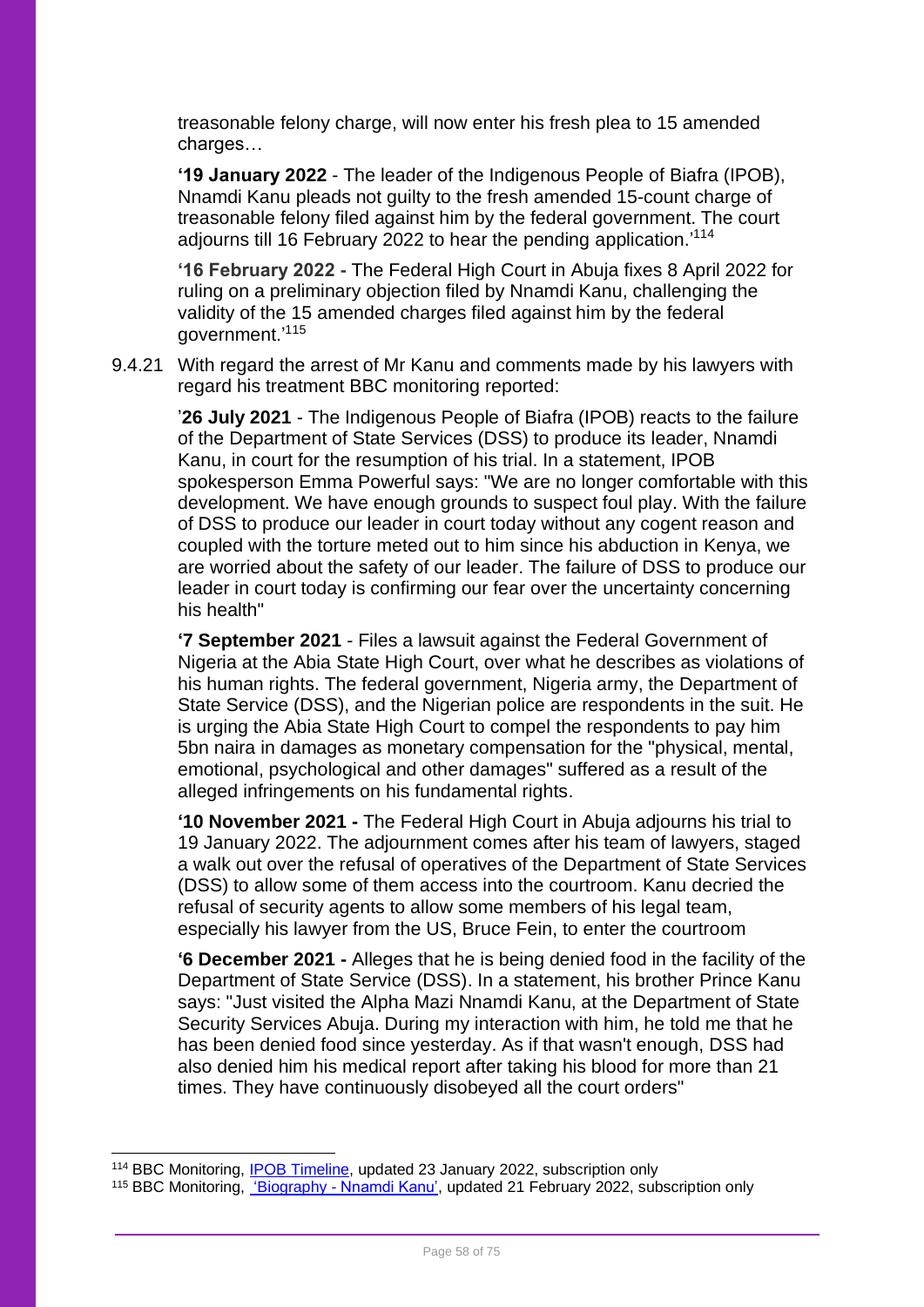treasonable felony charge, will now enter his fresh plea to 15 amended charges…

> **'19 January 2022** - The leader of the Indigenous People of Biafra (IPOB), Nnamdi Kanu pleads not guilty to the fresh amended 15-count charge of treasonable felony filed against him by the federal government. The court adjourns till 16 February 2022 to hear the pending application.'[114]
>
> **'16 February 2022 -** The Federal High Court in Abuja fixes 8 April 2022 for ruling on a preliminary objection filed by Nnamdi Kanu, challenging the validity of the 15 amended charges filed against him by the federal government.'[115]

9.4.21 With regard the arrest of Mr Kanu and comments made by his lawyers with regard his treatment BBC monitoring reported:

> '**26 July 2021** - The Indigenous People of Biafra (IPOB) reacts to the failure of the Department of State Services (DSS) to produce its leader, Nnamdi Kanu, in court for the resumption of his trial. In a statement, IPOB spokesperson Emma Powerful says: "We are no longer comfortable with this development. We have enough grounds to suspect foul play. With the failure of DSS to produce our leader in court today without any cogent reason and coupled with the torture meted out to him since his abduction in Kenya, we are worried about the safety of our leader. The failure of DSS to produce our leader in court today is confirming our fear over the uncertainty concerning his health"
>
> **'7 September 2021** - Files a lawsuit against the Federal Government of Nigeria at the Abia State High Court, over what he describes as violations of his human rights. The federal government, Nigeria army, the Department of State Service (DSS), and the Nigerian police are respondents in the suit. He is urging the Abia State High Court to compel the respondents to pay him 5bn naira in damages as monetary compensation for the "physical, mental, emotional, psychological and other damages" suffered as a result of the alleged infringements on his fundamental rights.
>
> **'10 November 2021 -** The Federal High Court in Abuja adjourns his trial to 19 January 2022. The adjournment comes after his team of lawyers, staged a walk out over the refusal of operatives of the Department of State Services (DSS) to allow some of them access into the courtroom. Kanu decried the refusal of security agents to allow some members of his legal team, especially his lawyer from the US, Bruce Fein, to enter the courtroom
>
> **'6 December 2021 -** Alleges that he is being denied food in the facility of the Department of State Service (DSS). In a statement, his brother Prince Kanu says: "Just visited the Alpha Mazi Nnamdi Kanu, at the Department of State Security Services Abuja. During my interaction with him, he told me that he has been denied food since yesterday. As if that wasn't enough, DSS had also denied him his medical report after taking his blood for more than 21 times. They have continuously disobeyed all the court orders"

---

[114] BBC Monitoring, IPOB Timeline, updated 23 January 2022, subscription only

[115] BBC Monitoring, 'Biography - Nnamdi Kanu', updated 21 February 2022, subscription only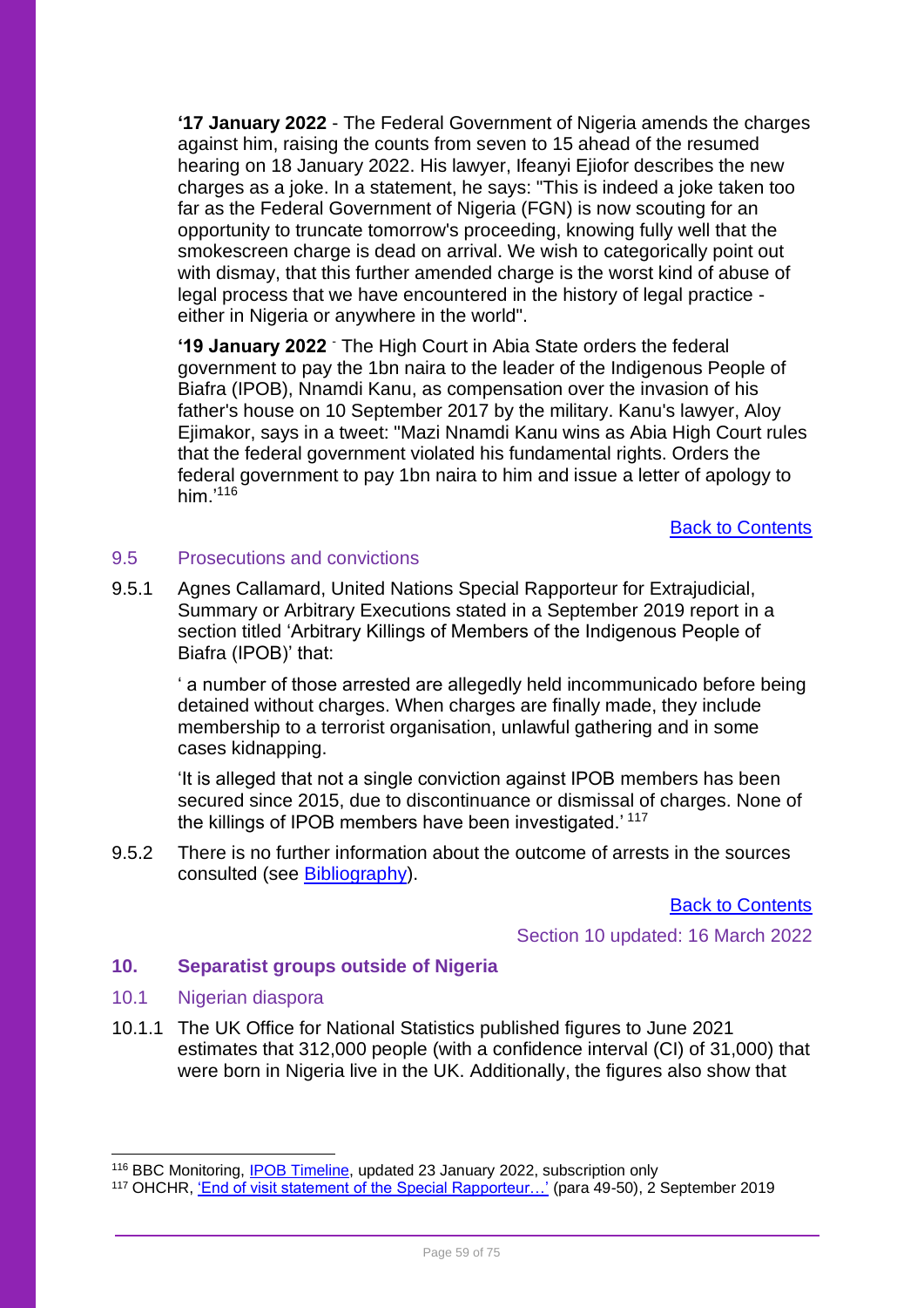**'17 January 2022** - The Federal Government of Nigeria amends the charges against him, raising the counts from seven to 15 ahead of the resumed hearing on 18 January 2022. His lawyer, Ifeanyi Ejiofor describes the new charges as a joke. In a statement, he says: "This is indeed a joke taken too far as the Federal Government of Nigeria (FGN) is now scouting for an opportunity to truncate tomorrow's proceeding, knowing fully well that the smokescreen charge is dead on arrival. We wish to categorically point out with dismay, that this further amended charge is the worst kind of abuse of legal process that we have encountered in the history of legal practice - either in Nigeria or anywhere in the world".

**'19 January 2022** - The High Court in Abia State orders the federal government to pay the 1bn naira to the leader of the Indigenous People of Biafra (IPOB), Nnamdi Kanu, as compensation over the invasion of his father's house on 10 September 2017 by the military. Kanu's lawyer, Aloy Ejimakor, says in a tweet: "Mazi Nnamdi Kanu wins as Abia High Court rules that the federal government violated his fundamental rights. Orders the federal government to pay 1bn naira to him and issue a letter of apology to him.'[116]

Back to Contents

### 9.5 Prosecutions and convictions

9.5.1 Agnes Callamard, United Nations Special Rapporteur for Extrajudicial, Summary or Arbitrary Executions stated in a September 2019 report in a section titled 'Arbitrary Killings of Members of the Indigenous People of Biafra (IPOB)' that:

> ' a number of those arrested are allegedly held incommunicado before being detained without charges. When charges are finally made, they include membership to a terrorist organisation, unlawful gathering and in some cases kidnapping.
>
> 'It is alleged that not a single conviction against IPOB members has been secured since 2015, due to discontinuance or dismissal of charges. None of the killings of IPOB members have been investigated.' [117]

9.5.2 There is no further information about the outcome of arrests in the sources consulted (see Bibliography).

Back to Contents

Section 10 updated: 16 March 2022

## 10. Separatist groups outside of Nigeria

### 10.1 Nigerian diaspora

10.1.1 The UK Office for National Statistics published figures to June 2021 estimates that 312,000 people (with a confidence interval (CI) of 31,000) that were born in Nigeria live in the UK. Additionally, the figures also show that

---

[116] BBC Monitoring, IPOB Timeline, updated 23 January 2022, subscription only

[117] OHCHR, 'End of visit statement of the Special Rapporteur…' (para 49-50), 2 September 2019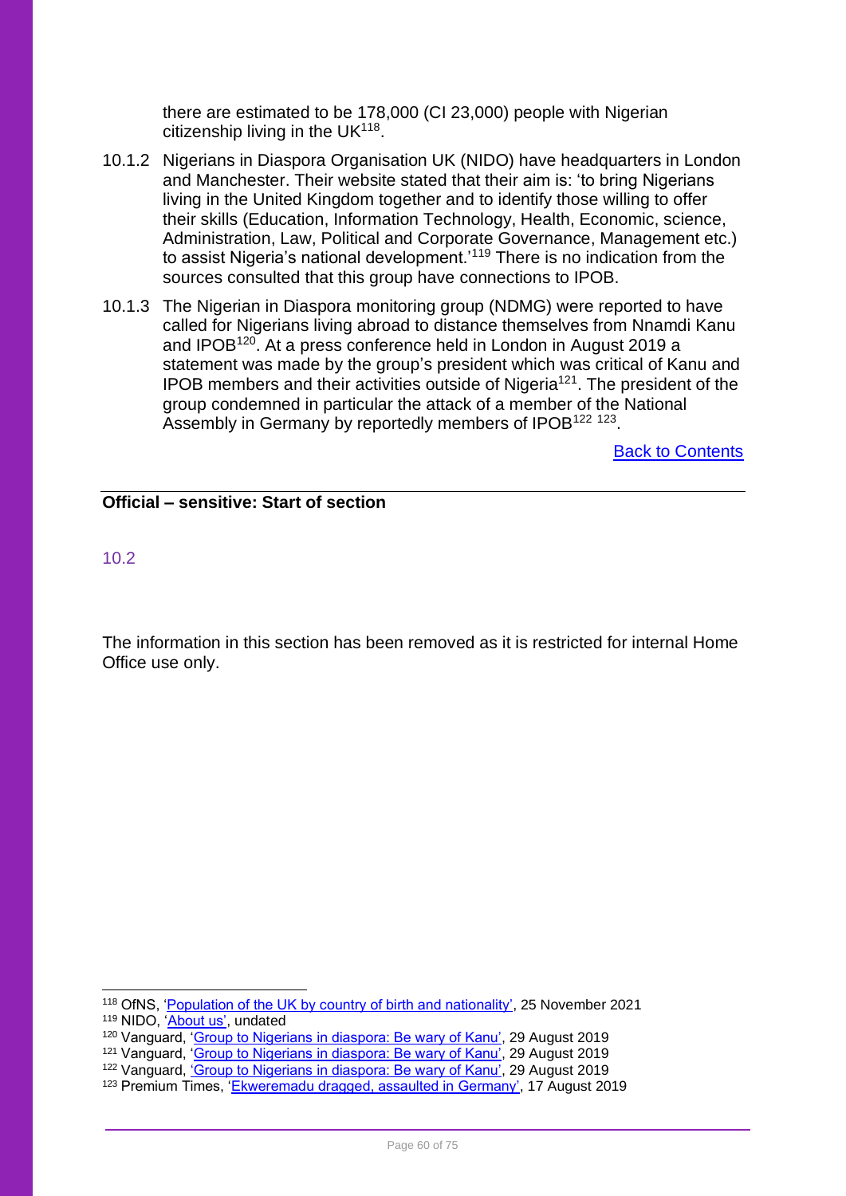there are estimated to be 178,000 (CI 23,000) people with Nigerian citizenship living in the UK[118].

10.1.2 Nigerians in Diaspora Organisation UK (NIDO) have headquarters in London and Manchester. Their website stated that their aim is: 'to bring Nigerians living in the United Kingdom together and to identify those willing to offer their skills (Education, Information Technology, Health, Economic, science, Administration, Law, Political and Corporate Governance, Management etc.) to assist Nigeria's national development.'[119] There is no indication from the sources consulted that this group have connections to IPOB.

10.1.3 The Nigerian in Diaspora monitoring group (NDMG) were reported to have called for Nigerians living abroad to distance themselves from Nnamdi Kanu and IPOB[120]. At a press conference held in London in August 2019 a statement was made by the group's president which was critical of Kanu and IPOB members and their activities outside of Nigeria[121]. The president of the group condemned in particular the attack of a member of the National Assembly in Germany by reportedly members of IPOB[122] [123].

Back to Contents

**Official – sensitive: Start of section**

## 10.2

The information in this section has been removed as it is restricted for internal Home Office use only.

---

[118] OfNS, 'Population of the UK by country of birth and nationality', 25 November 2021
[119] NIDO, 'About us', undated
[120] Vanguard, 'Group to Nigerians in diaspora: Be wary of Kanu', 29 August 2019
[121] Vanguard, 'Group to Nigerians in diaspora: Be wary of Kanu', 29 August 2019
[122] Vanguard, 'Group to Nigerians in diaspora: Be wary of Kanu', 29 August 2019
[123] Premium Times, 'Ekweremadu dragged, assaulted in Germany', 17 August 2019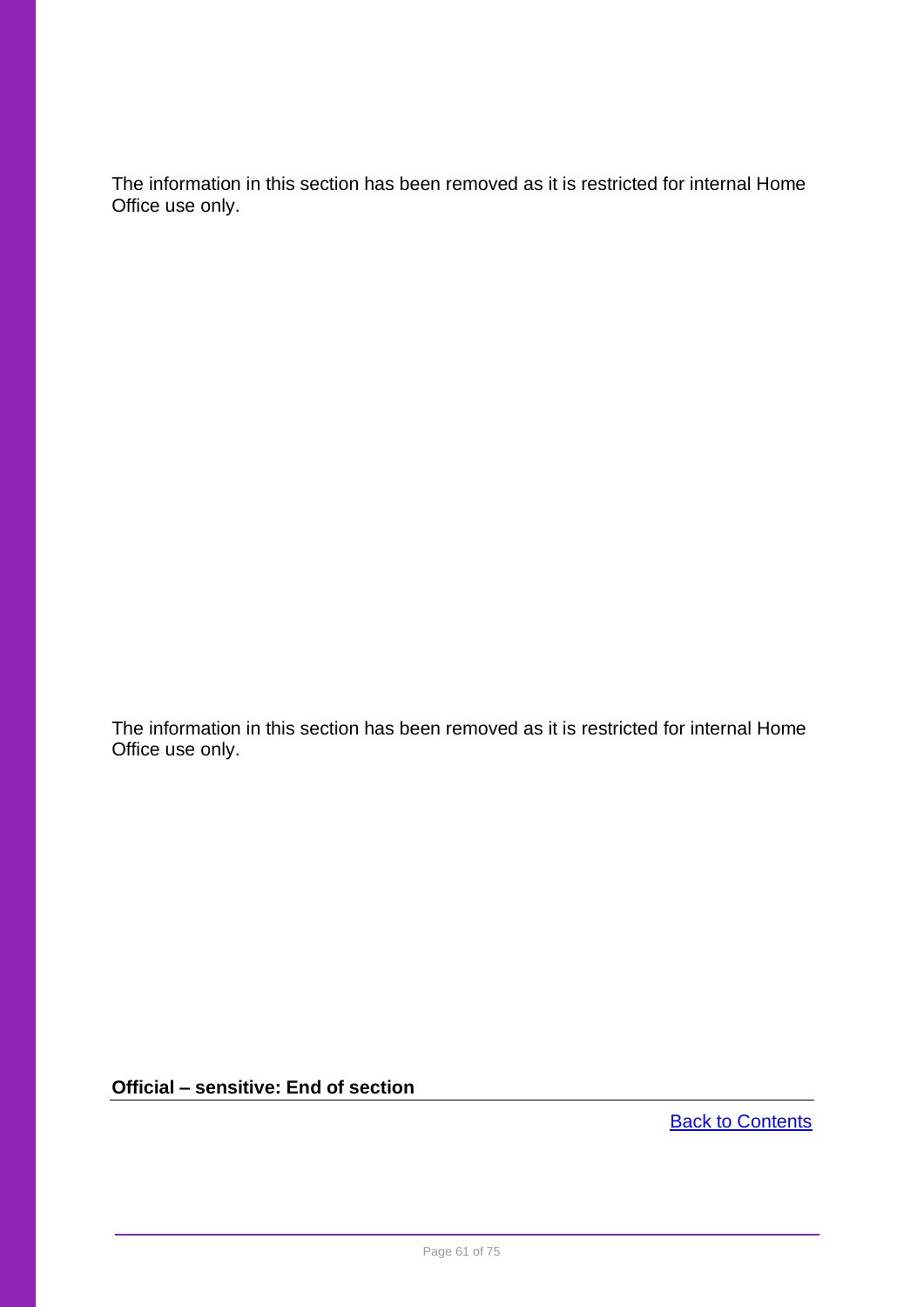The information in this section has been removed as it is restricted for internal Home Office use only.

The information in this section has been removed as it is restricted for internal Home Office use only.

**Official – sensitive: End of section**

Back to Contents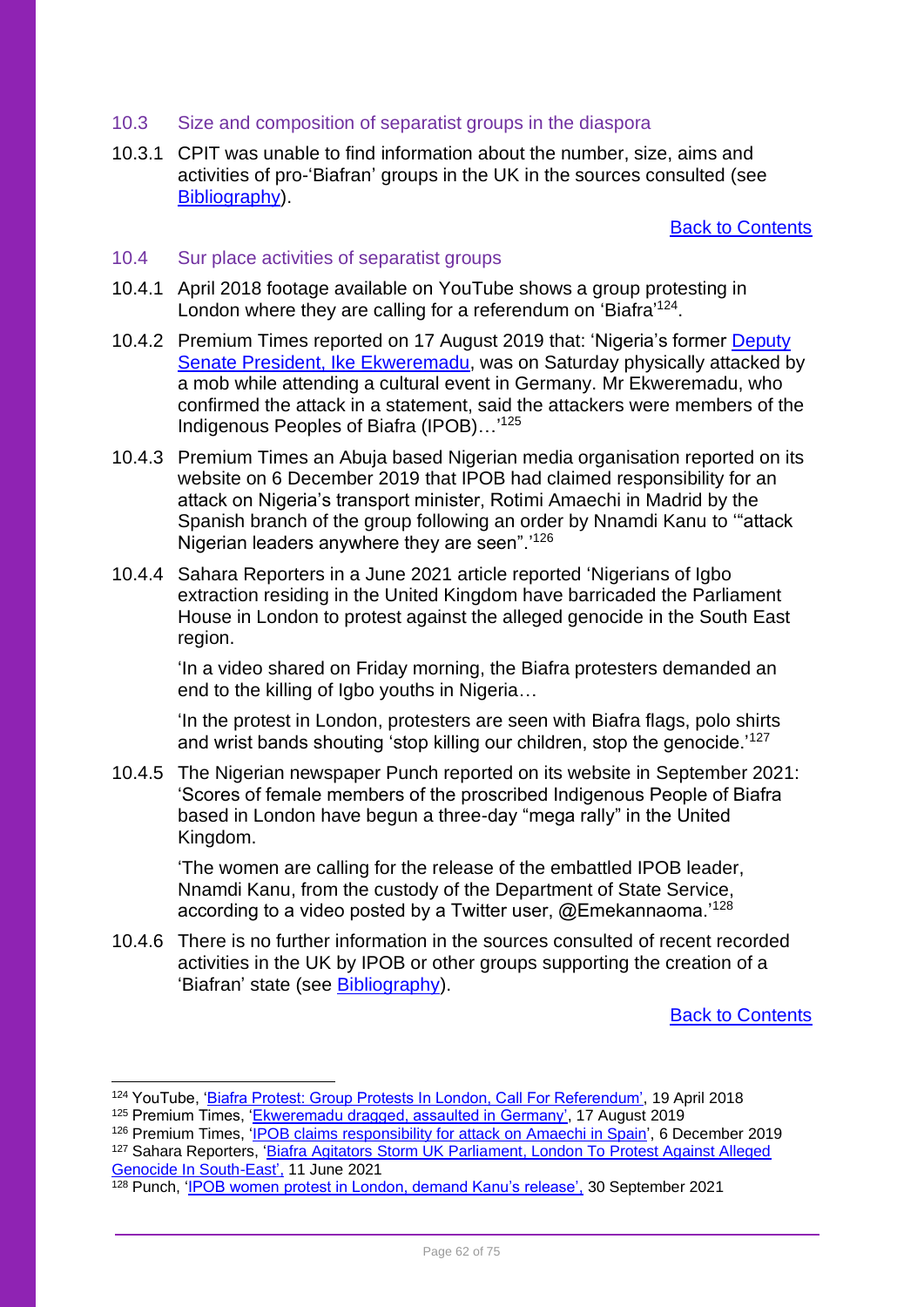## 10.3 Size and composition of separatist groups in the diaspora

10.3.1 CPIT was unable to find information about the number, size, aims and activities of pro-'Biafran' groups in the UK in the sources consulted (see [Bibliography](#)).

[Back to Contents](#)

## 10.4 Sur place activities of separatist groups

10.4.1 April 2018 footage available on YouTube shows a group protesting in London where they are calling for a referendum on 'Biafra'[124].

10.4.2 Premium Times reported on 17 August 2019 that: 'Nigeria's former [Deputy Senate President, Ike Ekweremadu](#), was on Saturday physically attacked by a mob while attending a cultural event in Germany. Mr Ekweremadu, who confirmed the attack in a statement, said the attackers were members of the Indigenous Peoples of Biafra (IPOB)…'[125]

10.4.3 Premium Times an Abuja based Nigerian media organisation reported on its website on 6 December 2019 that IPOB had claimed responsibility for an attack on Nigeria's transport minister, Rotimi Amaechi in Madrid by the Spanish branch of the group following an order by Nnamdi Kanu to '"attack Nigerian leaders anywhere they are seen".'[126]

10.4.4 Sahara Reporters in a June 2021 article reported 'Nigerians of Igbo extraction residing in the United Kingdom have barricaded the Parliament House in London to protest against the alleged genocide in the South East region.

'In a video shared on Friday morning, the Biafra protesters demanded an end to the killing of Igbo youths in Nigeria…

'In the protest in London, protesters are seen with Biafra flags, polo shirts and wrist bands shouting 'stop killing our children, stop the genocide.'[127]

10.4.5 The Nigerian newspaper Punch reported on its website in September 2021: 'Scores of female members of the proscribed Indigenous People of Biafra based in London have begun a three-day "mega rally" in the United Kingdom.

'The women are calling for the release of the embattled IPOB leader, Nnamdi Kanu, from the custody of the Department of State Service, according to a video posted by a Twitter user, @Emekannaoma.'[128]

10.4.6 There is no further information in the sources consulted of recent recorded activities in the UK by IPOB or other groups supporting the creation of a 'Biafran' state (see [Bibliography](#)).

[Back to Contents](#)

---

[124] YouTube, '[Biafra Protest: Group Protests In London, Call For Referendum](#)', 19 April 2018

[125] Premium Times, '[Ekweremadu dragged, assaulted in Germany](#)', 17 August 2019

[126] Premium Times, '[IPOB claims responsibility for attack on Amaechi in Spain](#)', 6 December 2019

[127] Sahara Reporters, '[Biafra Agitators Storm UK Parliament, London To Protest Against Alleged Genocide In South-East',](#) 11 June 2021

[128] Punch, '[IPOB women protest in London, demand Kanu's release',](#) 30 September 2021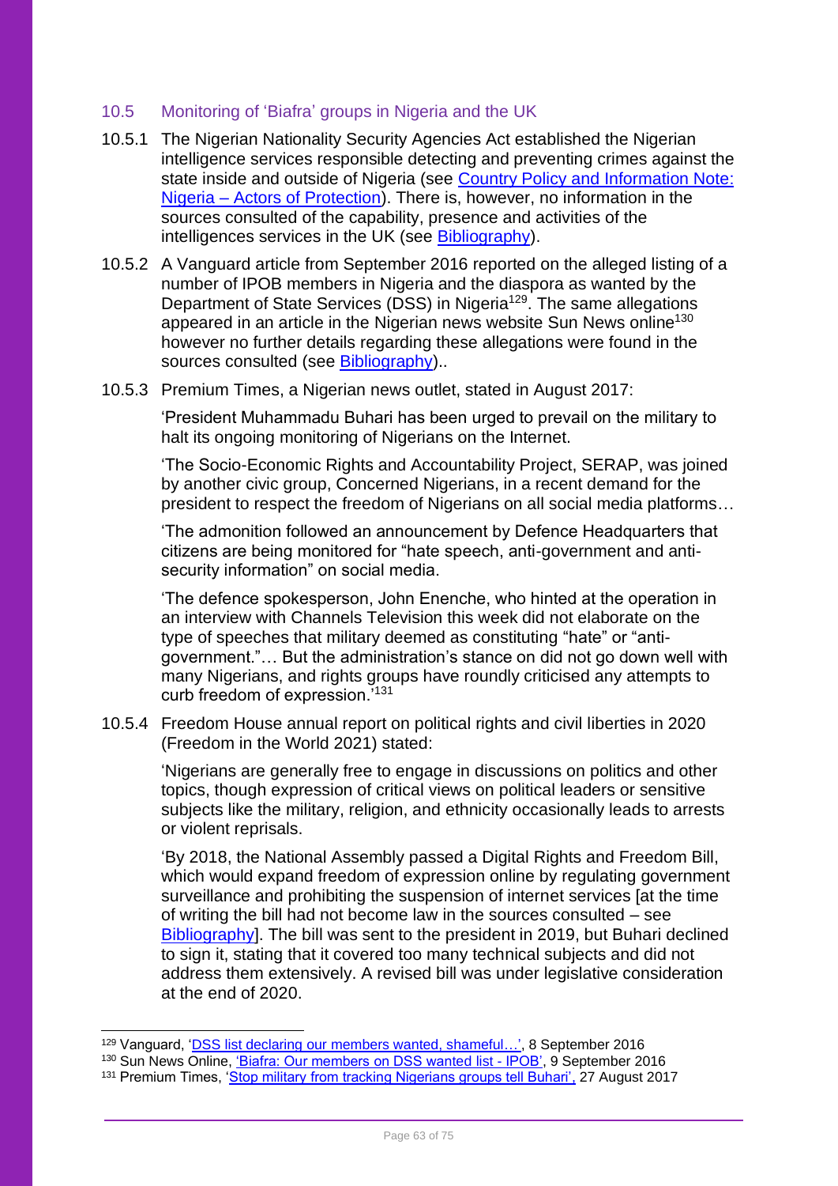## 10.5 Monitoring of 'Biafra' groups in Nigeria and the UK

10.5.1 The Nigerian Nationality Security Agencies Act established the Nigerian intelligence services responsible detecting and preventing crimes against the state inside and outside of Nigeria (see [Country Policy and Information Note: Nigeria – Actors of Protection]). There is, however, no information in the sources consulted of the capability, presence and activities of the intelligences services in the UK (see [Bibliography]).

10.5.2 A Vanguard article from September 2016 reported on the alleged listing of a number of IPOB members in Nigeria and the diaspora as wanted by the Department of State Services (DSS) in Nigeria[129]. The same allegations appeared in an article in the Nigerian news website Sun News online[130] however no further details regarding these allegations were found in the sources consulted (see [Bibliography])..

10.5.3 Premium Times, a Nigerian news outlet, stated in August 2017:

> 'President Muhammadu Buhari has been urged to prevail on the military to halt its ongoing monitoring of Nigerians on the Internet.
>
> 'The Socio-Economic Rights and Accountability Project, SERAP, was joined by another civic group, Concerned Nigerians, in a recent demand for the president to respect the freedom of Nigerians on all social media platforms…
>
> 'The admonition followed an announcement by Defence Headquarters that citizens are being monitored for "hate speech, anti-government and anti-security information" on social media.
>
> 'The defence spokesperson, John Enenche, who hinted at the operation in an interview with Channels Television this week did not elaborate on the type of speeches that military deemed as constituting "hate" or "anti-government."… But the administration's stance on did not go down well with many Nigerians, and rights groups have roundly criticised any attempts to curb freedom of expression.'[131]

10.5.4 Freedom House annual report on political rights and civil liberties in 2020 (Freedom in the World 2021) stated:

> 'Nigerians are generally free to engage in discussions on politics and other topics, though expression of critical views on political leaders or sensitive subjects like the military, religion, and ethnicity occasionally leads to arrests or violent reprisals.
>
> 'By 2018, the National Assembly passed a Digital Rights and Freedom Bill, which would expand freedom of expression online by regulating government surveillance and prohibiting the suspension of internet services [at the time of writing the bill had not become law in the sources consulted – see [Bibliography]]. The bill was sent to the president in 2019, but Buhari declined to sign it, stating that it covered too many technical subjects and did not address them extensively. A revised bill was under legislative consideration at the end of 2020.

---

[129] Vanguard, 'DSS list declaring our members wanted, shameful…', 8 September 2016

[130] Sun News Online, 'Biafra: Our members on DSS wanted list - IPOB', 9 September 2016

[131] Premium Times, 'Stop military from tracking Nigerians groups tell Buhari', 27 August 2017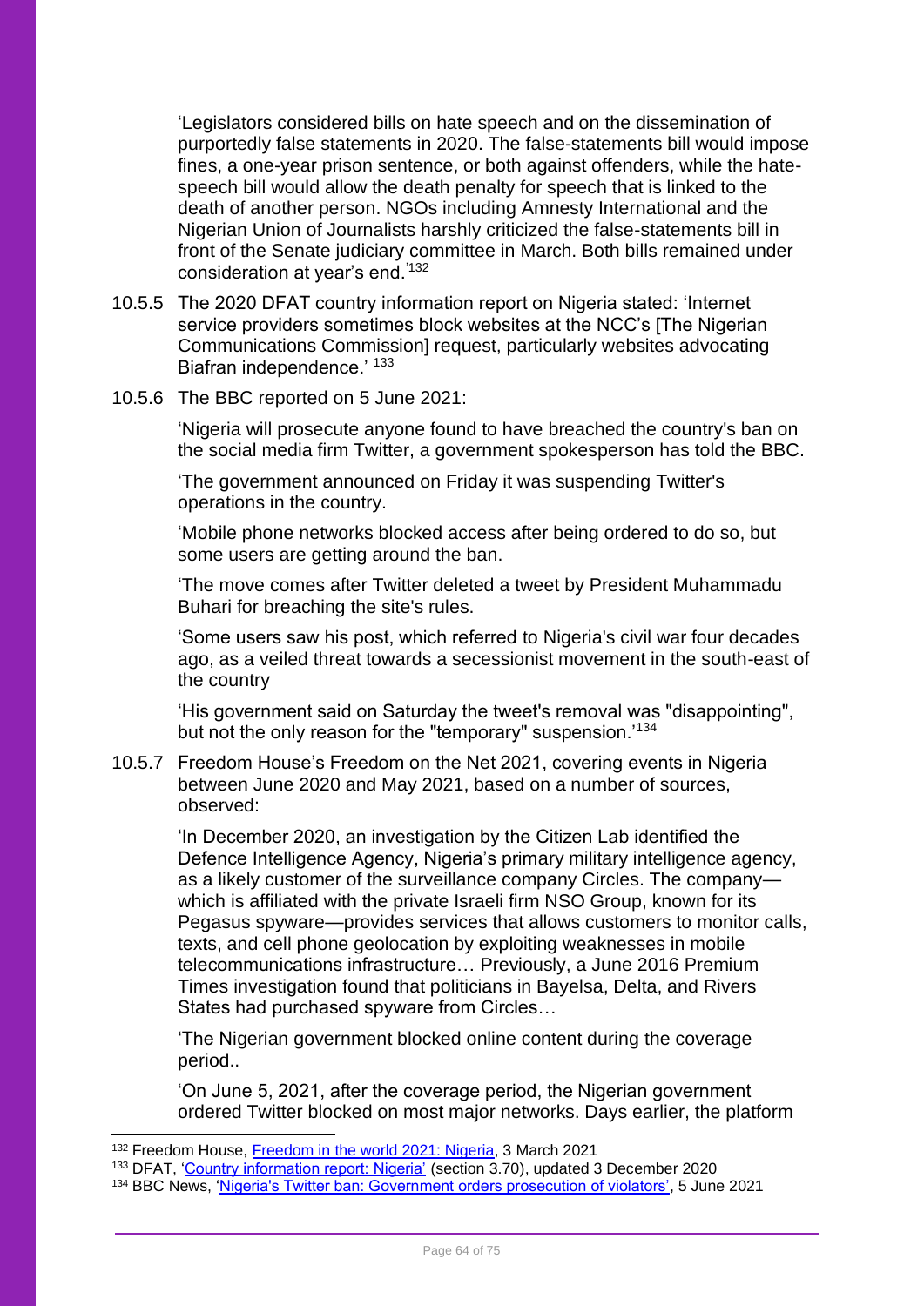'Legislators considered bills on hate speech and on the dissemination of purportedly false statements in 2020. The false-statements bill would impose fines, a one-year prison sentence, or both against offenders, while the hate-speech bill would allow the death penalty for speech that is linked to the death of another person. NGOs including Amnesty International and the Nigerian Union of Journalists harshly criticized the false-statements bill in front of the Senate judiciary committee in March. Both bills remained under consideration at year's end.'[132]

10.5.5 The 2020 DFAT country information report on Nigeria stated: 'Internet service providers sometimes block websites at the NCC's [The Nigerian Communications Commission] request, particularly websites advocating Biafran independence.' [133]

10.5.6 The BBC reported on 5 June 2021:

'Nigeria will prosecute anyone found to have breached the country's ban on the social media firm Twitter, a government spokesperson has told the BBC.

'The government announced on Friday it was suspending Twitter's operations in the country.

'Mobile phone networks blocked access after being ordered to do so, but some users are getting around the ban.

'The move comes after Twitter deleted a tweet by President Muhammadu Buhari for breaching the site's rules.

'Some users saw his post, which referred to Nigeria's civil war four decades ago, as a veiled threat towards a secessionist movement in the south-east of the country

'His government said on Saturday the tweet's removal was "disappointing", but not the only reason for the "temporary" suspension.'[134]

10.5.7 Freedom House's Freedom on the Net 2021, covering events in Nigeria between June 2020 and May 2021, based on a number of sources, observed:

'In December 2020, an investigation by the Citizen Lab identified the Defence Intelligence Agency, Nigeria's primary military intelligence agency, as a likely customer of the surveillance company Circles. The company—which is affiliated with the private Israeli firm NSO Group, known for its Pegasus spyware—provides services that allows customers to monitor calls, texts, and cell phone geolocation by exploiting weaknesses in mobile telecommunications infrastructure… Previously, a June 2016 Premium Times investigation found that politicians in Bayelsa, Delta, and Rivers States had purchased spyware from Circles…

'The Nigerian government blocked online content during the coverage period..

'On June 5, 2021, after the coverage period, the Nigerian government ordered Twitter blocked on most major networks. Days earlier, the platform

---

[132] Freedom House, Freedom in the world 2021: Nigeria, 3 March 2021

[133] DFAT, 'Country information report: Nigeria' (section 3.70), updated 3 December 2020

[134] BBC News, 'Nigeria's Twitter ban: Government orders prosecution of violators', 5 June 2021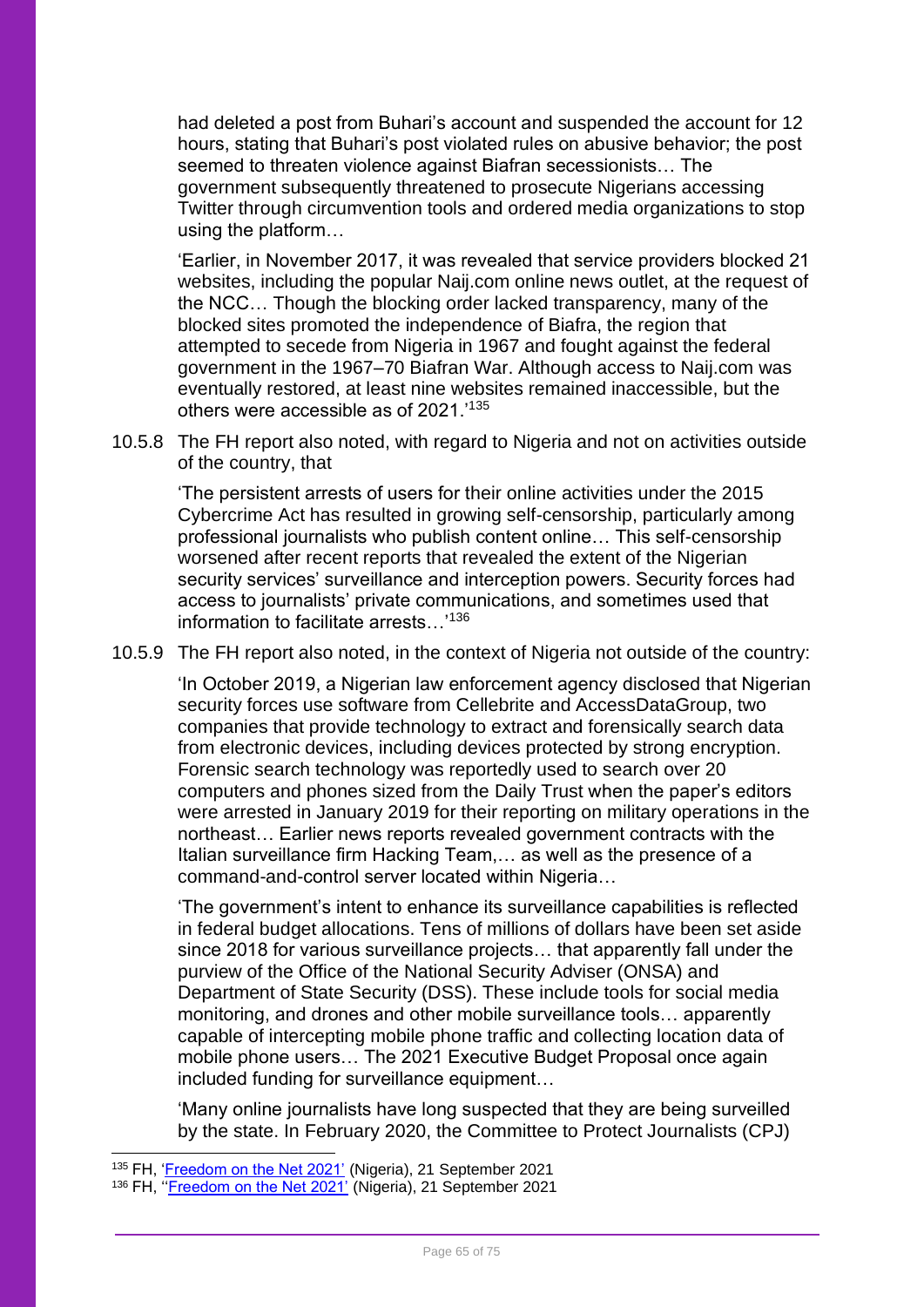had deleted a post from Buhari's account and suspended the account for 12 hours, stating that Buhari's post violated rules on abusive behavior; the post seemed to threaten violence against Biafran secessionists… The government subsequently threatened to prosecute Nigerians accessing Twitter through circumvention tools and ordered media organizations to stop using the platform…

'Earlier, in November 2017, it was revealed that service providers blocked 21 websites, including the popular Naij.com online news outlet, at the request of the NCC… Though the blocking order lacked transparency, many of the blocked sites promoted the independence of Biafra, the region that attempted to secede from Nigeria in 1967 and fought against the federal government in the 1967–70 Biafran War. Although access to Naij.com was eventually restored, at least nine websites remained inaccessible, but the others were accessible as of 2021.'[135]

10.5.8 The FH report also noted, with regard to Nigeria and not on activities outside of the country, that

'The persistent arrests of users for their online activities under the 2015 Cybercrime Act has resulted in growing self-censorship, particularly among professional journalists who publish content online… This self-censorship worsened after recent reports that revealed the extent of the Nigerian security services' surveillance and interception powers. Security forces had access to journalists' private communications, and sometimes used that information to facilitate arrests…'[136]

10.5.9 The FH report also noted, in the context of Nigeria not outside of the country:

'In October 2019, a Nigerian law enforcement agency disclosed that Nigerian security forces use software from Cellebrite and AccessDataGroup, two companies that provide technology to extract and forensically search data from electronic devices, including devices protected by strong encryption. Forensic search technology was reportedly used to search over 20 computers and phones sized from the Daily Trust when the paper's editors were arrested in January 2019 for their reporting on military operations in the northeast… Earlier news reports revealed government contracts with the Italian surveillance firm Hacking Team,… as well as the presence of a command-and-control server located within Nigeria…

'The government's intent to enhance its surveillance capabilities is reflected in federal budget allocations. Tens of millions of dollars have been set aside since 2018 for various surveillance projects… that apparently fall under the purview of the Office of the National Security Adviser (ONSA) and Department of State Security (DSS). These include tools for social media monitoring, and drones and other mobile surveillance tools… apparently capable of intercepting mobile phone traffic and collecting location data of mobile phone users… The 2021 Executive Budget Proposal once again included funding for surveillance equipment…

'Many online journalists have long suspected that they are being surveilled by the state. In February 2020, the Committee to Protect Journalists (CPJ)

---

[135] FH, 'Freedom on the Net 2021' (Nigeria), 21 September 2021

[136] FH, ''Freedom on the Net 2021' (Nigeria), 21 September 2021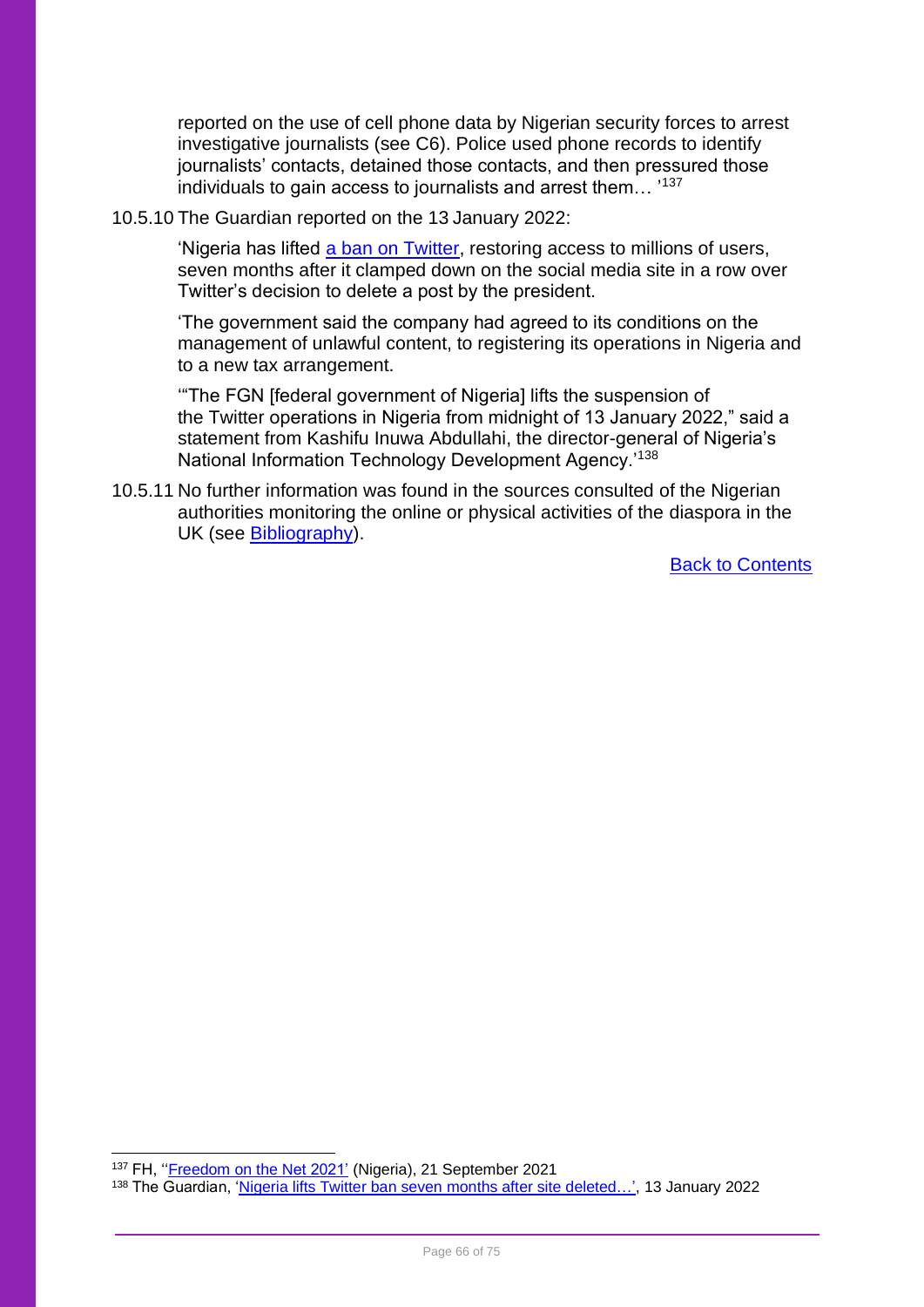reported on the use of cell phone data by Nigerian security forces to arrest investigative journalists (see C6). Police used phone records to identify journalists' contacts, detained those contacts, and then pressured those individuals to gain access to journalists and arrest them… '[137]

10.5.10 The Guardian reported on the 13 January 2022:

'Nigeria has lifted a ban on Twitter, restoring access to millions of users, seven months after it clamped down on the social media site in a row over Twitter's decision to delete a post by the president.

'The government said the company had agreed to its conditions on the management of unlawful content, to registering its operations in Nigeria and to a new tax arrangement.

'"The FGN [federal government of Nigeria] lifts the suspension of the Twitter operations in Nigeria from midnight of 13 January 2022," said a statement from Kashifu Inuwa Abdullahi, the director-general of Nigeria's National Information Technology Development Agency.'[138]

10.5.11 No further information was found in the sources consulted of the Nigerian authorities monitoring the online or physical activities of the diaspora in the UK (see Bibliography).

Back to Contents

---

[137] FH, ''Freedom on the Net 2021' (Nigeria), 21 September 2021

[138] The Guardian, 'Nigeria lifts Twitter ban seven months after site deleted…', 13 January 2022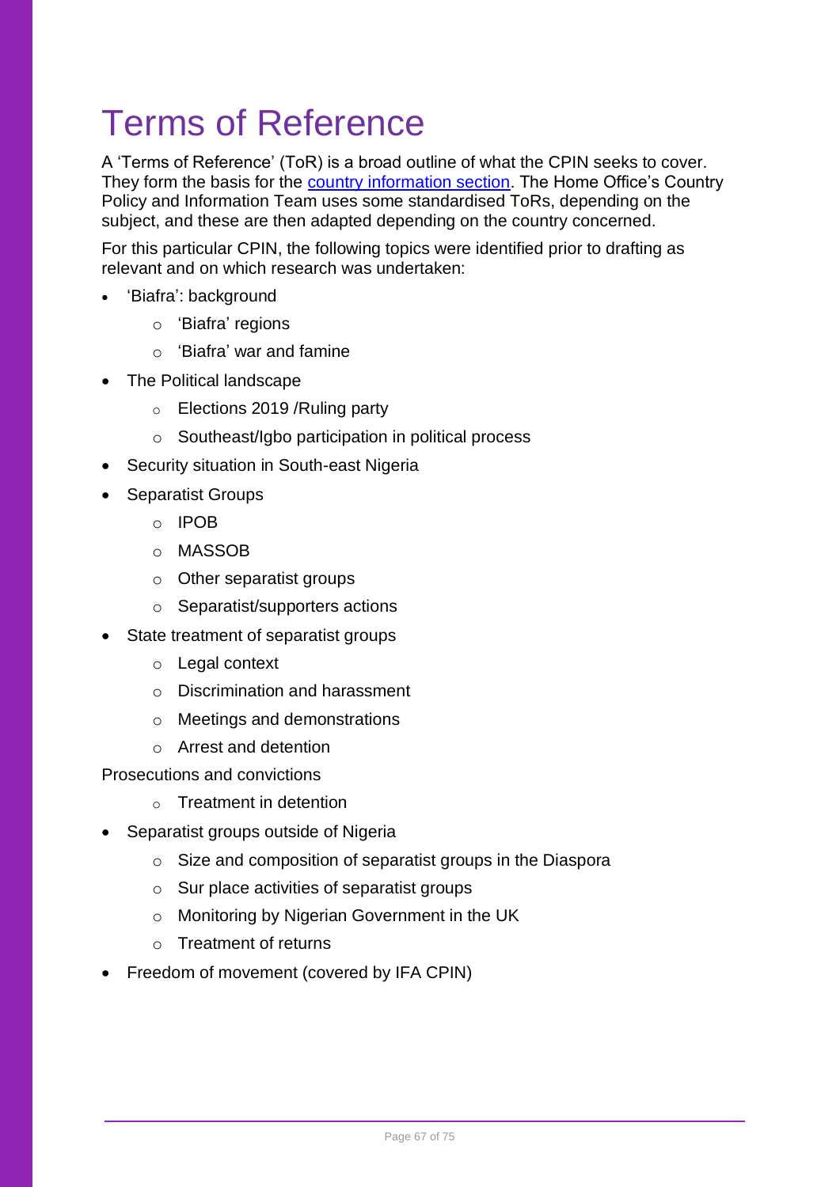# Terms of Reference

A 'Terms of Reference' (ToR) is a broad outline of what the CPIN seeks to cover. They form the basis for the country information section. The Home Office's Country Policy and Information Team uses some standardised ToRs, depending on the subject, and these are then adapted depending on the country concerned.

For this particular CPIN, the following topics were identified prior to drafting as relevant and on which research was undertaken:

- 'Biafra': background
  - 'Biafra' regions
  - 'Biafra' war and famine
- The Political landscape
  - Elections 2019 /Ruling party
  - Southeast/Igbo participation in political process
- Security situation in South-east Nigeria
- Separatist Groups
  - IPOB
  - MASSOB
  - Other separatist groups
  - Separatist/supporters actions
- State treatment of separatist groups
  - Legal context
  - Discrimination and harassment
  - Meetings and demonstrations
  - Arrest and detention

Prosecutions and convictions

  - Treatment in detention
- Separatist groups outside of Nigeria
  - Size and composition of separatist groups in the Diaspora
  - Sur place activities of separatist groups
  - Monitoring by Nigerian Government in the UK
  - Treatment of returns
- Freedom of movement (covered by IFA CPIN)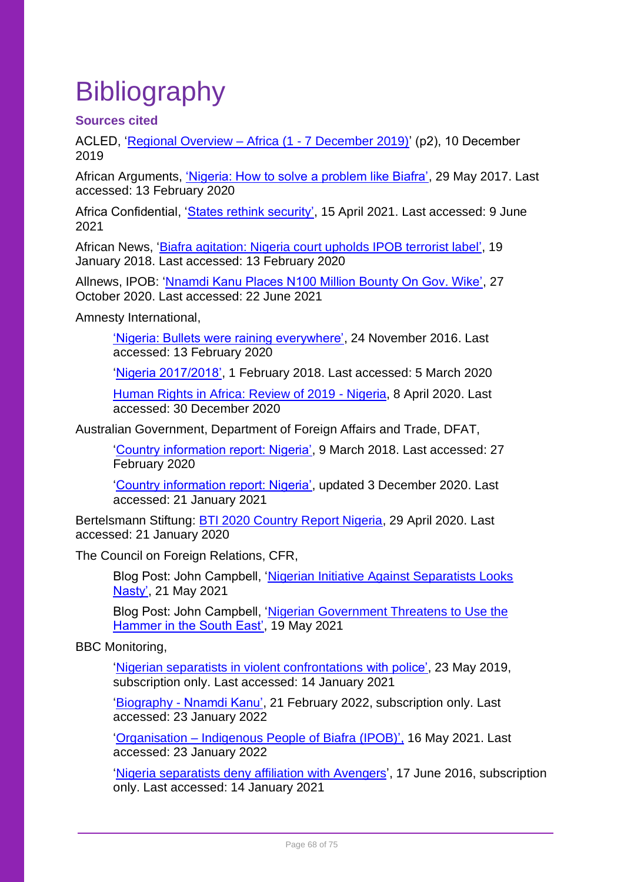# Bibliography

### Sources cited

ACLED, 'Regional Overview – Africa (1 - 7 December 2019)' (p2), 10 December 2019

African Arguments, 'Nigeria: How to solve a problem like Biafra', 29 May 2017. Last accessed: 13 February 2020

Africa Confidential, 'States rethink security', 15 April 2021. Last accessed: 9 June 2021

African News, 'Biafra agitation: Nigeria court upholds IPOB terrorist label', 19 January 2018. Last accessed: 13 February 2020

Allnews, IPOB: 'Nnamdi Kanu Places N100 Million Bounty On Gov. Wike', 27 October 2020. Last accessed: 22 June 2021

Amnesty International,

> 'Nigeria: Bullets were raining everywhere', 24 November 2016. Last accessed: 13 February 2020
>
> 'Nigeria 2017/2018', 1 February 2018. Last accessed: 5 March 2020
>
> Human Rights in Africa: Review of 2019 - Nigeria, 8 April 2020. Last accessed: 30 December 2020

Australian Government, Department of Foreign Affairs and Trade, DFAT,

> 'Country information report: Nigeria', 9 March 2018. Last accessed: 27 February 2020
>
> 'Country information report: Nigeria', updated 3 December 2020. Last accessed: 21 January 2021

Bertelsmann Stiftung: BTI 2020 Country Report Nigeria, 29 April 2020. Last accessed: 21 January 2020

The Council on Foreign Relations, CFR,

> Blog Post: John Campbell, 'Nigerian Initiative Against Separatists Looks Nasty', 21 May 2021
>
> Blog Post: John Campbell, 'Nigerian Government Threatens to Use the Hammer in the South East', 19 May 2021

BBC Monitoring,

> 'Nigerian separatists in violent confrontations with police', 23 May 2019, subscription only. Last accessed: 14 January 2021
>
> 'Biography - Nnamdi Kanu', 21 February 2022, subscription only. Last accessed: 23 January 2022
>
> 'Organisation – Indigenous People of Biafra (IPOB)', 16 May 2021. Last accessed: 23 January 2022
>
> 'Nigeria separatists deny affiliation with Avengers', 17 June 2016, subscription only. Last accessed: 14 January 2021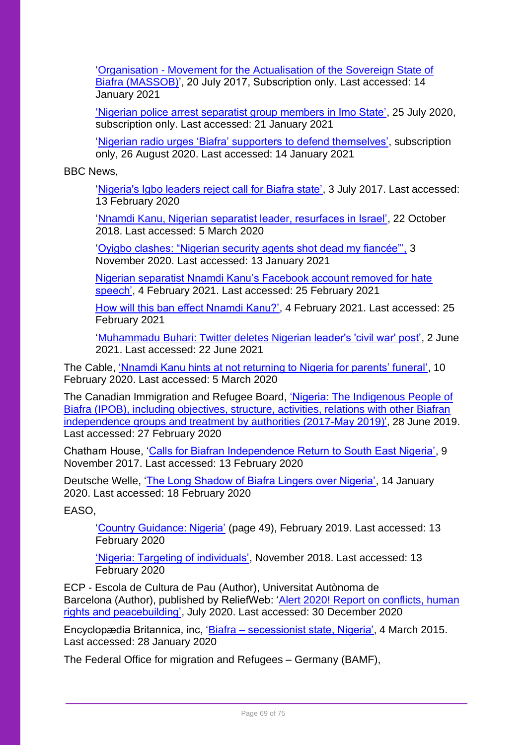'Organisation - Movement for the Actualisation of the Sovereign State of Biafra (MASSOB)', 20 July 2017, Subscription only. Last accessed: 14 January 2021

'Nigerian police arrest separatist group members in Imo State', 25 July 2020, subscription only. Last accessed: 21 January 2021

'Nigerian radio urges 'Biafra' supporters to defend themselves', subscription only, 26 August 2020. Last accessed: 14 January 2021

BBC News,

'Nigeria's Igbo leaders reject call for Biafra state', 3 July 2017. Last accessed: 13 February 2020

'Nnamdi Kanu, Nigerian separatist leader, resurfaces in Israel', 22 October 2018. Last accessed: 5 March 2020

'Oyigbo clashes: "Nigerian security agents shot dead my fiancée"', 3 November 2020. Last accessed: 13 January 2021

Nigerian separatist Nnamdi Kanu's Facebook account removed for hate speech', 4 February 2021. Last accessed: 25 February 2021

How will this ban effect Nnamdi Kanu?', 4 February 2021. Last accessed: 25 February 2021

'Muhammadu Buhari: Twitter deletes Nigerian leader's 'civil war' post', 2 June 2021. Last accessed: 22 June 2021

The Cable, 'Nnamdi Kanu hints at not returning to Nigeria for parents' funeral', 10 February 2020. Last accessed: 5 March 2020

The Canadian Immigration and Refugee Board, 'Nigeria: The Indigenous People of Biafra (IPOB), including objectives, structure, activities, relations with other Biafran independence groups and treatment by authorities (2017-May 2019)', 28 June 2019. Last accessed: 27 February 2020

Chatham House, 'Calls for Biafran Independence Return to South East Nigeria', 9 November 2017. Last accessed: 13 February 2020

Deutsche Welle, 'The Long Shadow of Biafra Lingers over Nigeria', 14 January 2020. Last accessed: 18 February 2020

EASO,

'Country Guidance: Nigeria' (page 49), February 2019. Last accessed: 13 February 2020

'Nigeria: Targeting of individuals', November 2018. Last accessed: 13 February 2020

ECP - Escola de Cultura de Pau (Author), Universitat Autònoma de Barcelona (Author), published by ReliefWeb: 'Alert 2020! Report on conflicts, human rights and peacebuilding', July 2020. Last accessed: 30 December 2020

Encyclopædia Britannica, inc, 'Biafra – secessionist state, Nigeria', 4 March 2015. Last accessed: 28 January 2020

The Federal Office for migration and Refugees – Germany (BAMF),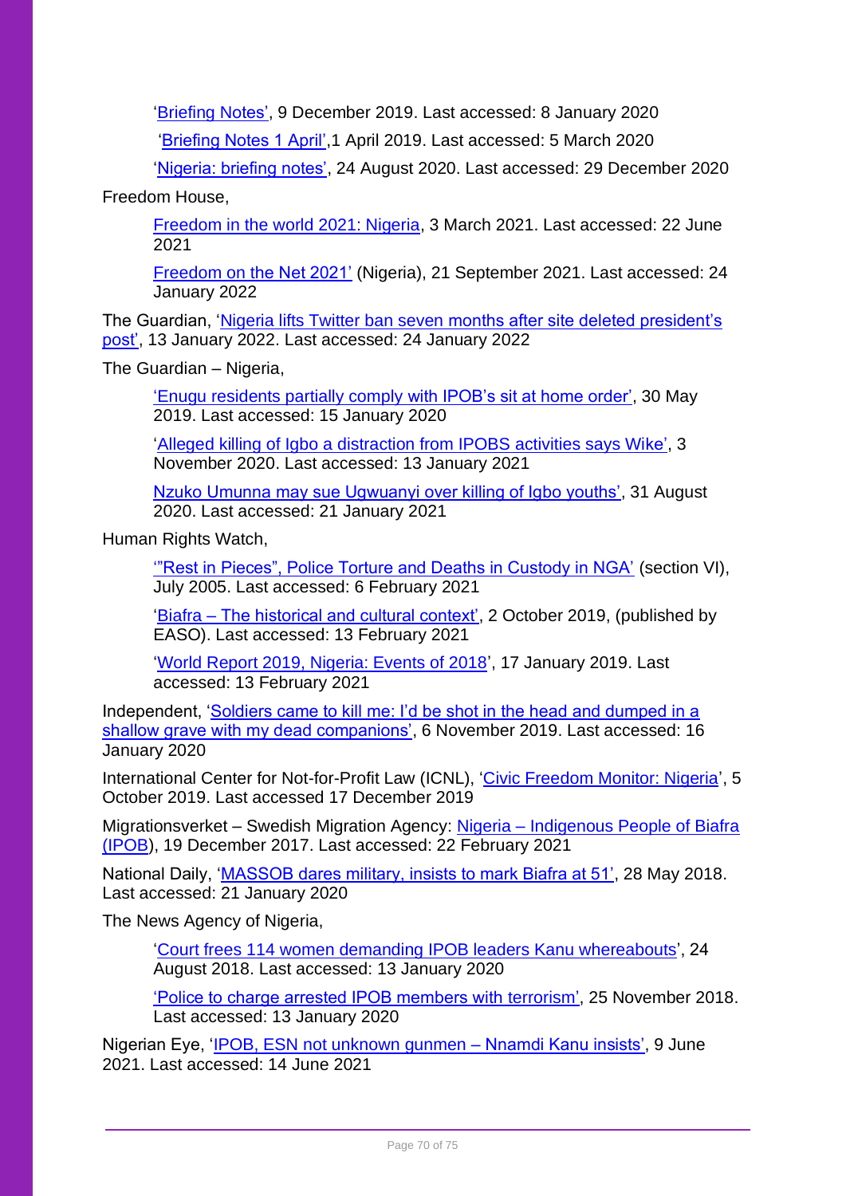'Briefing Notes', 9 December 2019. Last accessed: 8 January 2020

'Briefing Notes 1 April',1 April 2019. Last accessed: 5 March 2020

'Nigeria: briefing notes', 24 August 2020. Last accessed: 29 December 2020

Freedom House,

Freedom in the world 2021: Nigeria, 3 March 2021. Last accessed: 22 June 2021

Freedom on the Net 2021' (Nigeria), 21 September 2021. Last accessed: 24 January 2022

The Guardian, 'Nigeria lifts Twitter ban seven months after site deleted president's post', 13 January 2022. Last accessed: 24 January 2022

The Guardian – Nigeria,

'Enugu residents partially comply with IPOB's sit at home order', 30 May 2019. Last accessed: 15 January 2020

'Alleged killing of Igbo a distraction from IPOBS activities says Wike', 3 November 2020. Last accessed: 13 January 2021

Nzuko Umunna may sue Ugwuanyi over killing of Igbo youths', 31 August 2020. Last accessed: 21 January 2021

Human Rights Watch,

'"Rest in Pieces", Police Torture and Deaths in Custody in NGA' (section VI), July 2005. Last accessed: 6 February 2021

'Biafra – The historical and cultural context', 2 October 2019, (published by EASO). Last accessed: 13 February 2021

'World Report 2019, Nigeria: Events of 2018', 17 January 2019. Last accessed: 13 February 2021

Independent, 'Soldiers came to kill me: I'd be shot in the head and dumped in a shallow grave with my dead companions', 6 November 2019. Last accessed: 16 January 2020

International Center for Not-for-Profit Law (ICNL), 'Civic Freedom Monitor: Nigeria', 5 October 2019. Last accessed 17 December 2019

Migrationsverket – Swedish Migration Agency: Nigeria – Indigenous People of Biafra (IPOB), 19 December 2017. Last accessed: 22 February 2021

National Daily, 'MASSOB dares military, insists to mark Biafra at 51', 28 May 2018. Last accessed: 21 January 2020

The News Agency of Nigeria,

'Court frees 114 women demanding IPOB leaders Kanu whereabouts', 24 August 2018. Last accessed: 13 January 2020

'Police to charge arrested IPOB members with terrorism', 25 November 2018. Last accessed: 13 January 2020

Nigerian Eye, 'IPOB, ESN not unknown gunmen – Nnamdi Kanu insists', 9 June 2021. Last accessed: 14 June 2021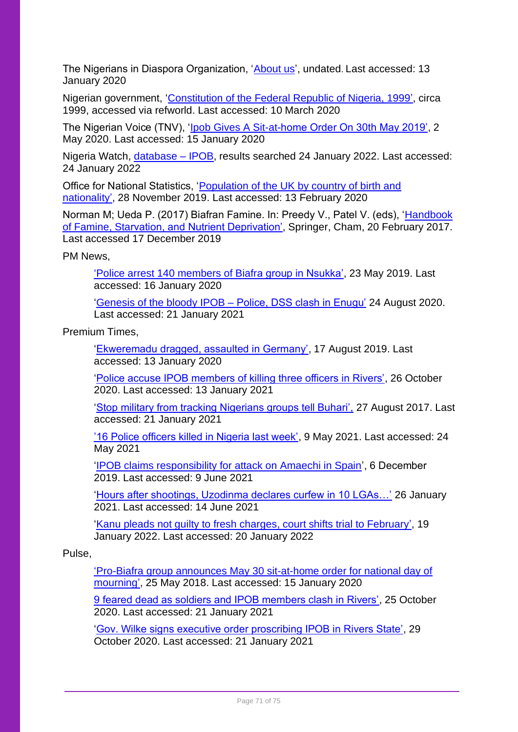The Nigerians in Diaspora Organization, 'About us', undated. Last accessed: 13 January 2020

Nigerian government, 'Constitution of the Federal Republic of Nigeria, 1999', circa 1999, accessed via refworld. Last accessed: 10 March 2020

The Nigerian Voice (TNV), 'Ipob Gives A Sit-at-home Order On 30th May 2019', 2 May 2020. Last accessed: 15 January 2020

Nigeria Watch, database – IPOB, results searched 24 January 2022. Last accessed: 24 January 2022

Office for National Statistics, 'Population of the UK by country of birth and nationality', 28 November 2019. Last accessed: 13 February 2020

Norman M; Ueda P. (2017) Biafran Famine. In: Preedy V., Patel V. (eds), 'Handbook of Famine, Starvation, and Nutrient Deprivation', Springer, Cham, 20 February 2017. Last accessed 17 December 2019

PM News,

> 'Police arrest 140 members of Biafra group in Nsukka', 23 May 2019. Last accessed: 16 January 2020
>
> 'Genesis of the bloody IPOB – Police, DSS clash in Enugu' 24 August 2020. Last accessed: 21 January 2021

Premium Times,

> 'Ekweremadu dragged, assaulted in Germany', 17 August 2019. Last accessed: 13 January 2020
>
> 'Police accuse IPOB members of killing three officers in Rivers', 26 October 2020. Last accessed: 13 January 2021
>
> 'Stop military from tracking Nigerians groups tell Buhari', 27 August 2017. Last accessed: 21 January 2021
>
> '16 Police officers killed in Nigeria last week', 9 May 2021. Last accessed: 24 May 2021
>
> 'IPOB claims responsibility for attack on Amaechi in Spain', 6 December 2019. Last accessed: 9 June 2021
>
> 'Hours after shootings, Uzodinma declares curfew in 10 LGAs…' 26 January 2021. Last accessed: 14 June 2021
>
> 'Kanu pleads not guilty to fresh charges, court shifts trial to February', 19 January 2022. Last accessed: 20 January 2022

Pulse,

> 'Pro-Biafra group announces May 30 sit-at-home order for national day of mourning', 25 May 2018. Last accessed: 15 January 2020
>
> 9 feared dead as soldiers and IPOB members clash in Rivers', 25 October 2020. Last accessed: 21 January 2021
>
> 'Gov. Wilke signs executive order proscribing IPOB in Rivers State', 29 October 2020. Last accessed: 21 January 2021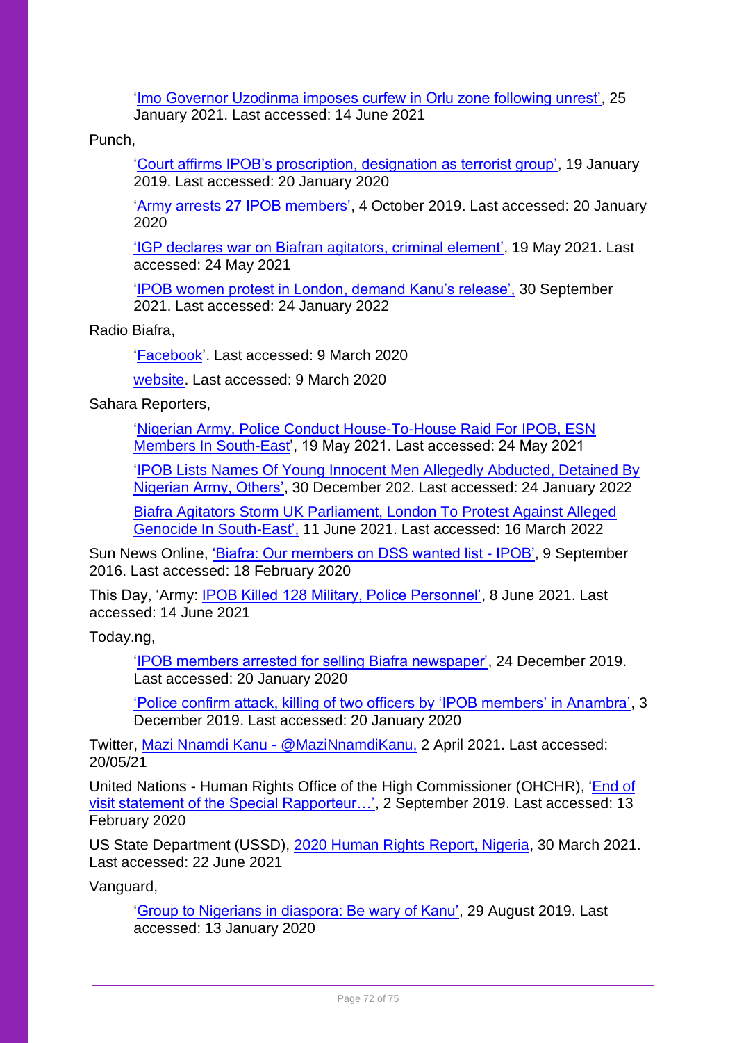'Imo Governor Uzodinma imposes curfew in Orlu zone following unrest', 25 January 2021. Last accessed: 14 June 2021

Punch,

> 'Court affirms IPOB's proscription, designation as terrorist group', 19 January 2019. Last accessed: 20 January 2020
>
> 'Army arrests 27 IPOB members', 4 October 2019. Last accessed: 20 January 2020
>
> 'IGP declares war on Biafran agitators, criminal element', 19 May 2021. Last accessed: 24 May 2021
>
> 'IPOB women protest in London, demand Kanu's release', 30 September 2021. Last accessed: 24 January 2022

Radio Biafra,

> 'Facebook'. Last accessed: 9 March 2020
>
> website. Last accessed: 9 March 2020

Sahara Reporters,

> 'Nigerian Army, Police Conduct House-To-House Raid For IPOB, ESN Members In South-East', 19 May 2021. Last accessed: 24 May 2021
>
> 'IPOB Lists Names Of Young Innocent Men Allegedly Abducted, Detained By Nigerian Army, Others', 30 December 202. Last accessed: 24 January 2022
>
> Biafra Agitators Storm UK Parliament, London To Protest Against Alleged Genocide In South-East', 11 June 2021. Last accessed: 16 March 2022

Sun News Online, 'Biafra: Our members on DSS wanted list - IPOB', 9 September 2016. Last accessed: 18 February 2020

This Day, 'Army: IPOB Killed 128 Military, Police Personnel', 8 June 2021. Last accessed: 14 June 2021

Today.ng,

> 'IPOB members arrested for selling Biafra newspaper', 24 December 2019. Last accessed: 20 January 2020
>
> 'Police confirm attack, killing of two officers by 'IPOB members' in Anambra', 3 December 2019. Last accessed: 20 January 2020

Twitter, Mazi Nnamdi Kanu - @MaziNnamdiKanu, 2 April 2021. Last accessed: 20/05/21

United Nations - Human Rights Office of the High Commissioner (OHCHR), 'End of visit statement of the Special Rapporteur…', 2 September 2019. Last accessed: 13 February 2020

US State Department (USSD), 2020 Human Rights Report, Nigeria, 30 March 2021. Last accessed: 22 June 2021

Vanguard,

> 'Group to Nigerians in diaspora: Be wary of Kanu', 29 August 2019. Last accessed: 13 January 2020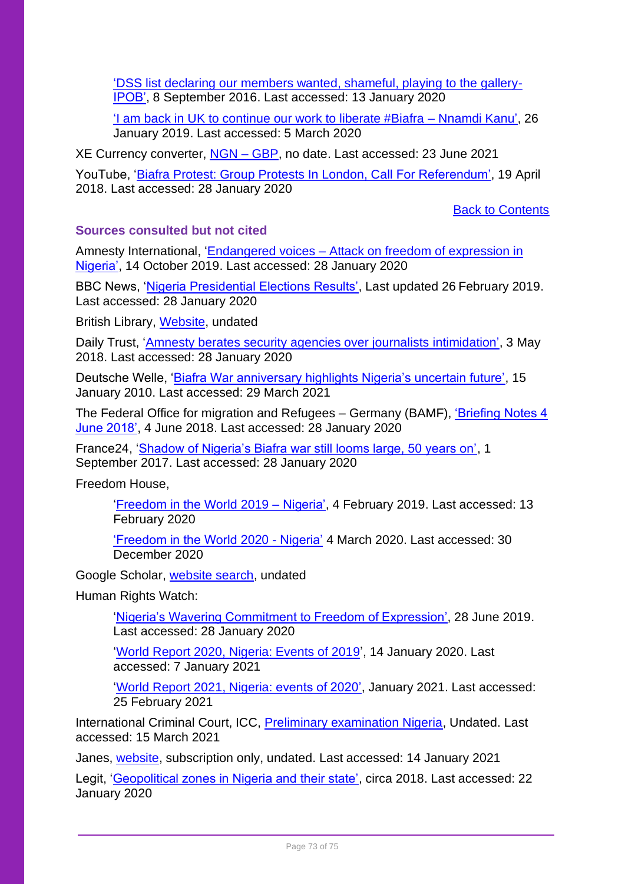'DSS list declaring our members wanted, shameful, playing to the gallery- IPOB', 8 September 2016. Last accessed: 13 January 2020

'I am back in UK to continue our work to liberate #Biafra – Nnamdi Kanu', 26 January 2019. Last accessed: 5 March 2020

XE Currency converter, NGN – GBP, no date. Last accessed: 23 June 2021

YouTube, 'Biafra Protest: Group Protests In London, Call For Referendum', 19 April 2018. Last accessed: 28 January 2020

Back to Contents

### Sources consulted but not cited

Amnesty International, 'Endangered voices – Attack on freedom of expression in Nigeria', 14 October 2019. Last accessed: 28 January 2020

BBC News, 'Nigeria Presidential Elections Results', Last updated 26 February 2019. Last accessed: 28 January 2020

British Library, Website, undated

Daily Trust, 'Amnesty berates security agencies over journalists intimidation', 3 May 2018. Last accessed: 28 January 2020

Deutsche Welle, 'Biafra War anniversary highlights Nigeria's uncertain future', 15 January 2010. Last accessed: 29 March 2021

The Federal Office for migration and Refugees – Germany (BAMF), 'Briefing Notes 4 June 2018', 4 June 2018. Last accessed: 28 January 2020

France24, 'Shadow of Nigeria's Biafra war still looms large, 50 years on', 1 September 2017. Last accessed: 28 January 2020

Freedom House,

'Freedom in the World 2019 – Nigeria', 4 February 2019. Last accessed: 13 February 2020

'Freedom in the World 2020 - Nigeria' 4 March 2020. Last accessed: 30 December 2020

Google Scholar, website search, undated

Human Rights Watch:

'Nigeria's Wavering Commitment to Freedom of Expression', 28 June 2019. Last accessed: 28 January 2020

'World Report 2020, Nigeria: Events of 2019', 14 January 2020. Last accessed: 7 January 2021

'World Report 2021, Nigeria: events of 2020', January 2021. Last accessed: 25 February 2021

International Criminal Court, ICC, Preliminary examination Nigeria, Undated. Last accessed: 15 March 2021

Janes, website, subscription only, undated. Last accessed: 14 January 2021

Legit, 'Geopolitical zones in Nigeria and their state', circa 2018. Last accessed: 22 January 2020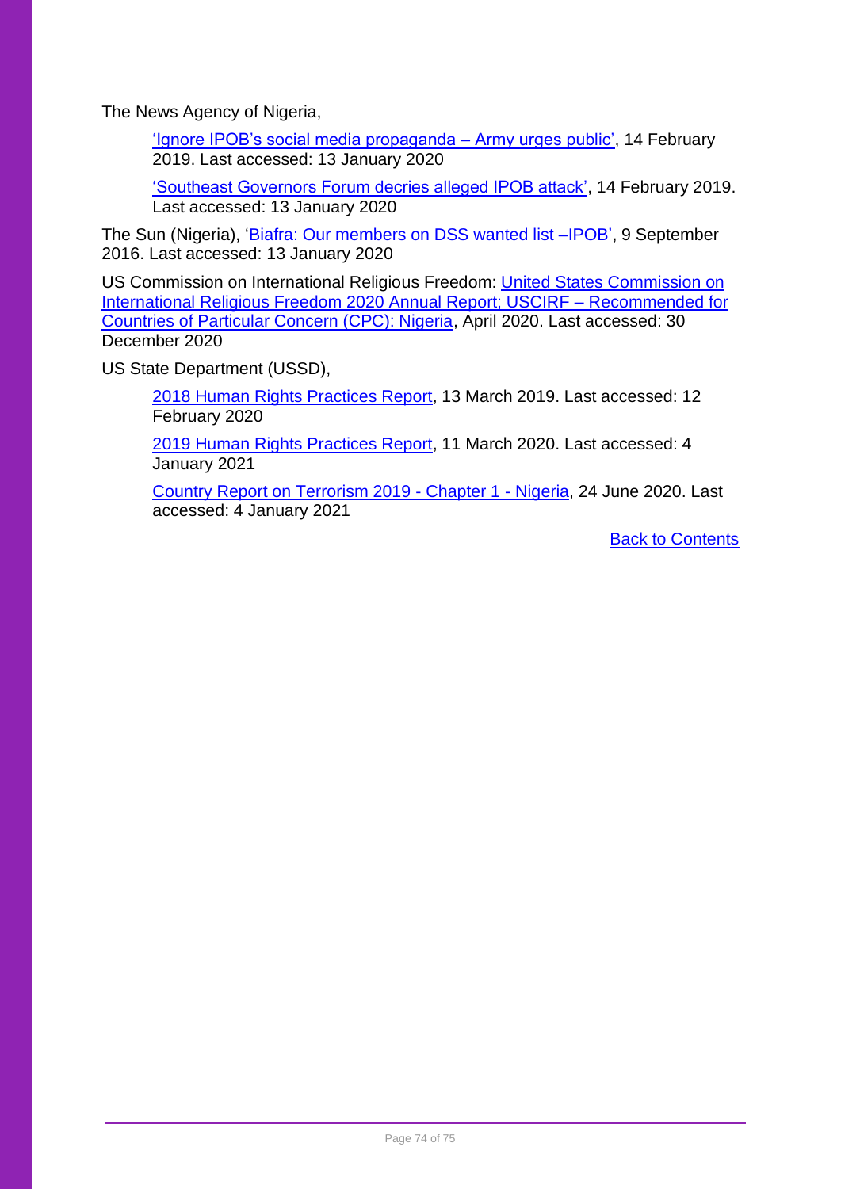The News Agency of Nigeria,

> 'Ignore IPOB's social media propaganda – Army urges public', 14 February 2019. Last accessed: 13 January 2020
>
> 'Southeast Governors Forum decries alleged IPOB attack', 14 February 2019. Last accessed: 13 January 2020

The Sun (Nigeria), 'Biafra: Our members on DSS wanted list –IPOB', 9 September 2016. Last accessed: 13 January 2020

US Commission on International Religious Freedom: United States Commission on International Religious Freedom 2020 Annual Report; USCIRF – Recommended for Countries of Particular Concern (CPC): Nigeria, April 2020. Last accessed: 30 December 2020

US State Department (USSD),

> 2018 Human Rights Practices Report, 13 March 2019. Last accessed: 12 February 2020
>
> 2019 Human Rights Practices Report, 11 March 2020. Last accessed: 4 January 2021
>
> Country Report on Terrorism 2019 - Chapter 1 - Nigeria, 24 June 2020. Last accessed: 4 January 2021

Back to Contents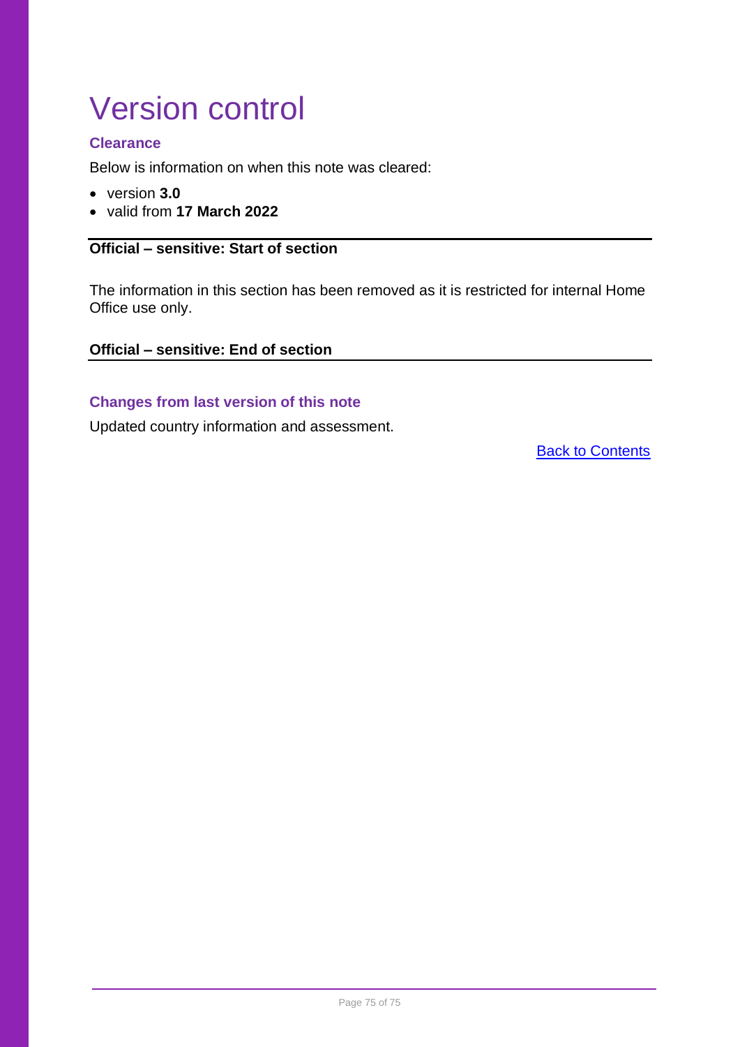# Version control

### Clearance

Below is information on when this note was cleared:

- version **3.0**
- valid from **17 March 2022**

---

**Official – sensitive: Start of section**

The information in this section has been removed as it is restricted for internal Home Office use only.

**Official – sensitive: End of section**

---

### Changes from last version of this note

Updated country information and assessment.

[Back to Contents]